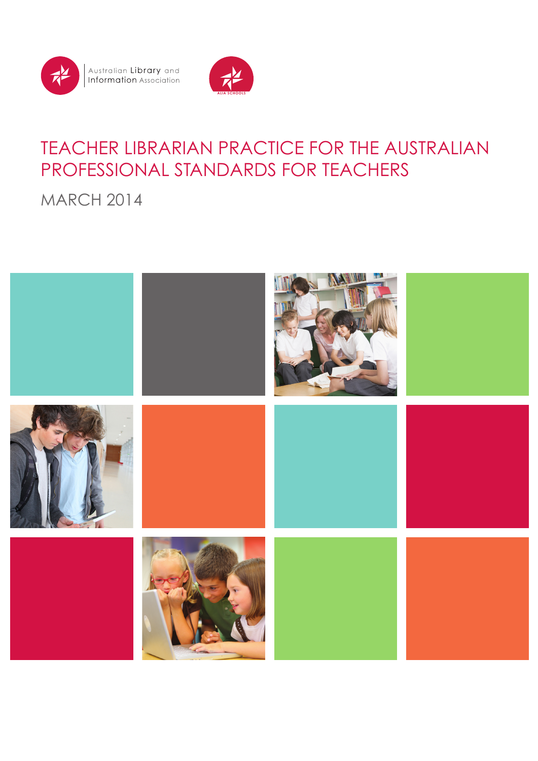Australian Library and Information Association

ALIA SCHOOLS

# TEACHER LIBRARIAN PRACTICE FOR THE AUSTRALIAN PROFESSIONAL STANDARDS FOR TEACHERS

MARCH 2014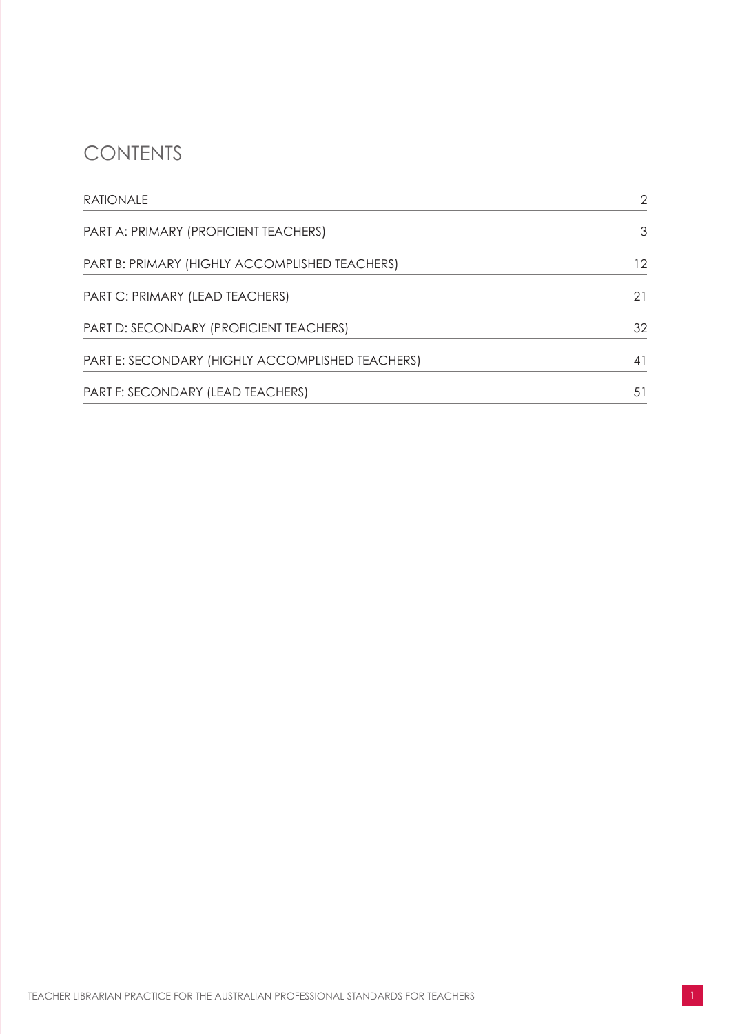# CONTENTS

| | |
|---|---|
| RATIONALE | 2 |
| PART A: PRIMARY (PROFICIENT TEACHERS) | 3 |
| PART B: PRIMARY (HIGHLY ACCOMPLISHED TEACHERS) | 12 |
| PART C: PRIMARY (LEAD TEACHERS) | 21 |
| PART D: SECONDARY (PROFICIENT TEACHERS) | 32 |
| PART E: SECONDARY (HIGHLY ACCOMPLISHED TEACHERS) | 41 |
| PART F: SECONDARY (LEAD TEACHERS) | 51 |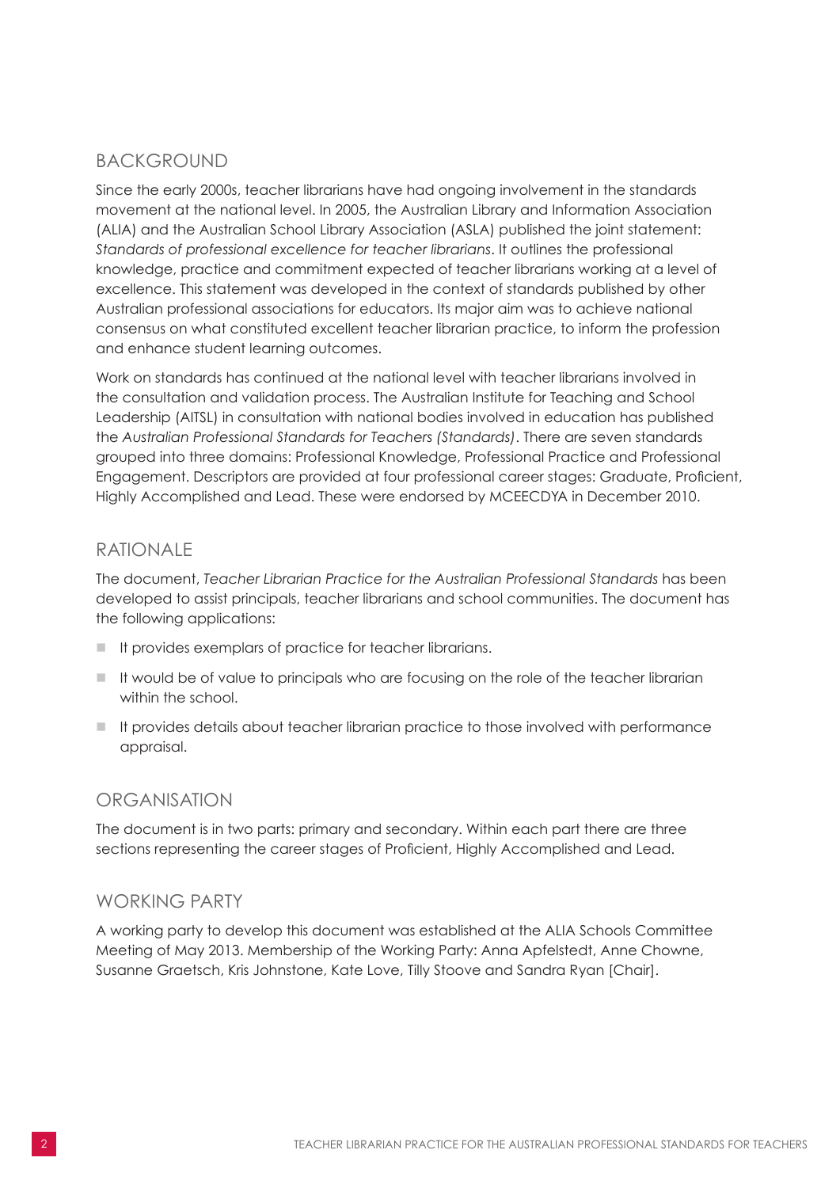## BACKGROUND

Since the early 2000s, teacher librarians have had ongoing involvement in the standards movement at the national level. In 2005, the Australian Library and Information Association (ALIA) and the Australian School Library Association (ASLA) published the joint statement: *Standards of professional excellence for teacher librarians*. It outlines the professional knowledge, practice and commitment expected of teacher librarians working at a level of excellence. This statement was developed in the context of standards published by other Australian professional associations for educators. Its major aim was to achieve national consensus on what constituted excellent teacher librarian practice, to inform the profession and enhance student learning outcomes.

Work on standards has continued at the national level with teacher librarians involved in the consultation and validation process. The Australian Institute for Teaching and School Leadership (AITSL) in consultation with national bodies involved in education has published the *Australian Professional Standards for Teachers (Standards)*. There are seven standards grouped into three domains: Professional Knowledge, Professional Practice and Professional Engagement. Descriptors are provided at four professional career stages: Graduate, Proficient, Highly Accomplished and Lead. These were endorsed by MCEECDYA in December 2010.

## RATIONALE

The document, *Teacher Librarian Practice for the Australian Professional Standards* has been developed to assist principals, teacher librarians and school communities. The document has the following applications:

- It provides exemplars of practice for teacher librarians.
- It would be of value to principals who are focusing on the role of the teacher librarian within the school.
- It provides details about teacher librarian practice to those involved with performance appraisal.

## ORGANISATION

The document is in two parts: primary and secondary. Within each part there are three sections representing the career stages of Proficient, Highly Accomplished and Lead.

## WORKING PARTY

A working party to develop this document was established at the ALIA Schools Committee Meeting of May 2013. Membership of the Working Party: Anna Apfelstedt, Anne Chowne, Susanne Graetsch, Kris Johnstone, Kate Love, Tilly Stoove and Sandra Ryan [Chair].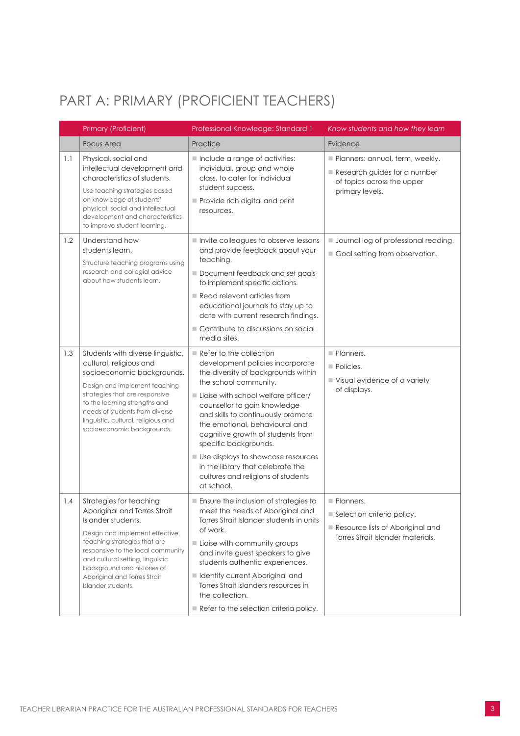# PART A: PRIMARY (PROFICIENT TEACHERS)

| | Primary (Proficient) | Professional Knowledge: Standard 1 | *Know students and how they learn* |
|---|---|---|---|
| | Focus Area | Practice | Evidence |
| 1.1 | Physical, social and intellectual development and characteristics of students.<br><br>Use teaching strategies based on knowledge of students' physical, social and intellectual development and characteristics to improve student learning. | ■ Include a range of activities: individual, group and whole class, to cater for individual student success.<br>■ Provide rich digital and print resources. | ■ Planners: annual, term, weekly.<br>■ Research guides for a number of topics across the upper primary levels. |
| 1.2 | Understand how students learn.<br><br>Structure teaching programs using research and collegial advice about how students learn. | ■ Invite colleagues to observe lessons and provide feedback about your teaching.<br>■ Document feedback and set goals to implement specific actions.<br>■ Read relevant articles from educational journals to stay up to date with current research findings.<br>■ Contribute to discussions on social media sites. | ■ Journal log of professional reading.<br>■ Goal setting from observation. |
| 1.3 | Students with diverse linguistic, cultural, religious and socioeconomic backgrounds.<br><br>Design and implement teaching strategies that are responsive to the learning strengths and needs of students from diverse linguistic, cultural, religious and socioeconomic backgrounds. | ■ Refer to the collection development policies incorporate the diversity of backgrounds within the school community.<br>■ Liaise with school welfare officer/counsellor to gain knowledge and skills to continuously promote the emotional, behavioural and cognitive growth of students from specific backgrounds.<br>■ Use displays to showcase resources in the library that celebrate the cultures and religions of students at school. | ■ Planners.<br>■ Policies.<br>■ Visual evidence of a variety of displays. |
| 1.4 | Strategies for teaching Aboriginal and Torres Strait Islander students.<br><br>Design and implement effective teaching strategies that are responsive to the local community and cultural setting, linguistic background and histories of Aboriginal and Torres Strait Islander students. | ■ Ensure the inclusion of strategies to meet the needs of Aboriginal and Torres Strait Islander students in units of work.<br>■ Liaise with community groups and invite guest speakers to give students authentic experiences.<br>■ Identify current Aboriginal and Torres Strait islanders resources in the collection.<br>■ Refer to the selection criteria policy. | ■ Planners.<br>■ Selection criteria policy.<br>■ Resource lists of Aboriginal and Torres Strait Islander materials. |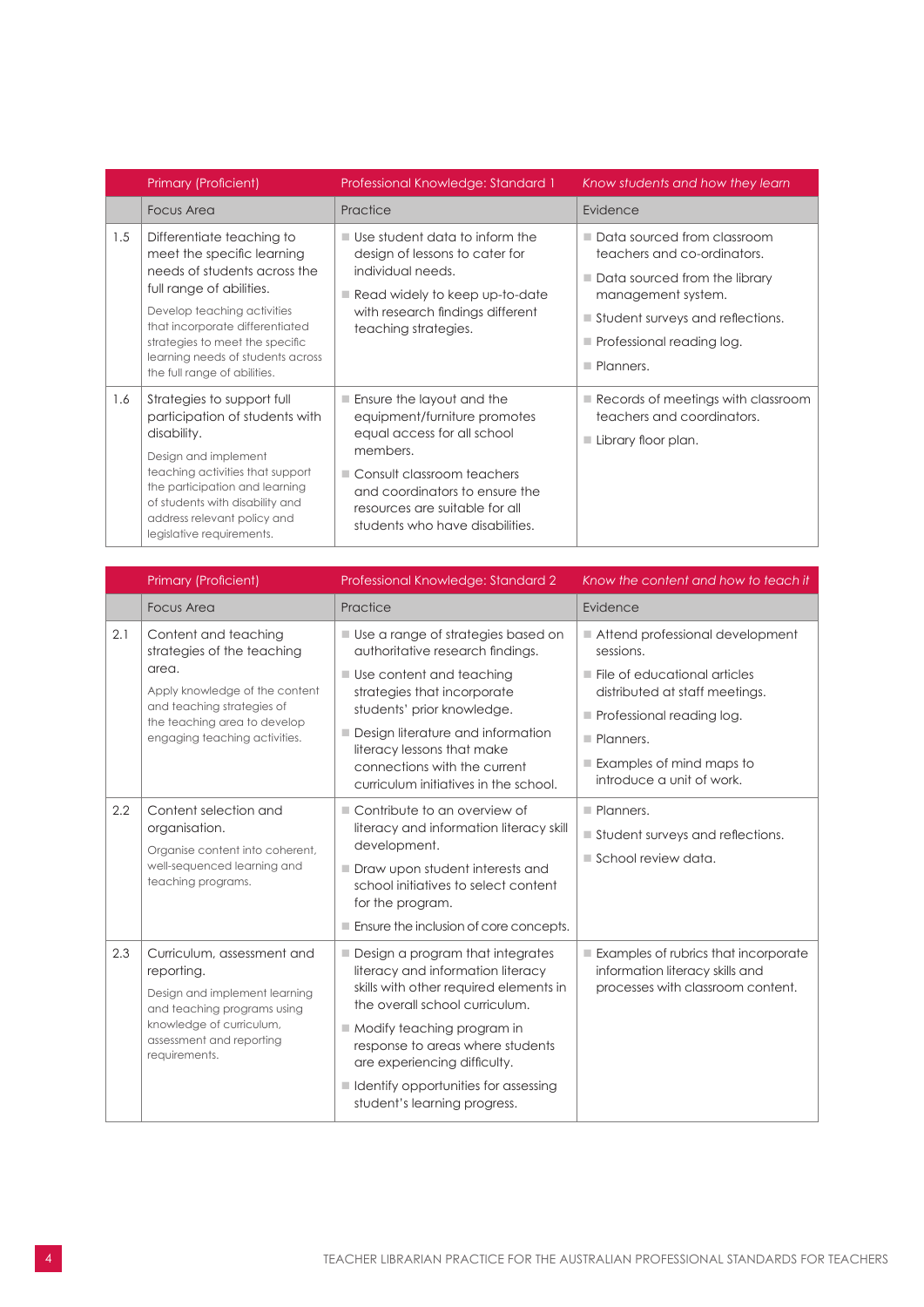| | Primary (Proficient) | Professional Knowledge: Standard 1 | *Know students and how they learn* |
|---|---|---|---|
| | Focus Area | Practice | Evidence |
| 1.5 | Differentiate teaching to meet the specific learning needs of students across the full range of abilities.<br><br>Develop teaching activities that incorporate differentiated strategies to meet the specific learning needs of students across the full range of abilities. | ■ Use student data to inform the design of lessons to cater for individual needs.<br>■ Read widely to keep up-to-date with research findings different teaching strategies. | ■ Data sourced from classroom teachers and co-ordinators.<br>■ Data sourced from the library management system.<br>■ Student surveys and reflections.<br>■ Professional reading log.<br>■ Planners. |
| 1.6 | Strategies to support full participation of students with disability.<br><br>Design and implement teaching activities that support the participation and learning of students with disability and address relevant policy and legislative requirements. | ■ Ensure the layout and the equipment/furniture promotes equal access for all school members.<br>■ Consult classroom teachers and coordinators to ensure the resources are suitable for all students who have disabilities. | ■ Records of meetings with classroom teachers and coordinators.<br>■ Library floor plan. |

| | Primary (Proficient) | Professional Knowledge: Standard 2 | *Know the content and how to teach it* |
|---|---|---|---|
| | Focus Area | Practice | Evidence |
| 2.1 | Content and teaching strategies of the teaching area.<br><br>Apply knowledge of the content and teaching strategies of the teaching area to develop engaging teaching activities. | ■ Use a range of strategies based on authoritative research findings.<br>■ Use content and teaching strategies that incorporate students' prior knowledge.<br>■ Design literature and information literacy lessons that make connections with the current curriculum initiatives in the school. | ■ Attend professional development sessions.<br>■ File of educational articles distributed at staff meetings.<br>■ Professional reading log.<br>■ Planners.<br>■ Examples of mind maps to introduce a unit of work. |
| 2.2 | Content selection and organisation.<br><br>Organise content into coherent, well-sequenced learning and teaching programs. | ■ Contribute to an overview of literacy and information literacy skill development.<br>■ Draw upon student interests and school initiatives to select content for the program.<br>■ Ensure the inclusion of core concepts. | ■ Planners.<br>■ Student surveys and reflections.<br>■ School review data. |
| 2.3 | Curriculum, assessment and reporting.<br><br>Design and implement learning and teaching programs using knowledge of curriculum, assessment and reporting requirements. | ■ Design a program that integrates literacy and information literacy skills with other required elements in the overall school curriculum.<br>■ Modify teaching program in response to areas where students are experiencing difficulty.<br>■ Identify opportunities for assessing student's learning progress. | ■ Examples of rubrics that incorporate information literacy skills and processes with classroom content. |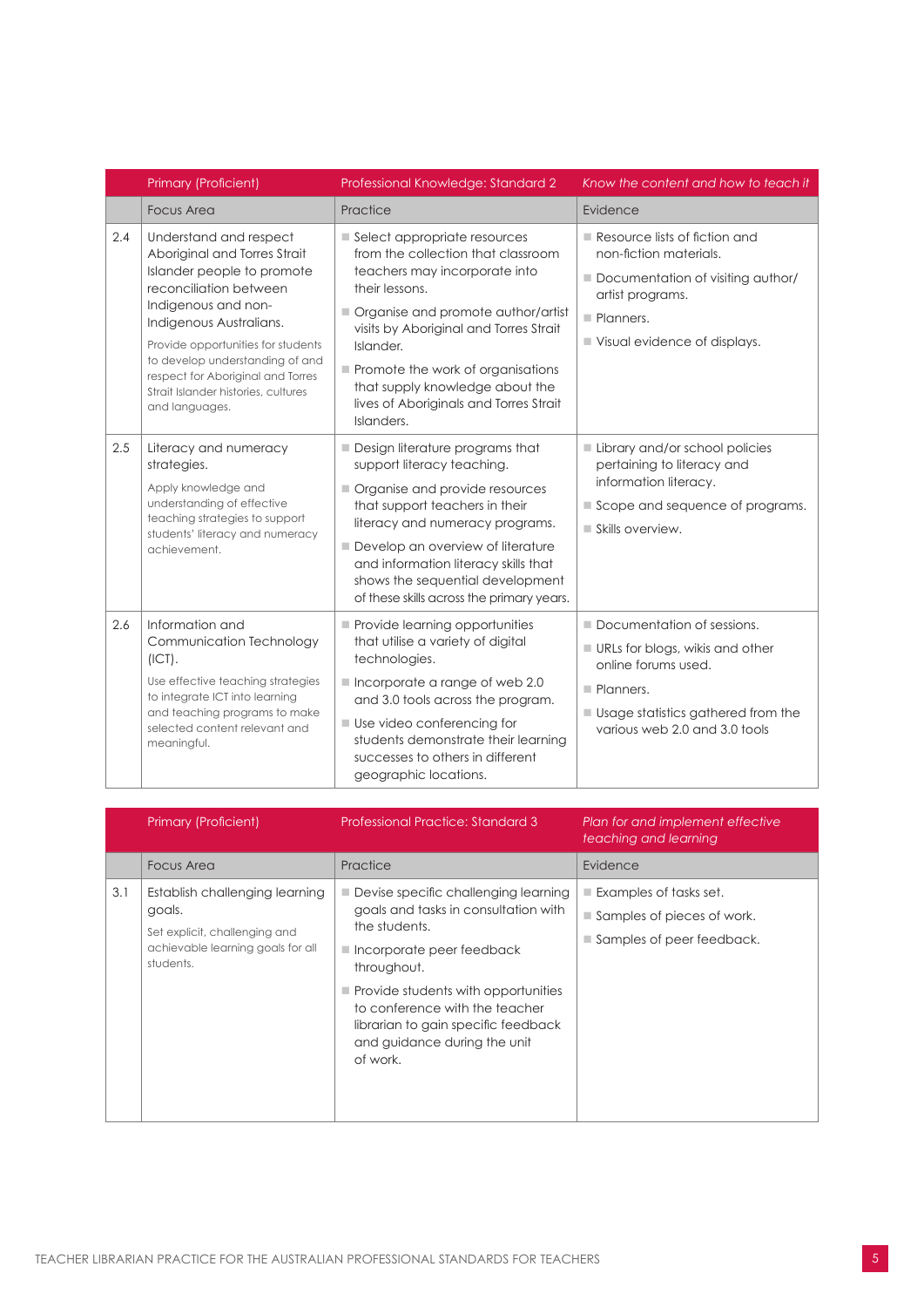| | Primary (Proficient) | Professional Knowledge: Standard 2 | *Know the content and how to teach it* |
|---|---|---|---|
| | Focus Area | Practice | Evidence |
| 2.4 | Understand and respect Aboriginal and Torres Strait Islander people to promote reconciliation between Indigenous and non-Indigenous Australians.<br><br>Provide opportunities for students to develop understanding of and respect for Aboriginal and Torres Strait Islander histories, cultures and languages. | ■ Select appropriate resources from the collection that classroom teachers may incorporate into their lessons.<br>■ Organise and promote author/artist visits by Aboriginal and Torres Strait Islander.<br>■ Promote the work of organisations that supply knowledge about the lives of Aboriginals and Torres Strait Islanders. | ■ Resource lists of fiction and non-fiction materials.<br>■ Documentation of visiting author/artist programs.<br>■ Planners.<br>■ Visual evidence of displays. |
| 2.5 | Literacy and numeracy strategies.<br><br>Apply knowledge and understanding of effective teaching strategies to support students' literacy and numeracy achievement. | ■ Design literature programs that support literacy teaching.<br>■ Organise and provide resources that support teachers in their literacy and numeracy programs.<br>■ Develop an overview of literature and information literacy skills that shows the sequential development of these skills across the primary years. | ■ Library and/or school policies pertaining to literacy and information literacy.<br>■ Scope and sequence of programs.<br>■ Skills overview. |
| 2.6 | Information and Communication Technology (ICT).<br><br>Use effective teaching strategies to integrate ICT into learning and teaching programs to make selected content relevant and meaningful. | ■ Provide learning opportunities that utilise a variety of digital technologies.<br>■ Incorporate a range of web 2.0 and 3.0 tools across the program.<br>■ Use video conferencing for students demonstrate their learning successes to others in different geographic locations. | ■ Documentation of sessions.<br>■ URLs for blogs, wikis and other online forums used.<br>■ Planners.<br>■ Usage statistics gathered from the various web 2.0 and 3.0 tools |

| | Primary (Proficient) | Professional Practice: Standard 3 | *Plan for and implement effective teaching and learning* |
|---|---|---|---|
| | Focus Area | Practice | Evidence |
| 3.1 | Establish challenging learning goals.<br><br>Set explicit, challenging and achievable learning goals for all students. | ■ Devise specific challenging learning goals and tasks in consultation with the students.<br>■ Incorporate peer feedback throughout.<br>■ Provide students with opportunities to conference with the teacher librarian to gain specific feedback and guidance during the unit of work. | ■ Examples of tasks set.<br>■ Samples of pieces of work.<br>■ Samples of peer feedback. |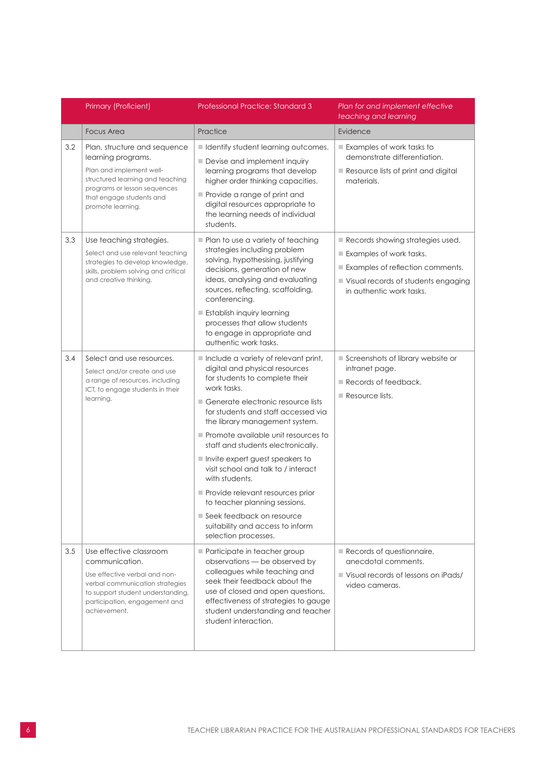| | Primary (Proficient) | Professional Practice: Standard 3 | *Plan for and implement effective teaching and learning* |
|---|---|---|---|
| | Focus Area | Practice | Evidence |
| 3.2 | Plan, structure and sequence learning programs.<br>Plan and implement well-structured learning and teaching programs or lesson sequences that engage students and promote learning. | ■ Identify student learning outcomes.<br>■ Devise and implement inquiry learning programs that develop higher order thinking capacities.<br>■ Provide a range of print and digital resources appropriate to the learning needs of individual students. | ■ Examples of work tasks to demonstrate differentiation.<br>■ Resource lists of print and digital materials. |
| 3.3 | Use teaching strategies.<br>Select and use relevant teaching strategies to develop knowledge, skills, problem solving and critical and creative thinking. | ■ Plan to use a variety of teaching strategies including problem solving, hypothesising, justifying decisions, generation of new ideas, analysing and evaluating sources, reflecting, scaffolding, conferencing.<br>■ Establish inquiry learning processes that allow students to engage in appropriate and authentic work tasks. | ■ Records showing strategies used.<br>■ Examples of work tasks.<br>■ Examples of reflection comments.<br>■ Visual records of students engaging in authentic work tasks. |
| 3.4 | Select and use resources.<br>Select and/or create and use a range of resources, including ICT, to engage students in their learning. | ■ Include a variety of relevant print, digital and physical resources for students to complete their work tasks.<br>■ Generate electronic resource lists for students and staff accessed via the library management system.<br>■ Promote available unit resources to staff and students electronically.<br>■ Invite expert guest speakers to visit school and talk to / interact with students.<br>■ Provide relevant resources prior to teacher planning sessions.<br>■ Seek feedback on resource suitability and access to inform selection processes. | ■ Screenshots of library website or intranet page.<br>■ Records of feedback.<br>■ Resource lists. |
| 3.5 | Use effective classroom communication.<br>Use effective verbal and non-verbal communication strategies to support student understanding, participation, engagement and achievement. | ■ Participate in teacher group observations — be observed by colleagues while teaching and seek their feedback about the use of closed and open questions, effectiveness of strategies to gauge student understanding and teacher student interaction. | ■ Records of questionnaire, anecdotal comments.<br>■ Visual records of lessons on iPads/ video cameras. |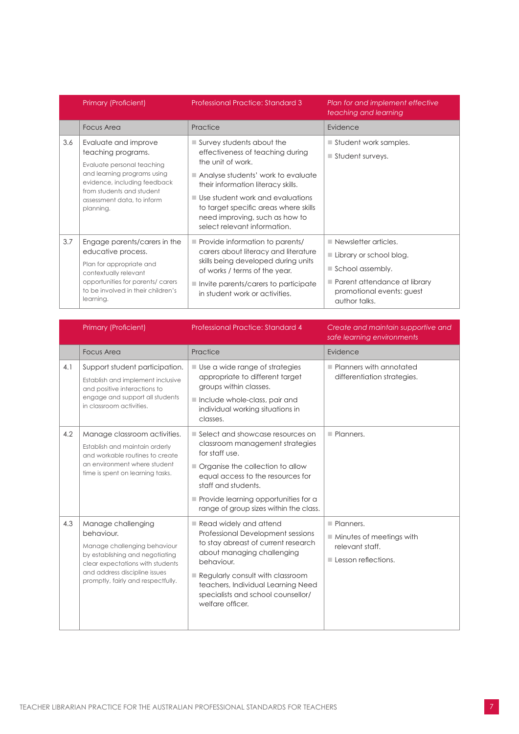| | Primary (Proficient) | Professional Practice: Standard 3 | *Plan for and implement effective teaching and learning* |
|---|---|---|---|
| | Focus Area | Practice | Evidence |
| 3.6 | Evaluate and improve teaching programs.<br>Evaluate personal teaching and learning programs using evidence, including feedback from students and student assessment data, to inform planning. | - Survey students about the effectiveness of teaching during the unit of work.<br>- Analyse students' work to evaluate their information literacy skills.<br>- Use student work and evaluations to target specific areas where skills need improving, such as how to select relevant information. | - Student work samples.<br>- Student surveys. |
| 3.7 | Engage parents/carers in the educative process.<br>Plan for appropriate and contextually relevant opportunities for parents/ carers to be involved in their children's learning. | - Provide information to parents/ carers about literacy and literature skills being developed during units of works / terms of the year.<br>- Invite parents/carers to participate in student work or activities. | - Newsletter articles.<br>- Library or school blog.<br>- School assembly.<br>- Parent attendance at library promotional events: guest author talks. |

| | Primary (Proficient) | Professional Practice: Standard 4 | *Create and maintain supportive and safe learning environments* |
|---|---|---|---|
| | Focus Area | Practice | Evidence |
| 4.1 | Support student participation.<br>Establish and implement inclusive and positive interactions to engage and support all students in classroom activities. | - Use a wide range of strategies appropriate to different target groups within classes.<br>- Include whole-class, pair and individual working situations in classes. | - Planners with annotated differentiation strategies. |
| 4.2 | Manage classroom activities.<br>Establish and maintain orderly and workable routines to create an environment where student time is spent on learning tasks. | - Select and showcase resources on classroom management strategies for staff use.<br>- Organise the collection to allow equal access to the resources for staff and students.<br>- Provide learning opportunities for a range of group sizes within the class. | - Planners. |
| 4.3 | Manage challenging behaviour.<br>Manage challenging behaviour by establishing and negotiating clear expectations with students and address discipline issues promptly, fairly and respectfully. | - Read widely and attend Professional Development sessions to stay abreast of current research about managing challenging behaviour.<br>- Regularly consult with classroom teachers, Individual Learning Need specialists and school counsellor/ welfare officer. | - Planners.<br>- Minutes of meetings with relevant staff.<br>- Lesson reflections. |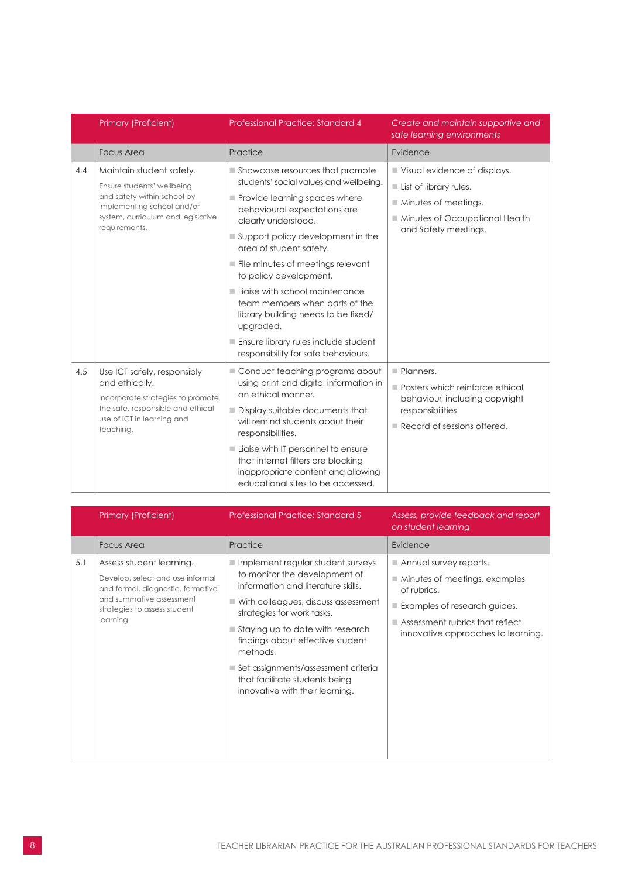| | Primary (Proficient) | Professional Practice: Standard 4 | *Create and maintain supportive and safe learning environments* |
|---|---|---|---|
| | Focus Area | Practice | Evidence |
| 4.4 | Maintain student safety.<br><br>Ensure students' wellbeing and safety within school by implementing school and/or system, curriculum and legislative requirements. | ■ Showcase resources that promote students' social values and wellbeing.<br>■ Provide learning spaces where behavioural expectations are clearly understood.<br>■ Support policy development in the area of student safety.<br>■ File minutes of meetings relevant to policy development.<br>■ Liaise with school maintenance team members when parts of the library building needs to be fixed/ upgraded.<br>■ Ensure library rules include student responsibility for safe behaviours. | ■ Visual evidence of displays.<br>■ List of library rules.<br>■ Minutes of meetings.<br>■ Minutes of Occupational Health and Safety meetings. |
| 4.5 | Use ICT safely, responsibly and ethically.<br><br>Incorporate strategies to promote the safe, responsible and ethical use of ICT in learning and teaching. | ■ Conduct teaching programs about using print and digital information in an ethical manner.<br>■ Display suitable documents that will remind students about their responsibilities.<br>■ Liaise with IT personnel to ensure that internet filters are blocking inappropriate content and allowing educational sites to be accessed. | ■ Planners.<br>■ Posters which reinforce ethical behaviour, including copyright responsibilities.<br>■ Record of sessions offered. |

| | Primary (Proficient) | Professional Practice: Standard 5 | *Assess, provide feedback and report on student learning* |
|---|---|---|---|
| | Focus Area | Practice | Evidence |
| 5.1 | Assess student learning.<br><br>Develop, select and use informal and formal, diagnostic, formative and summative assessment strategies to assess student learning. | ■ Implement regular student surveys to monitor the development of information and literature skills.<br>■ With colleagues, discuss assessment strategies for work tasks.<br>■ Staying up to date with research findings about effective student methods.<br>■ Set assignments/assessment criteria that facilitate students being innovative with their learning. | ■ Annual survey reports.<br>■ Minutes of meetings, examples of rubrics.<br>■ Examples of research guides.<br>■ Assessment rubrics that reflect innovative approaches to learning. |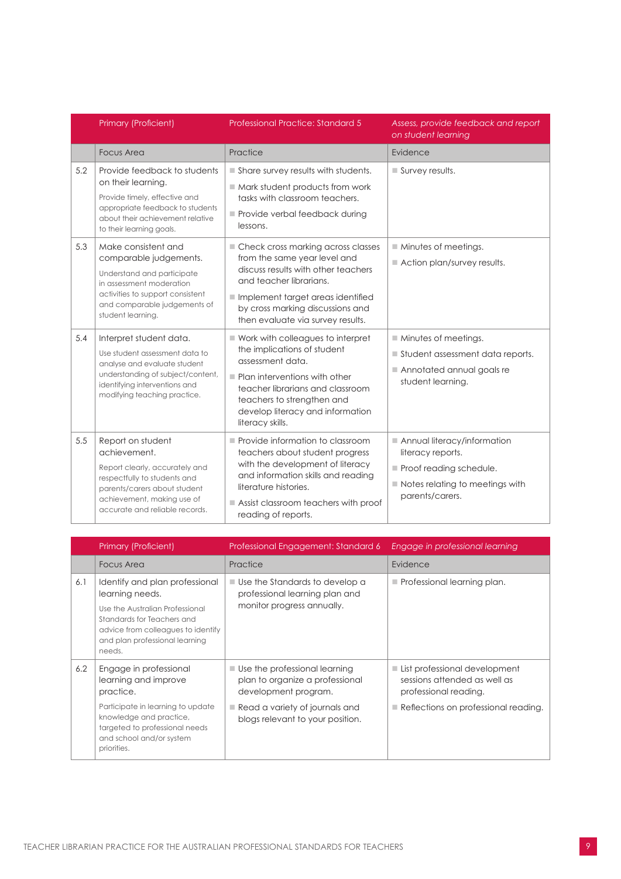| | Primary (Proficient) | Professional Practice: Standard 5 | *Assess, provide feedback and report on student learning* |
|---|---|---|---|
| | Focus Area | Practice | Evidence |
| 5.2 | Provide feedback to students on their learning.<br>Provide timely, effective and appropriate feedback to students about their achievement relative to their learning goals. | ■ Share survey results with students.<br>■ Mark student products from work tasks with classroom teachers.<br>■ Provide verbal feedback during lessons. | ■ Survey results. |
| 5.3 | Make consistent and comparable judgements.<br>Understand and participate in assessment moderation activities to support consistent and comparable judgements of student learning. | ■ Check cross marking across classes from the same year level and discuss results with other teachers and teacher librarians.<br>■ Implement target areas identified by cross marking discussions and then evaluate via survey results. | ■ Minutes of meetings.<br>■ Action plan/survey results. |
| 5.4 | Interpret student data.<br>Use student assessment data to analyse and evaluate student understanding of subject/content, identifying interventions and modifying teaching practice. | ■ Work with colleagues to interpret the implications of student assessment data.<br>■ Plan interventions with other teacher librarians and classroom teachers to strengthen and develop literacy and information literacy skills. | ■ Minutes of meetings.<br>■ Student assessment data reports.<br>■ Annotated annual goals re student learning. |
| 5.5 | Report on student achievement.<br>Report clearly, accurately and respectfully to students and parents/carers about student achievement, making use of accurate and reliable records. | ■ Provide information to classroom teachers about student progress with the development of literacy and information skills and reading literature histories.<br>■ Assist classroom teachers with proof reading of reports. | ■ Annual literacy/information literacy reports.<br>■ Proof reading schedule.<br>■ Notes relating to meetings with parents/carers. |

| | Primary (Proficient) | Professional Engagement: Standard 6 | *Engage in professional learning* |
|---|---|---|---|
| | Focus Area | Practice | Evidence |
| 6.1 | Identify and plan professional learning needs.<br>Use the Australian Professional Standards for Teachers and advice from colleagues to identify and plan professional learning needs. | ■ Use the Standards to develop a professional learning plan and monitor progress annually. | ■ Professional learning plan. |
| 6.2 | Engage in professional learning and improve practice.<br>Participate in learning to update knowledge and practice, targeted to professional needs and school and/or system priorities. | ■ Use the professional learning plan to organize a professional development program.<br>■ Read a variety of journals and blogs relevant to your position. | ■ List professional development sessions attended as well as professional reading.<br>■ Reflections on professional reading. |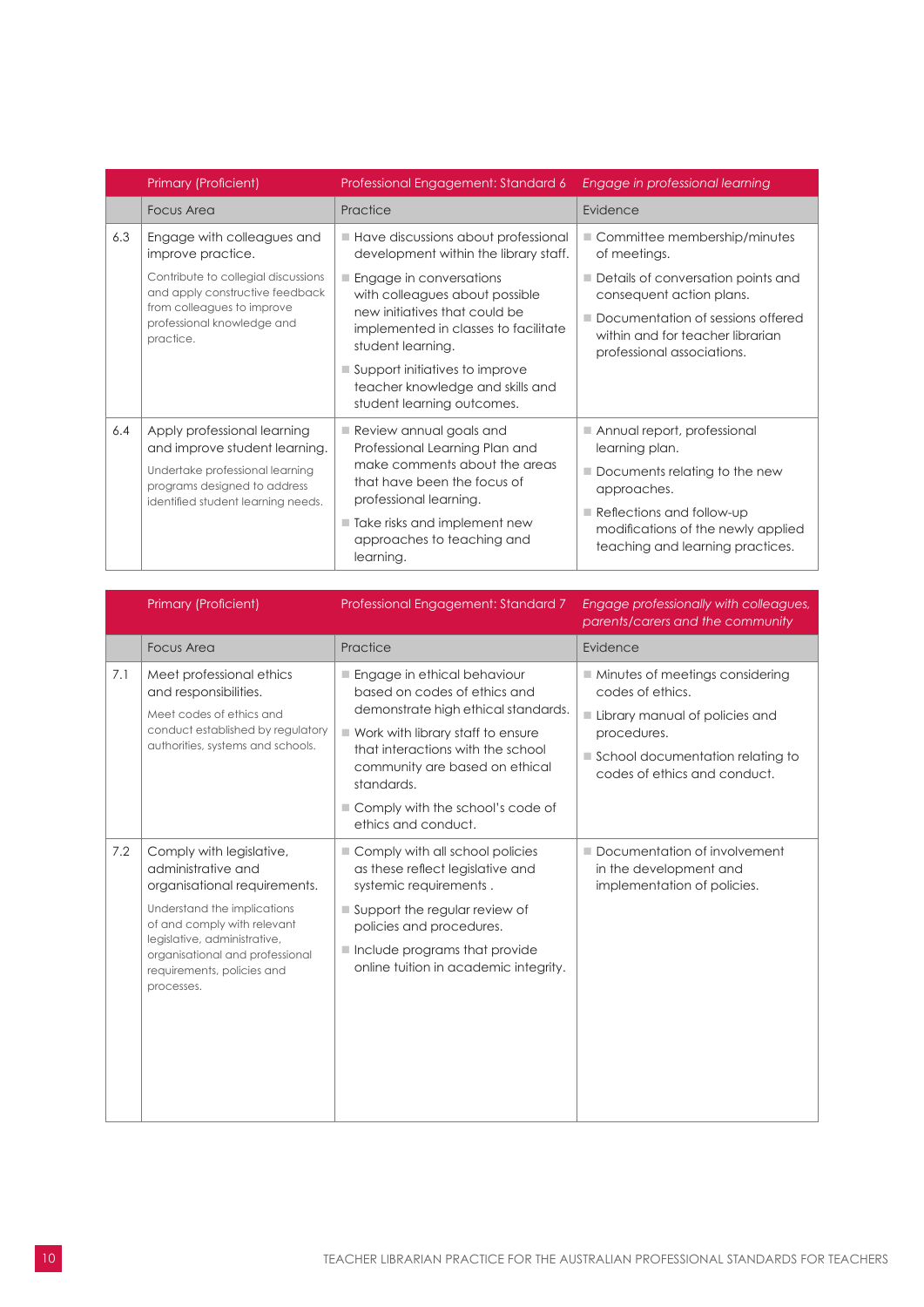| | Primary (Proficient) | Professional Engagement: Standard 6 | *Engage in professional learning* |
|---|---|---|---|
| | Focus Area | Practice | Evidence |
| 6.3 | Engage with colleagues and improve practice.<br><br>Contribute to collegial discussions and apply constructive feedback from colleagues to improve professional knowledge and practice. | ■ Have discussions about professional development within the library staff.<br>■ Engage in conversations with colleagues about possible new initiatives that could be implemented in classes to facilitate student learning.<br>■ Support initiatives to improve teacher knowledge and skills and student learning outcomes. | ■ Committee membership/minutes of meetings.<br>■ Details of conversation points and consequent action plans.<br>■ Documentation of sessions offered within and for teacher librarian professional associations. |
| 6.4 | Apply professional learning and improve student learning.<br><br>Undertake professional learning programs designed to address identified student learning needs. | ■ Review annual goals and Professional Learning Plan and make comments about the areas that have been the focus of professional learning.<br>■ Take risks and implement new approaches to teaching and learning. | ■ Annual report, professional learning plan.<br>■ Documents relating to the new approaches.<br>■ Reflections and follow-up modifications of the newly applied teaching and learning practices. |

| | Primary (Proficient) | Professional Engagement: Standard 7 | *Engage professionally with colleagues, parents/carers and the community* |
|---|---|---|---|
| | Focus Area | Practice | Evidence |
| 7.1 | Meet professional ethics and responsibilities.<br><br>Meet codes of ethics and conduct established by regulatory authorities, systems and schools. | ■ Engage in ethical behaviour based on codes of ethics and demonstrate high ethical standards.<br>■ Work with library staff to ensure that interactions with the school community are based on ethical standards.<br>■ Comply with the school's code of ethics and conduct. | ■ Minutes of meetings considering codes of ethics.<br>■ Library manual of policies and procedures.<br>■ School documentation relating to codes of ethics and conduct. |
| 7.2 | Comply with legislative, administrative and organisational requirements.<br><br>Understand the implications of and comply with relevant legislative, administrative, organisational and professional requirements, policies and processes. | ■ Comply with all school policies as these reflect legislative and systemic requirements .<br>■ Support the regular review of policies and procedures.<br>■ Include programs that provide online tuition in academic integrity. | ■ Documentation of involvement in the development and implementation of policies. |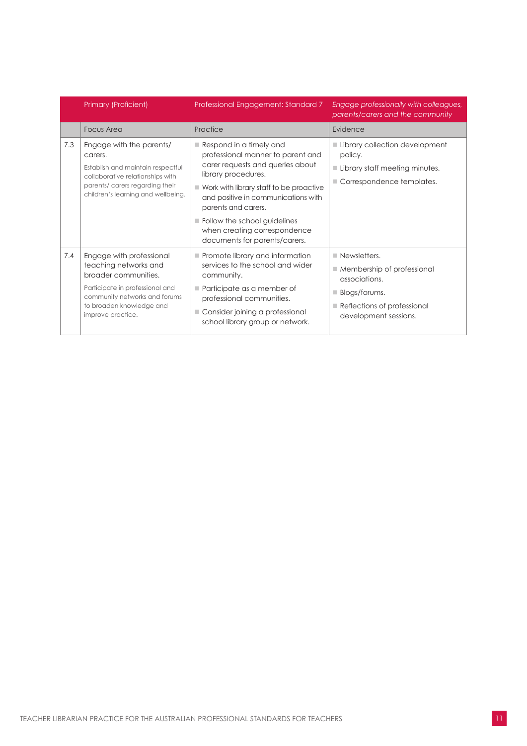| | Primary (Proficient) | Professional Engagement: Standard 7 | *Engage professionally with colleagues, parents/carers and the community* |
|---|---|---|---|
| | Focus Area | Practice | Evidence |
| 7.3 | Engage with the parents/ carers.<br><br>Establish and maintain respectful collaborative relationships with parents/ carers regarding their children's learning and wellbeing. | ■ Respond in a timely and professional manner to parent and carer requests and queries about library procedures.<br>■ Work with library staff to be proactive and positive in communications with parents and carers.<br>■ Follow the school guidelines when creating correspondence documents for parents/carers. | ■ Library collection development policy.<br>■ Library staff meeting minutes.<br>■ Correspondence templates. |
| 7.4 | Engage with professional teaching networks and broader communities.<br><br>Participate in professional and community networks and forums to broaden knowledge and improve practice. | ■ Promote library and information services to the school and wider community.<br>■ Participate as a member of professional communities.<br>■ Consider joining a professional school library group or network. | ■ Newsletters.<br>■ Membership of professional associations.<br>■ Blogs/forums.<br>■ Reflections of professional development sessions. |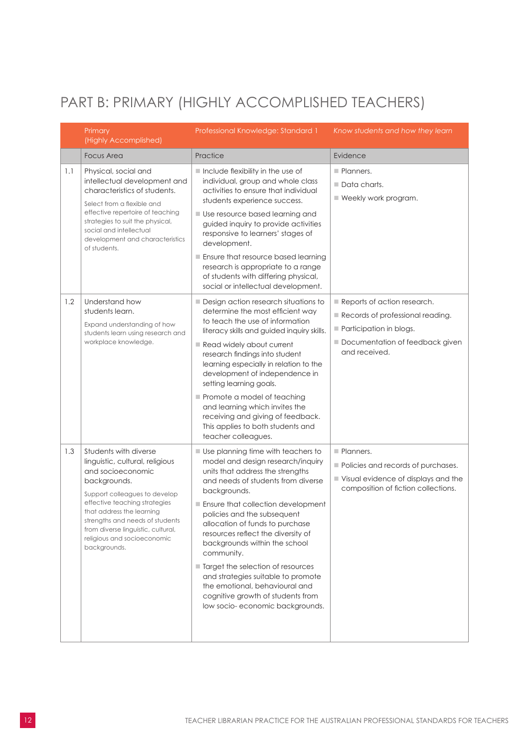# PART B: PRIMARY (HIGHLY ACCOMPLISHED TEACHERS)

| | Primary (Highly Accomplished) | Professional Knowledge: Standard 1 | *Know students and how they learn* |
|---|---|---|---|
| | Focus Area | Practice | Evidence |
| 1.1 | Physical, social and intellectual development and characteristics of students.<br><br>Select from a flexible and effective repertoire of teaching strategies to suit the physical, social and intellectual development and characteristics of students. | ■ Include flexibility in the use of individual, group and whole class activities to ensure that individual students experience success.<br>■ Use resource based learning and guided inquiry to provide activities responsive to learners' stages of development.<br>■ Ensure that resource based learning research is appropriate to a range of students with differing physical, social or intellectual development. | ■ Planners.<br>■ Data charts.<br>■ Weekly work program. |
| 1.2 | Understand how students learn.<br><br>Expand understanding of how students learn using research and workplace knowledge. | ■ Design action research situations to determine the most efficient way to teach the use of information literacy skills and guided inquiry skills.<br>■ Read widely about current research findings into student learning especially in relation to the development of independence in setting learning goals.<br>■ Promote a model of teaching and learning which invites the receiving and giving of feedback. This applies to both students and teacher colleagues. | ■ Reports of action research.<br>■ Records of professional reading.<br>■ Participation in blogs.<br>■ Documentation of feedback given and received. |
| 1.3 | Students with diverse linguistic, cultural, religious and socioeconomic backgrounds.<br><br>Support colleagues to develop effective teaching strategies that address the learning strengths and needs of students from diverse linguistic, cultural, religious and socioeconomic backgrounds. | ■ Use planning time with teachers to model and design research/inquiry units that address the strengths and needs of students from diverse backgrounds.<br>■ Ensure that collection development policies and the subsequent allocation of funds to purchase resources reflect the diversity of backgrounds within the school community.<br>■ Target the selection of resources and strategies suitable to promote the emotional, behavioural and cognitive growth of students from low socio- economic backgrounds. | ■ Planners.<br>■ Policies and records of purchases.<br>■ Visual evidence of displays and the composition of fiction collections. |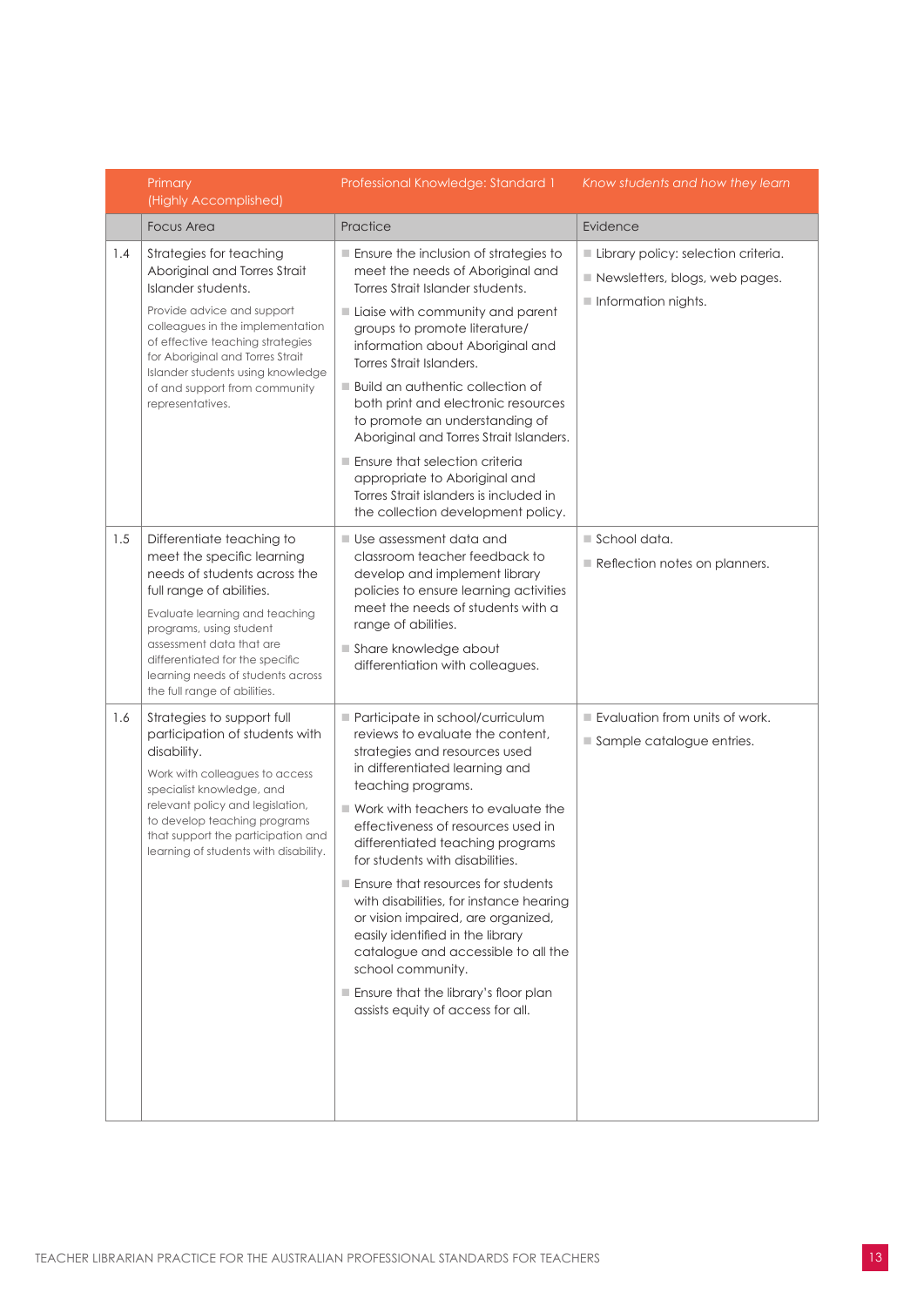| | Primary (Highly Accomplished) | Professional Knowledge: Standard 1 | *Know students and how they learn* |
|---|---|---|---|
| | Focus Area | Practice | Evidence |
| 1.4 | Strategies for teaching Aboriginal and Torres Strait Islander students.<br><br>Provide advice and support colleagues in the implementation of effective teaching strategies for Aboriginal and Torres Strait Islander students using knowledge of and support from community representatives. | ▪ Ensure the inclusion of strategies to meet the needs of Aboriginal and Torres Strait Islander students.<br>▪ Liaise with community and parent groups to promote literature/ information about Aboriginal and Torres Strait Islanders.<br>▪ Build an authentic collection of both print and electronic resources to promote an understanding of Aboriginal and Torres Strait Islanders.<br>▪ Ensure that selection criteria appropriate to Aboriginal and Torres Strait islanders is included in the collection development policy. | ▪ Library policy: selection criteria.<br>▪ Newsletters, blogs, web pages.<br>▪ Information nights. |
| 1.5 | Differentiate teaching to meet the specific learning needs of students across the full range of abilities.<br><br>Evaluate learning and teaching programs, using student assessment data that are differentiated for the specific learning needs of students across the full range of abilities. | ▪ Use assessment data and classroom teacher feedback to develop and implement library policies to ensure learning activities meet the needs of students with a range of abilities.<br>▪ Share knowledge about differentiation with colleagues. | ▪ School data.<br>▪ Reflection notes on planners. |
| 1.6 | Strategies to support full participation of students with disability.<br><br>Work with colleagues to access specialist knowledge, and relevant policy and legislation, to develop teaching programs that support the participation and learning of students with disability. | ▪ Participate in school/curriculum reviews to evaluate the content, strategies and resources used in differentiated learning and teaching programs.<br>▪ Work with teachers to evaluate the effectiveness of resources used in differentiated teaching programs for students with disabilities.<br>▪ Ensure that resources for students with disabilities, for instance hearing or vision impaired, are organized, easily identified in the library catalogue and accessible to all the school community.<br>▪ Ensure that the library's floor plan assists equity of access for all. | ▪ Evaluation from units of work.<br>▪ Sample catalogue entries. |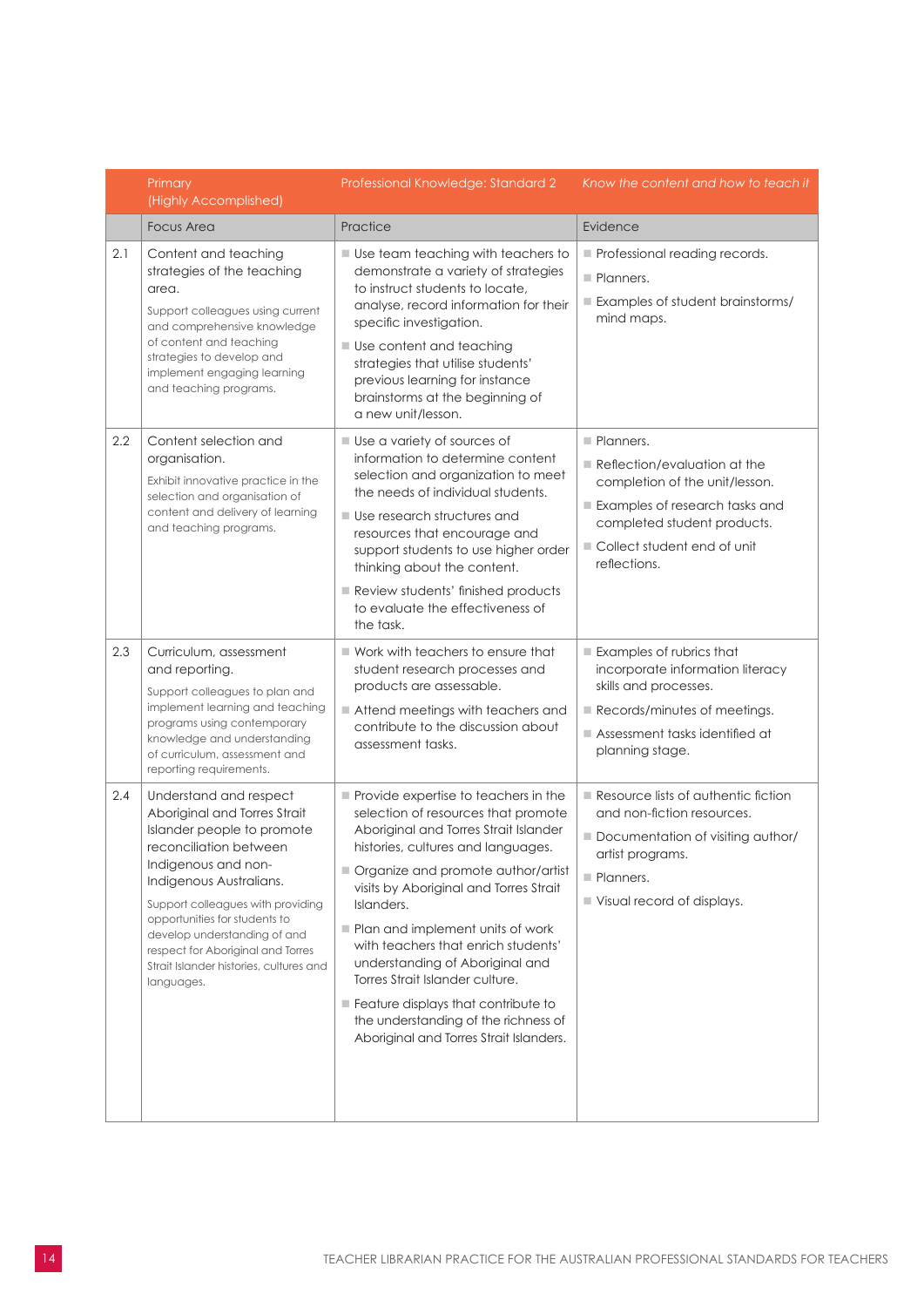| | Primary (Highly Accomplished) | Professional Knowledge: Standard 2 | *Know the content and how to teach it* |
|---|---|---|---|
| | Focus Area | Practice | Evidence |
| 2.1 | Content and teaching strategies of the teaching area.<br><br>Support colleagues using current and comprehensive knowledge of content and teaching strategies to develop and implement engaging learning and teaching programs. | ■ Use team teaching with teachers to demonstrate a variety of strategies to instruct students to locate, analyse, record information for their specific investigation.<br>■ Use content and teaching strategies that utilise students' previous learning for instance brainstorms at the beginning of a new unit/lesson. | ■ Professional reading records.<br>■ Planners.<br>■ Examples of student brainstorms/ mind maps. |
| 2.2 | Content selection and organisation.<br><br>Exhibit innovative practice in the selection and organisation of content and delivery of learning and teaching programs. | ■ Use a variety of sources of information to determine content selection and organization to meet the needs of individual students.<br>■ Use research structures and resources that encourage and support students to use higher order thinking about the content.<br>■ Review students' finished products to evaluate the effectiveness of the task. | ■ Planners.<br>■ Reflection/evaluation at the completion of the unit/lesson.<br>■ Examples of research tasks and completed student products.<br>■ Collect student end of unit reflections. |
| 2.3 | Curriculum, assessment and reporting.<br><br>Support colleagues to plan and implement learning and teaching programs using contemporary knowledge and understanding of curriculum, assessment and reporting requirements. | ■ Work with teachers to ensure that student research processes and products are assessable.<br>■ Attend meetings with teachers and contribute to the discussion about assessment tasks. | ■ Examples of rubrics that incorporate information literacy skills and processes.<br>■ Records/minutes of meetings.<br>■ Assessment tasks identified at planning stage. |
| 2.4 | Understand and respect Aboriginal and Torres Strait Islander people to promote reconciliation between Indigenous and non-Indigenous Australians.<br><br>Support colleagues with providing opportunities for students to develop understanding of and respect for Aboriginal and Torres Strait Islander histories, cultures and languages. | ■ Provide expertise to teachers in the selection of resources that promote Aboriginal and Torres Strait Islander histories, cultures and languages.<br>■ Organize and promote author/artist visits by Aboriginal and Torres Strait Islanders.<br>■ Plan and implement units of work with teachers that enrich students' understanding of Aboriginal and Torres Strait Islander culture.<br>■ Feature displays that contribute to the understanding of the richness of Aboriginal and Torres Strait Islanders. | ■ Resource lists of authentic fiction and non-fiction resources.<br>■ Documentation of visiting author/ artist programs.<br>■ Planners.<br>■ Visual record of displays. |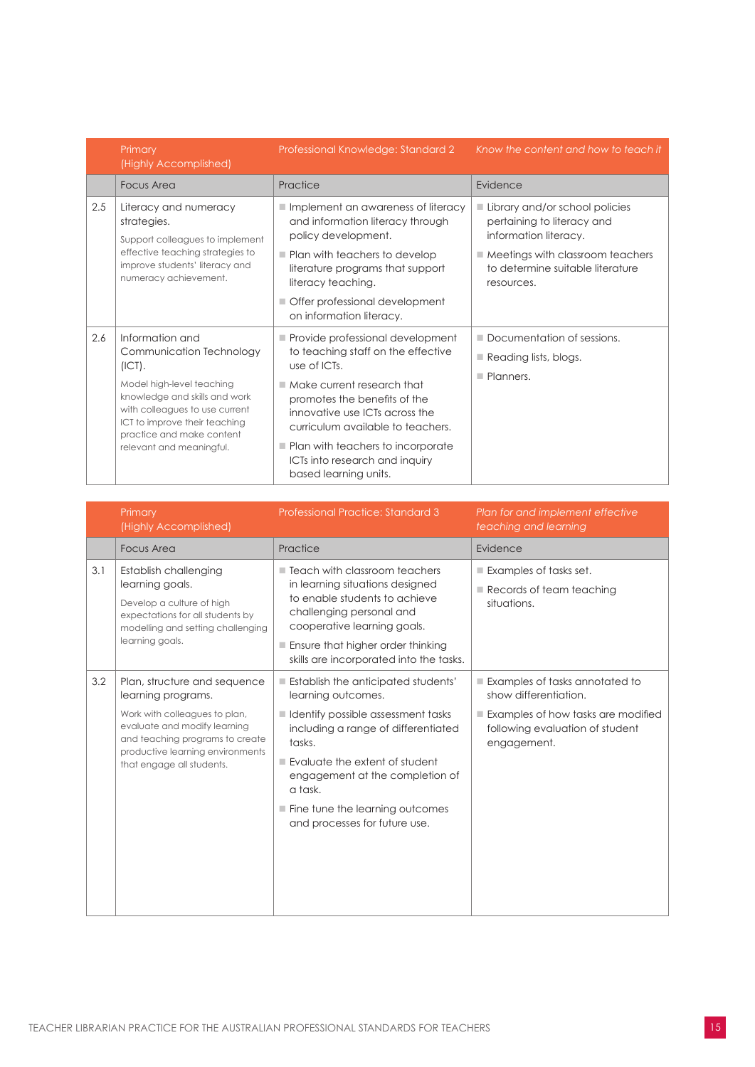| | Primary (Highly Accomplished) | Professional Knowledge: Standard 2 | *Know the content and how to teach it* |
|---|---|---|---|
| | Focus Area | Practice | Evidence |
| 2.5 | Literacy and numeracy strategies.<br><br>Support colleagues to implement effective teaching strategies to improve students' literacy and numeracy achievement. | ■ Implement an awareness of literacy and information literacy through policy development.<br>■ Plan with teachers to develop literature programs that support literacy teaching.<br>■ Offer professional development on information literacy. | ■ Library and/or school policies pertaining to literacy and information literacy.<br>■ Meetings with classroom teachers to determine suitable literature resources. |
| 2.6 | Information and Communication Technology (ICT).<br><br>Model high-level teaching knowledge and skills and work with colleagues to use current ICT to improve their teaching practice and make content relevant and meaningful. | ■ Provide professional development to teaching staff on the effective use of ICTs.<br>■ Make current research that promotes the benefits of the innovative use ICTs across the curriculum available to teachers.<br>■ Plan with teachers to incorporate ICTs into research and inquiry based learning units. | ■ Documentation of sessions.<br>■ Reading lists, blogs.<br>■ Planners. |

| | Primary (Highly Accomplished) | Professional Practice: Standard 3 | *Plan for and implement effective teaching and learning* |
|---|---|---|---|
| | Focus Area | Practice | Evidence |
| 3.1 | Establish challenging learning goals.<br><br>Develop a culture of high expectations for all students by modelling and setting challenging learning goals. | ■ Teach with classroom teachers in learning situations designed to enable students to achieve challenging personal and cooperative learning goals.<br>■ Ensure that higher order thinking skills are incorporated into the tasks. | ■ Examples of tasks set.<br>■ Records of team teaching situations. |
| 3.2 | Plan, structure and sequence learning programs.<br><br>Work with colleagues to plan, evaluate and modify learning and teaching programs to create productive learning environments that engage all students. | ■ Establish the anticipated students' learning outcomes.<br>■ Identify possible assessment tasks including a range of differentiated tasks.<br>■ Evaluate the extent of student engagement at the completion of a task.<br>■ Fine tune the learning outcomes and processes for future use. | ■ Examples of tasks annotated to show differentiation.<br>■ Examples of how tasks are modified following evaluation of student engagement. |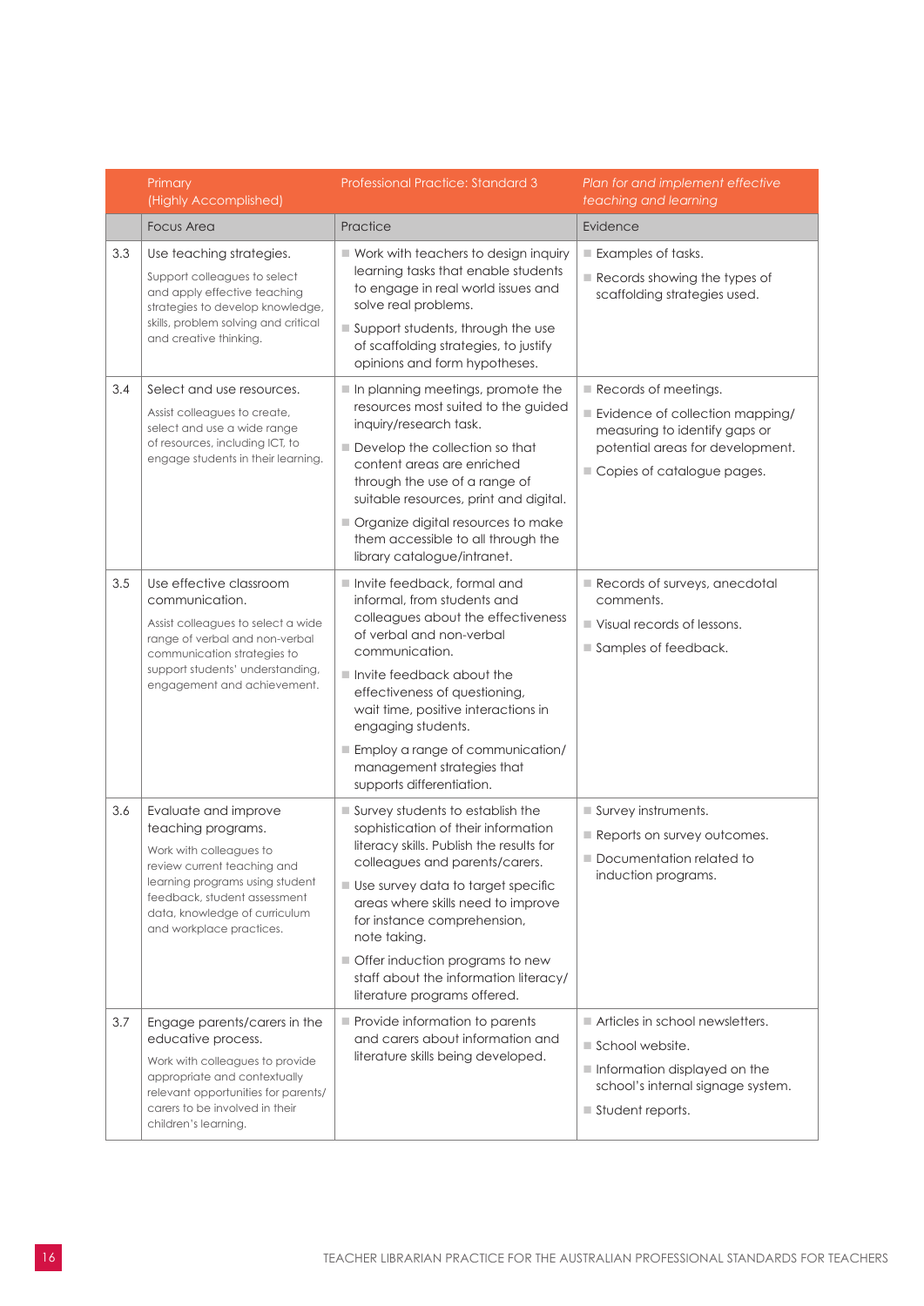| | Primary (Highly Accomplished) | Professional Practice: Standard 3 | *Plan for and implement effective teaching and learning* |
|---|---|---|---|
| | Focus Area | Practice | Evidence |
| 3.3 | Use teaching strategies. Support colleagues to select and apply effective teaching strategies to develop knowledge, skills, problem solving and critical and creative thinking. | ■ Work with teachers to design inquiry learning tasks that enable students to engage in real world issues and solve real problems. ■ Support students, through the use of scaffolding strategies, to justify opinions and form hypotheses. | ■ Examples of tasks. ■ Records showing the types of scaffolding strategies used. |
| 3.4 | Select and use resources. Assist colleagues to create, select and use a wide range of resources, including ICT, to engage students in their learning. | ■ In planning meetings, promote the resources most suited to the guided inquiry/research task. ■ Develop the collection so that content areas are enriched through the use of a range of suitable resources, print and digital. ■ Organize digital resources to make them accessible to all through the library catalogue/intranet. | ■ Records of meetings. ■ Evidence of collection mapping/measuring to identify gaps or potential areas for development. ■ Copies of catalogue pages. |
| 3.5 | Use effective classroom communication. Assist colleagues to select a wide range of verbal and non-verbal communication strategies to support students' understanding, engagement and achievement. | ■ Invite feedback, formal and informal, from students and colleagues about the effectiveness of verbal and non-verbal communication. ■ Invite feedback about the effectiveness of questioning, wait time, positive interactions in engaging students. ■ Employ a range of communication/management strategies that supports differentiation. | ■ Records of surveys, anecdotal comments. ■ Visual records of lessons. ■ Samples of feedback. |
| 3.6 | Evaluate and improve teaching programs. Work with colleagues to review current teaching and learning programs using student feedback, student assessment data, knowledge of curriculum and workplace practices. | ■ Survey students to establish the sophistication of their information literacy skills. Publish the results for colleagues and parents/carers. ■ Use survey data to target specific areas where skills need to improve for instance comprehension, note taking. ■ Offer induction programs to new staff about the information literacy/literature programs offered. | ■ Survey instruments. ■ Reports on survey outcomes. ■ Documentation related to induction programs. |
| 3.7 | Engage parents/carers in the educative process. Work with colleagues to provide appropriate and contextually relevant opportunities for parents/carers to be involved in their children's learning. | ■ Provide information to parents and carers about information and literature skills being developed. | ■ Articles in school newsletters. ■ School website. ■ Information displayed on the school's internal signage system. ■ Student reports. |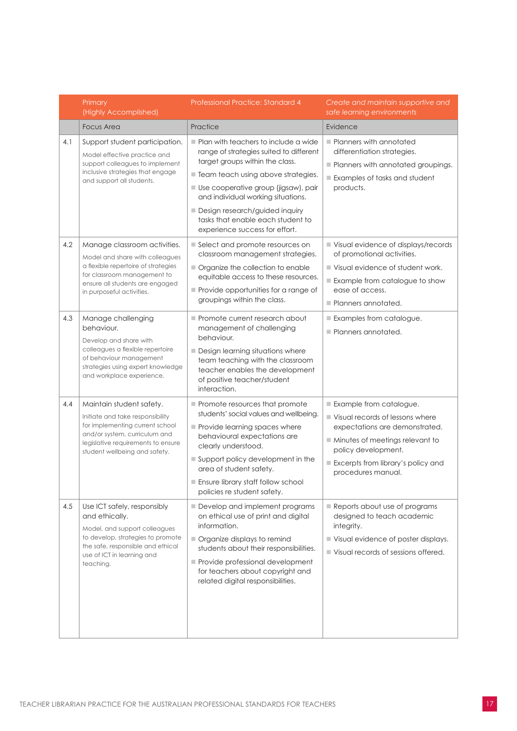| | Primary (Highly Accomplished) | Professional Practice: Standard 4 | *Create and maintain supportive and safe learning environments* |
|---|---|---|---|
| | Focus Area | Practice | Evidence |
| 4.1 | Support student participation.<br>Model effective practice and support colleagues to implement inclusive strategies that engage and support all students. | ■ Plan with teachers to include a wide range of strategies suited to different target groups within the class.<br>■ Team teach using above strategies.<br>■ Use cooperative group (jigsaw), pair and individual working situations.<br>■ Design research/guided inquiry tasks that enable each student to experience success for effort. | ■ Planners with annotated differentiation strategies.<br>■ Planners with annotated groupings.<br>■ Examples of tasks and student products. |
| 4.2 | Manage classroom activities.<br>Model and share with colleagues a flexible repertoire of strategies for classroom management to ensure all students are engaged in purposeful activities. | ■ Select and promote resources on classroom management strategies.<br>■ Organize the collection to enable equitable access to these resources.<br>■ Provide opportunities for a range of groupings within the class. | ■ Visual evidence of displays/records of promotional activities.<br>■ Visual evidence of student work.<br>■ Example from catalogue to show ease of access.<br>■ Planners annotated. |
| 4.3 | Manage challenging behaviour.<br>Develop and share with colleagues a flexible repertoire of behaviour management strategies using expert knowledge and workplace experience. | ■ Promote current research about management of challenging behaviour.<br>■ Design learning situations where team teaching with the classroom teacher enables the development of positive teacher/student interaction. | ■ Examples from catalogue.<br>■ Planners annotated. |
| 4.4 | Maintain student safety.<br>Initiate and take responsibility for implementing current school and/or system, curriculum and legislative requirements to ensure student wellbeing and safety. | ■ Promote resources that promote students' social values and wellbeing.<br>■ Provide learning spaces where behavioural expectations are clearly understood.<br>■ Support policy development in the area of student safety.<br>■ Ensure library staff follow school policies re student safety. | ■ Example from catalogue.<br>■ Visual records of lessons where expectations are demonstrated.<br>■ Minutes of meetings relevant to policy development.<br>■ Excerpts from library's policy and procedures manual. |
| 4.5 | Use ICT safely, responsibly and ethically.<br>Model, and support colleagues to develop, strategies to promote the safe, responsible and ethical use of ICT in learning and teaching. | ■ Develop and implement programs on ethical use of print and digital information.<br>■ Organize displays to remind students about their responsibilities.<br>■ Provide professional development for teachers about copyright and related digital responsibilities. | ■ Reports about use of programs designed to teach academic integrity.<br>■ Visual evidence of poster displays.<br>■ Visual records of sessions offered. |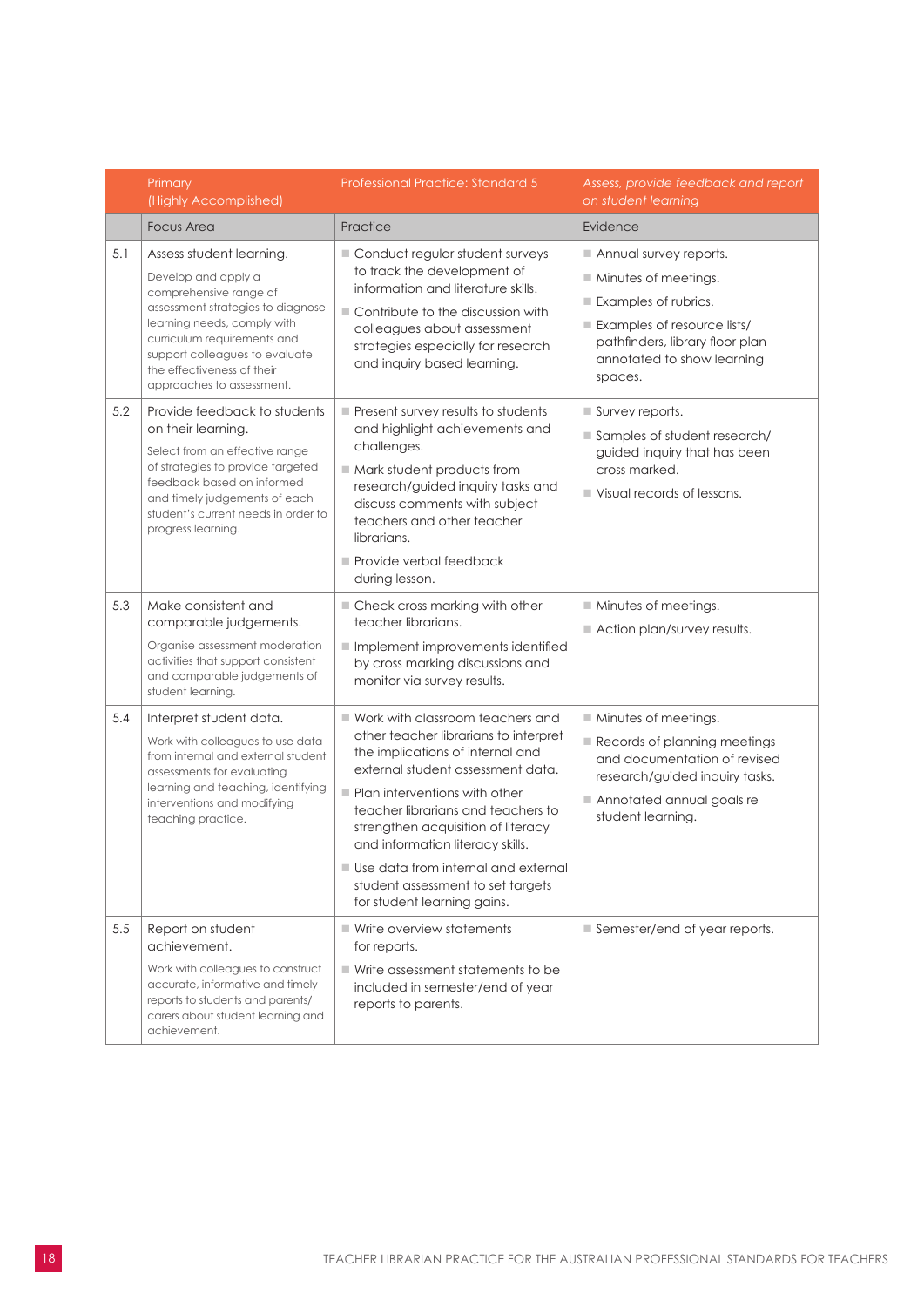| | Primary (Highly Accomplished) | Professional Practice: Standard 5 | *Assess, provide feedback and report on student learning* |
|---|---|---|---|
| | Focus Area | Practice | Evidence |
| 5.1 | Assess student learning.<br><br>Develop and apply a comprehensive range of assessment strategies to diagnose learning needs, comply with curriculum requirements and support colleagues to evaluate the effectiveness of their approaches to assessment. | ■ Conduct regular student surveys to track the development of information and literature skills.<br>■ Contribute to the discussion with colleagues about assessment strategies especially for research and inquiry based learning. | ■ Annual survey reports.<br>■ Minutes of meetings.<br>■ Examples of rubrics.<br>■ Examples of resource lists/ pathfinders, library floor plan annotated to show learning spaces. |
| 5.2 | Provide feedback to students on their learning.<br><br>Select from an effective range of strategies to provide targeted feedback based on informed and timely judgements of each student's current needs in order to progress learning. | ■ Present survey results to students and highlight achievements and challenges.<br>■ Mark student products from research/guided inquiry tasks and discuss comments with subject teachers and other teacher librarians.<br>■ Provide verbal feedback during lesson. | ■ Survey reports.<br>■ Samples of student research/ guided inquiry that has been cross marked.<br>■ Visual records of lessons. |
| 5.3 | Make consistent and comparable judgements.<br><br>Organise assessment moderation activities that support consistent and comparable judgements of student learning. | ■ Check cross marking with other teacher librarians.<br>■ Implement improvements identified by cross marking discussions and monitor via survey results. | ■ Minutes of meetings.<br>■ Action plan/survey results. |
| 5.4 | Interpret student data.<br><br>Work with colleagues to use data from internal and external student assessments for evaluating learning and teaching, identifying interventions and modifying teaching practice. | ■ Work with classroom teachers and other teacher librarians to interpret the implications of internal and external student assessment data.<br>■ Plan interventions with other teacher librarians and teachers to strengthen acquisition of literacy and information literacy skills.<br>■ Use data from internal and external student assessment to set targets for student learning gains. | ■ Minutes of meetings.<br>■ Records of planning meetings and documentation of revised research/guided inquiry tasks.<br>■ Annotated annual goals re student learning. |
| 5.5 | Report on student achievement.<br><br>Work with colleagues to construct accurate, informative and timely reports to students and parents/ carers about student learning and achievement. | ■ Write overview statements for reports.<br>■ Write assessment statements to be included in semester/end of year reports to parents. | ■ Semester/end of year reports. |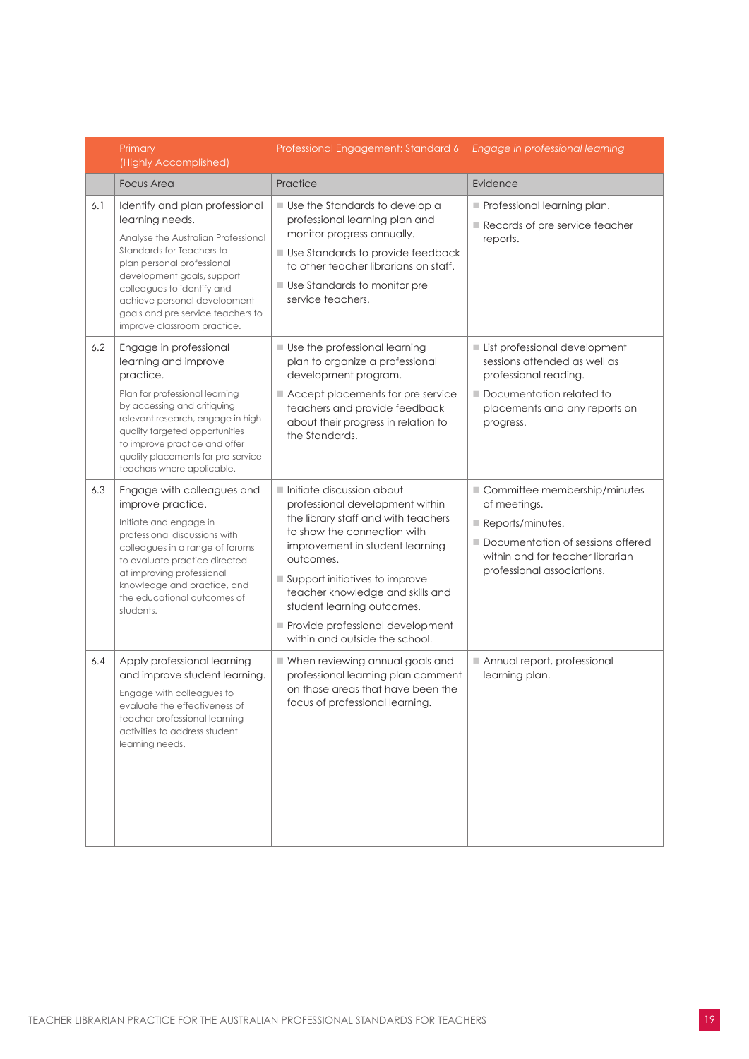| | Primary (Highly Accomplished) | Professional Engagement: Standard 6 | *Engage in professional learning* |
|---|---|---|---|
| | Focus Area | Practice | Evidence |
| 6.1 | Identify and plan professional learning needs.<br><br>Analyse the Australian Professional Standards for Teachers to plan personal professional development goals, support colleagues to identify and achieve personal development goals and pre service teachers to improve classroom practice. | ■ Use the Standards to develop a professional learning plan and monitor progress annually.<br>■ Use Standards to provide feedback to other teacher librarians on staff.<br>■ Use Standards to monitor pre service teachers. | ■ Professional learning plan.<br>■ Records of pre service teacher reports. |
| 6.2 | Engage in professional learning and improve practice.<br><br>Plan for professional learning by accessing and critiquing relevant research, engage in high quality targeted opportunities to improve practice and offer quality placements for pre-service teachers where applicable. | ■ Use the professional learning plan to organize a professional development program.<br>■ Accept placements for pre service teachers and provide feedback about their progress in relation to the Standards. | ■ List professional development sessions attended as well as professional reading.<br>■ Documentation related to placements and any reports on progress. |
| 6.3 | Engage with colleagues and improve practice.<br><br>Initiate and engage in professional discussions with colleagues in a range of forums to evaluate practice directed at improving professional knowledge and practice, and the educational outcomes of students. | ■ Initiate discussion about professional development within the library staff and with teachers to show the connection with improvement in student learning outcomes.<br>■ Support initiatives to improve teacher knowledge and skills and student learning outcomes.<br>■ Provide professional development within and outside the school. | ■ Committee membership/minutes of meetings.<br>■ Reports/minutes.<br>■ Documentation of sessions offered within and for teacher librarian professional associations. |
| 6.4 | Apply professional learning and improve student learning.<br><br>Engage with colleagues to evaluate the effectiveness of teacher professional learning activities to address student learning needs. | ■ When reviewing annual goals and professional learning plan comment on those areas that have been the focus of professional learning. | ■ Annual report, professional learning plan. |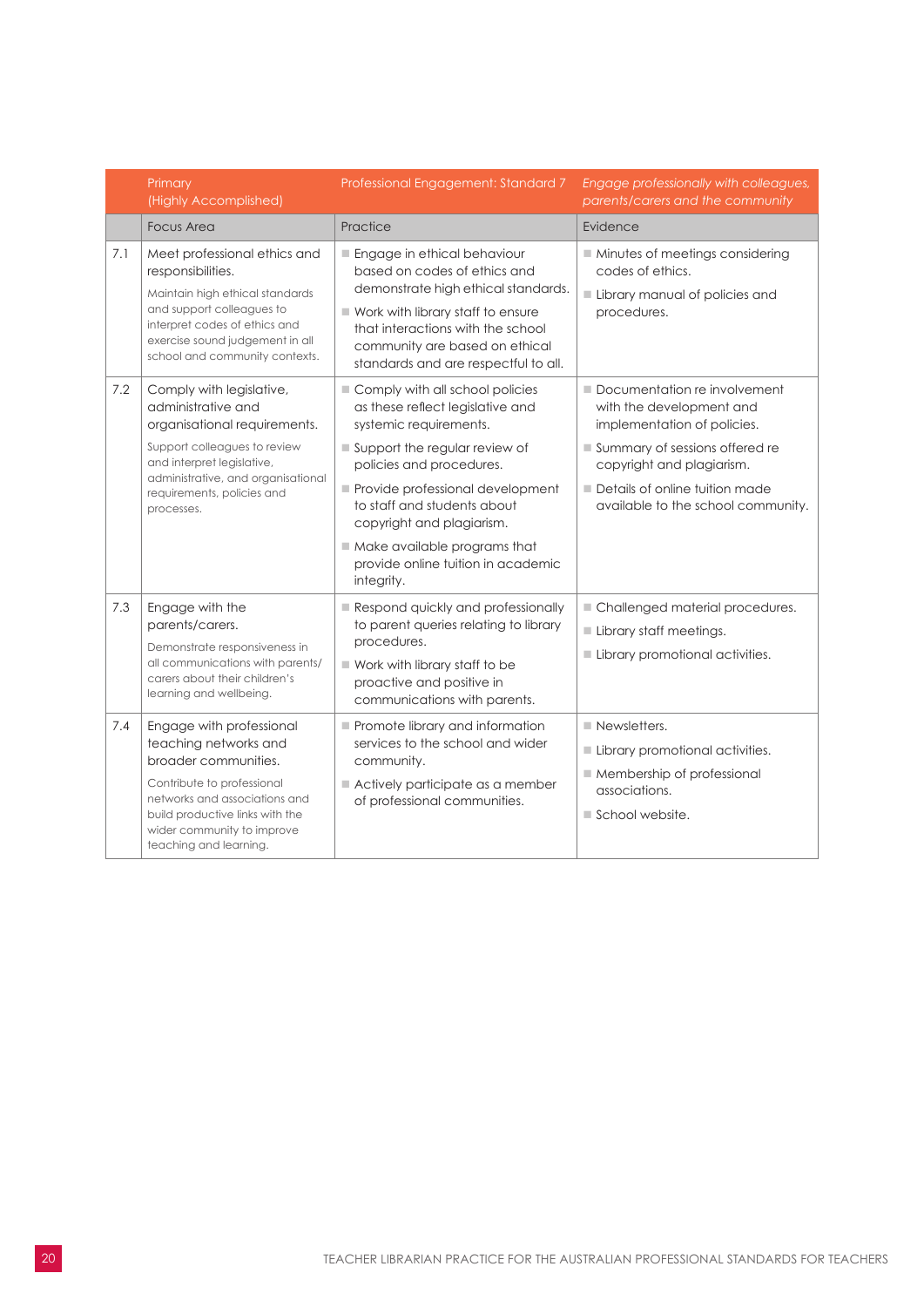| | Primary (Highly Accomplished) | Professional Engagement: Standard 7 | *Engage professionally with colleagues, parents/carers and the community* |
|---|---|---|---|
| | Focus Area | Practice | Evidence |
| 7.1 | Meet professional ethics and responsibilities.<br>Maintain high ethical standards and support colleagues to interpret codes of ethics and exercise sound judgement in all school and community contexts. | - Engage in ethical behaviour based on codes of ethics and demonstrate high ethical standards.<br>- Work with library staff to ensure that interactions with the school community are based on ethical standards and are respectful to all. | - Minutes of meetings considering codes of ethics.<br>- Library manual of policies and procedures. |
| 7.2 | Comply with legislative, administrative and organisational requirements.<br>Support colleagues to review and interpret legislative, administrative, and organisational requirements, policies and processes. | - Comply with all school policies as these reflect legislative and systemic requirements.<br>- Support the regular review of policies and procedures.<br>- Provide professional development to staff and students about copyright and plagiarism.<br>- Make available programs that provide online tuition in academic integrity. | - Documentation re involvement with the development and implementation of policies.<br>- Summary of sessions offered re copyright and plagiarism.<br>- Details of online tuition made available to the school community. |
| 7.3 | Engage with the parents/carers.<br>Demonstrate responsiveness in all communications with parents/carers about their children's learning and wellbeing. | - Respond quickly and professionally to parent queries relating to library procedures.<br>- Work with library staff to be proactive and positive in communications with parents. | - Challenged material procedures.<br>- Library staff meetings.<br>- Library promotional activities. |
| 7.4 | Engage with professional teaching networks and broader communities.<br>Contribute to professional networks and associations and build productive links with the wider community to improve teaching and learning. | - Promote library and information services to the school and wider community.<br>- Actively participate as a member of professional communities. | - Newsletters.<br>- Library promotional activities.<br>- Membership of professional associations.<br>- School website. |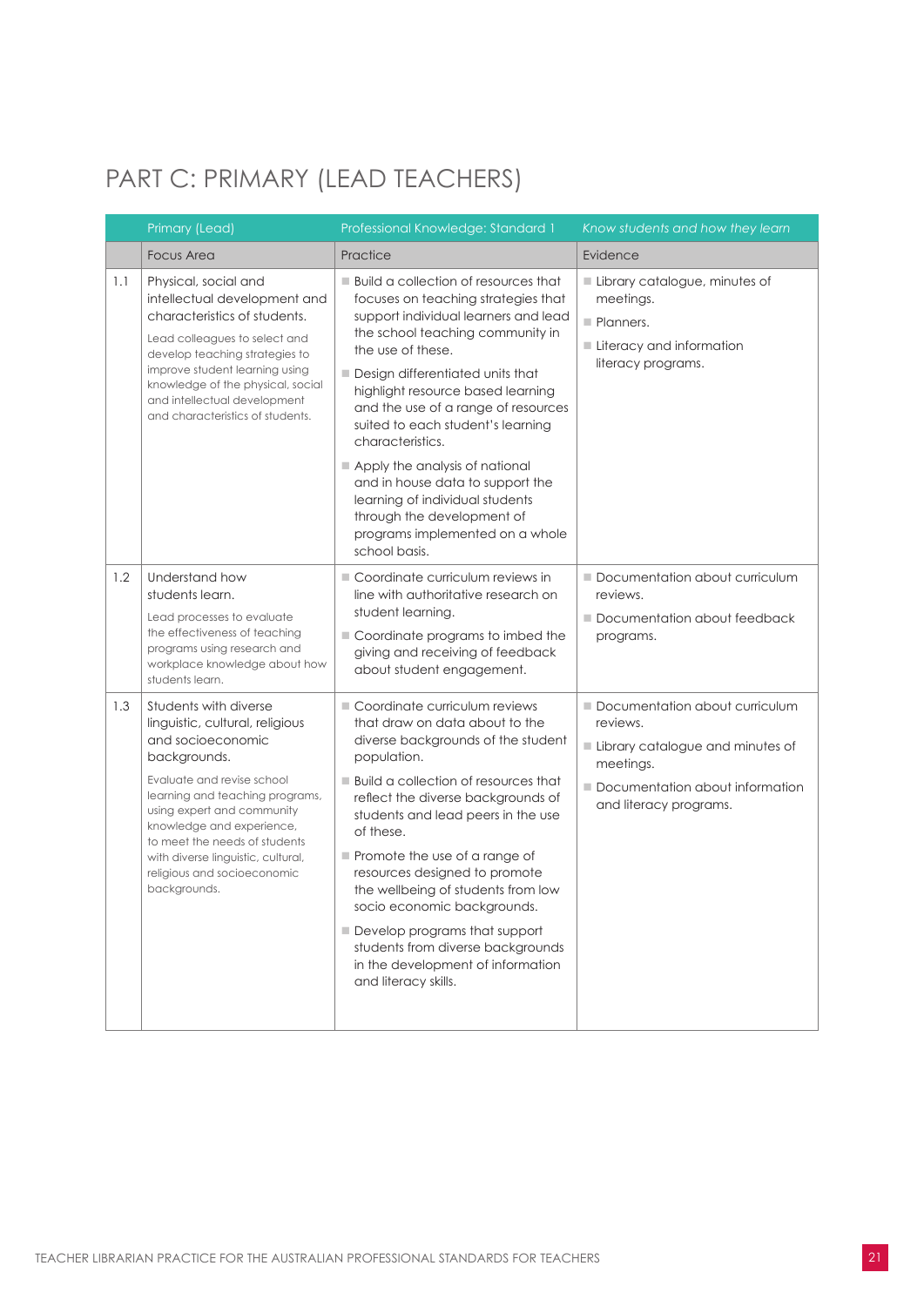# PART C: PRIMARY (LEAD TEACHERS)

| | Primary (Lead) | Professional Knowledge: Standard 1 | *Know students and how they learn* |
|---|---|---|---|
| | Focus Area | Practice | Evidence |
| 1.1 | Physical, social and intellectual development and characteristics of students.<br><br>Lead colleagues to select and develop teaching strategies to improve student learning using knowledge of the physical, social and intellectual development and characteristics of students. | ■ Build a collection of resources that focuses on teaching strategies that support individual learners and lead the school teaching community in the use of these.<br>■ Design differentiated units that highlight resource based learning and the use of a range of resources suited to each student's learning characteristics.<br>■ Apply the analysis of national and in house data to support the learning of individual students through the development of programs implemented on a whole school basis. | ■ Library catalogue, minutes of meetings.<br>■ Planners.<br>■ Literacy and information literacy programs. |
| 1.2 | Understand how students learn.<br><br>Lead processes to evaluate the effectiveness of teaching programs using research and workplace knowledge about how students learn. | ■ Coordinate curriculum reviews in line with authoritative research on student learning.<br>■ Coordinate programs to imbed the giving and receiving of feedback about student engagement. | ■ Documentation about curriculum reviews.<br>■ Documentation about feedback programs. |
| 1.3 | Students with diverse linguistic, cultural, religious and socioeconomic backgrounds.<br><br>Evaluate and revise school learning and teaching programs, using expert and community knowledge and experience, to meet the needs of students with diverse linguistic, cultural, religious and socioeconomic backgrounds. | ■ Coordinate curriculum reviews that draw on data about to the diverse backgrounds of the student population.<br>■ Build a collection of resources that reflect the diverse backgrounds of students and lead peers in the use of these.<br>■ Promote the use of a range of resources designed to promote the wellbeing of students from low socio economic backgrounds.<br>■ Develop programs that support students from diverse backgrounds in the development of information and literacy skills. | ■ Documentation about curriculum reviews.<br>■ Library catalogue and minutes of meetings.<br>■ Documentation about information and literacy programs. |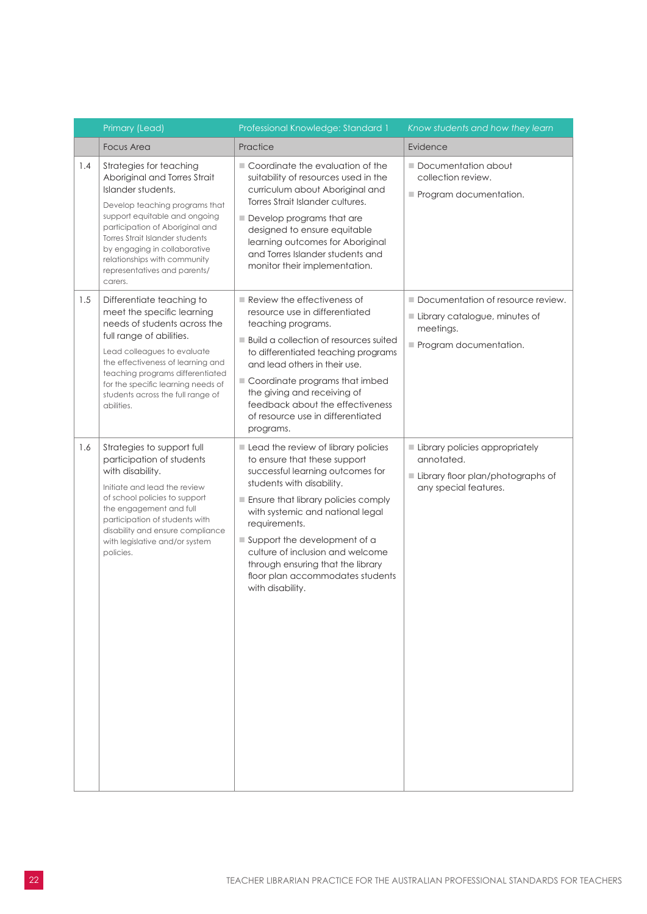| | Primary (Lead) | Professional Knowledge: Standard 1 | *Know students and how they learn* |
|---|---|---|---|
| | Focus Area | Practice | Evidence |
| 1.4 | Strategies for teaching Aboriginal and Torres Strait Islander students.<br><br>Develop teaching programs that support equitable and ongoing participation of Aboriginal and Torres Strait Islander students by engaging in collaborative relationships with community representatives and parents/carers. | ■ Coordinate the evaluation of the suitability of resources used in the curriculum about Aboriginal and Torres Strait Islander cultures.<br>■ Develop programs that are designed to ensure equitable learning outcomes for Aboriginal and Torres Islander students and monitor their implementation. | ■ Documentation about collection review.<br>■ Program documentation. |
| 1.5 | Differentiate teaching to meet the specific learning needs of students across the full range of abilities.<br><br>Lead colleagues to evaluate the effectiveness of learning and teaching programs differentiated for the specific learning needs of students across the full range of abilities. | ■ Review the effectiveness of resource use in differentiated teaching programs.<br>■ Build a collection of resources suited to differentiated teaching programs and lead others in their use.<br>■ Coordinate programs that imbed the giving and receiving of feedback about the effectiveness of resource use in differentiated programs. | ■ Documentation of resource review.<br>■ Library catalogue, minutes of meetings.<br>■ Program documentation. |
| 1.6 | Strategies to support full participation of students with disability.<br><br>Initiate and lead the review of school policies to support the engagement and full participation of students with disability and ensure compliance with legislative and/or system policies. | ■ Lead the review of library policies to ensure that these support successful learning outcomes for students with disability.<br>■ Ensure that library policies comply with systemic and national legal requirements.<br>■ Support the development of a culture of inclusion and welcome through ensuring that the library floor plan accommodates students with disability. | ■ Library policies appropriately annotated.<br>■ Library floor plan/photographs of any special features. |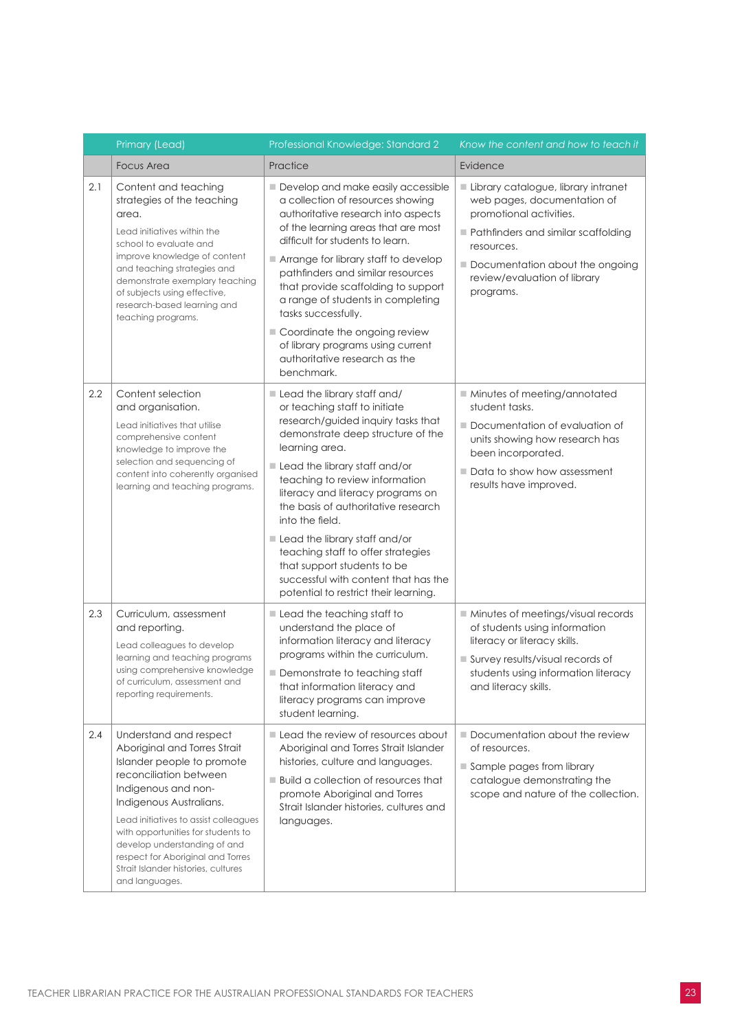| | Primary (Lead) | Professional Knowledge: Standard 2 | *Know the content and how to teach it* |
|---|---|---|---|
| | Focus Area | Practice | Evidence |
| 2.1 | Content and teaching strategies of the teaching area.<br><br>Lead initiatives within the school to evaluate and improve knowledge of content and teaching strategies and demonstrate exemplary teaching of subjects using effective, research-based learning and teaching programs. | ■ Develop and make easily accessible a collection of resources showing authoritative research into aspects of the learning areas that are most difficult for students to learn.<br><br>■ Arrange for library staff to develop pathfinders and similar resources that provide scaffolding to support a range of students in completing tasks successfully.<br><br>■ Coordinate the ongoing review of library programs using current authoritative research as the benchmark. | ■ Library catalogue, library intranet web pages, documentation of promotional activities.<br><br>■ Pathfinders and similar scaffolding resources.<br><br>■ Documentation about the ongoing review/evaluation of library programs. |
| 2.2 | Content selection and organisation.<br><br>Lead initiatives that utilise comprehensive content knowledge to improve the selection and sequencing of content into coherently organised learning and teaching programs. | ■ Lead the library staff and/or teaching staff to initiate research/guided inquiry tasks that demonstrate deep structure of the learning area.<br><br>■ Lead the library staff and/or teaching to review information literacy and literacy programs on the basis of authoritative research into the field.<br><br>■ Lead the library staff and/or teaching staff to offer strategies that support students to be successful with content that has the potential to restrict their learning. | ■ Minutes of meeting/annotated student tasks.<br><br>■ Documentation of evaluation of units showing how research has been incorporated.<br><br>■ Data to show how assessment results have improved. |
| 2.3 | Curriculum, assessment and reporting.<br><br>Lead colleagues to develop learning and teaching programs using comprehensive knowledge of curriculum, assessment and reporting requirements. | ■ Lead the teaching staff to understand the place of information literacy and literacy programs within the curriculum.<br><br>■ Demonstrate to teaching staff that information literacy and literacy programs can improve student learning. | ■ Minutes of meetings/visual records of students using information literacy or literacy skills.<br><br>■ Survey results/visual records of students using information literacy and literacy skills. |
| 2.4 | Understand and respect Aboriginal and Torres Strait Islander people to promote reconciliation between Indigenous and non-Indigenous Australians.<br><br>Lead initiatives to assist colleagues with opportunities for students to develop understanding of and respect for Aboriginal and Torres Strait Islander histories, cultures and languages. | ■ Lead the review of resources about Aboriginal and Torres Strait Islander histories, culture and languages.<br><br>■ Build a collection of resources that promote Aboriginal and Torres Strait Islander histories, cultures and languages. | ■ Documentation about the review of resources.<br><br>■ Sample pages from library catalogue demonstrating the scope and nature of the collection. |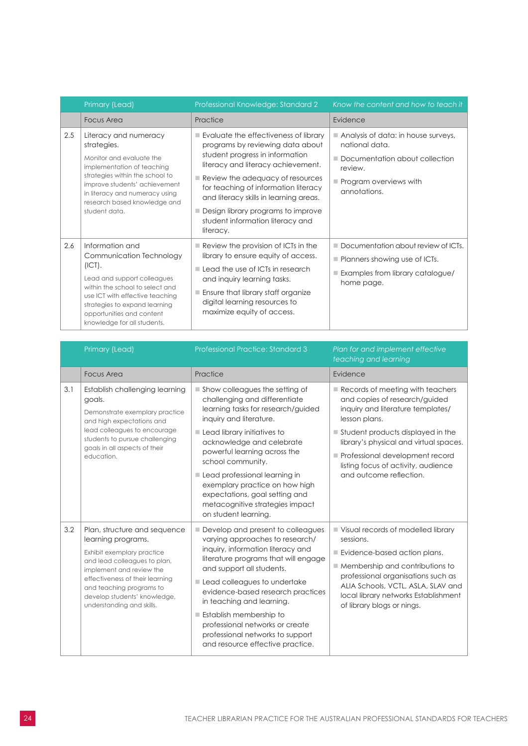| | Primary (Lead) | Professional Knowledge: Standard 2 | *Know the content and how to teach it* |
|---|---|---|---|
| | Focus Area | Practice | Evidence |
| 2.5 | Literacy and numeracy strategies.<br><br>Monitor and evaluate the implementation of teaching strategies within the school to improve students' achievement in literacy and numeracy using research based knowledge and student data. | ■ Evaluate the effectiveness of library programs by reviewing data about student progress in information literacy and literacy achievement.<br>■ Review the adequacy of resources for teaching of information literacy and literacy skills in learning areas.<br>■ Design library programs to improve student information literacy and literacy. | ■ Analysis of data: in house surveys, national data.<br>■ Documentation about collection review.<br>■ Program overviews with annotations. |
| 2.6 | Information and Communication Technology (ICT).<br><br>Lead and support colleagues within the school to select and use ICT with effective teaching strategies to expand learning opportunities and content knowledge for all students. | ■ Review the provision of ICTs in the library to ensure equity of access.<br>■ Lead the use of ICTs in research and inquiry learning tasks.<br>■ Ensure that library staff organize digital learning resources to maximize equity of access. | ■ Documentation about review of ICTs.<br>■ Planners showing use of ICTs.<br>■ Examples from library catalogue/ home page. |

| | Primary (Lead) | Professional Practice: Standard 3 | *Plan for and implement effective teaching and learning* |
|---|---|---|---|
| | Focus Area | Practice | Evidence |
| 3.1 | Establish challenging learning goals.<br><br>Demonstrate exemplary practice and high expectations and lead colleagues to encourage students to pursue challenging goals in all aspects of their education. | ■ Show colleagues the setting of challenging and differentiate learning tasks for research/guided inquiry and literature.<br>■ Lead library initiatives to acknowledge and celebrate powerful learning across the school community.<br>■ Lead professional learning in exemplary practice on how high expectations, goal setting and metacognitive strategies impact on student learning. | ■ Records of meeting with teachers and copies of research/guided inquiry and literature templates/ lesson plans.<br>■ Student products displayed in the library's physical and virtual spaces.<br>■ Professional development record listing focus of activity, audience and outcome reflection. |
| 3.2 | Plan, structure and sequence learning programs.<br><br>Exhibit exemplary practice and lead colleagues to plan, implement and review the effectiveness of their learning and teaching programs to develop students' knowledge, understanding and skills. | ■ Develop and present to colleagues varying approaches to research/ inquiry, information literacy and literature programs that will engage and support all students.<br>■ Lead colleagues to undertake evidence-based research practices in teaching and learning.<br>■ Establish membership to professional networks or create professional networks to support and resource effective practice. | ■ Visual records of modelled library sessions.<br>■ Evidence-based action plans.<br>■ Membership and contributions to professional organisations such as ALIA Schools, VCTL, ASLA, SLAV and local library networks Establishment of library blogs or nings. |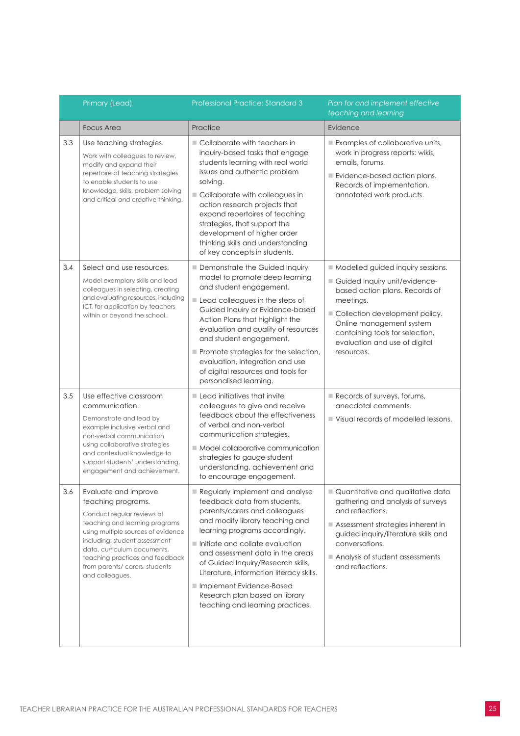| | Primary (Lead) | Professional Practice: Standard 3 | *Plan for and implement effective teaching and learning* |
|---|---|---|---|
| | Focus Area | Practice | Evidence |
| 3.3 | Use teaching strategies.<br><br>Work with colleagues to review, modify and expand their repertoire of teaching strategies to enable students to use knowledge, skills, problem solving and critical and creative thinking. | ■ Collaborate with teachers in inquiry-based tasks that engage students learning with real world issues and authentic problem solving.<br>■ Collaborate with colleagues in action research projects that expand repertoires of teaching strategies, that support the development of higher order thinking skills and understanding of key concepts in students. | ■ Examples of collaborative units, work in progress reports: wikis, emails, forums.<br>■ Evidence-based action plans. Records of implementation, annotated work products. |
| 3.4 | Select and use resources.<br><br>Model exemplary skills and lead colleagues in selecting, creating and evaluating resources, including ICT, for application by teachers within or beyond the school. | ■ Demonstrate the Guided Inquiry model to promote deep learning and student engagement.<br>■ Lead colleagues in the steps of Guided Inquiry or Evidence-based Action Plans that highlight the evaluation and quality of resources and student engagement.<br>■ Promote strategies for the selection, evaluation, integration and use of digital resources and tools for personalised learning. | ■ Modelled guided inquiry sessions.<br>■ Guided Inquiry unit/evidence-based action plans. Records of meetings.<br>■ Collection development policy. Online management system containing tools for selection, evaluation and use of digital resources. |
| 3.5 | Use effective classroom communication.<br><br>Demonstrate and lead by example inclusive verbal and non-verbal communication using collaborative strategies and contextual knowledge to support students' understanding, engagement and achievement. | ■ Lead initiatives that invite colleagues to give and receive feedback about the effectiveness of verbal and non-verbal communication strategies.<br>■ Model collaborative communication strategies to gauge student understanding, achievement and to encourage engagement. | ■ Records of surveys, forums, anecdotal comments.<br>■ Visual records of modelled lessons. |
| 3.6 | Evaluate and improve teaching programs.<br><br>Conduct regular reviews of teaching and learning programs using multiple sources of evidence including: student assessment data, curriculum documents, teaching practices and feedback from parents/ carers, students and colleagues. | ■ Regularly implement and analyse feedback data from students, parents/carers and colleagues and modify library teaching and learning programs accordingly.<br>■ Initiate and collate evaluation and assessment data in the areas of Guided Inquiry/Research skills, Literature, information literacy skills.<br>■ Implement Evidence-Based Research plan based on library teaching and learning practices. | ■ Quantitative and qualitative data gathering and analysis of surveys and reflections.<br>■ Assessment strategies inherent in guided inquiry/literature skills and conversations.<br>■ Analysis of student assessments and reflections. |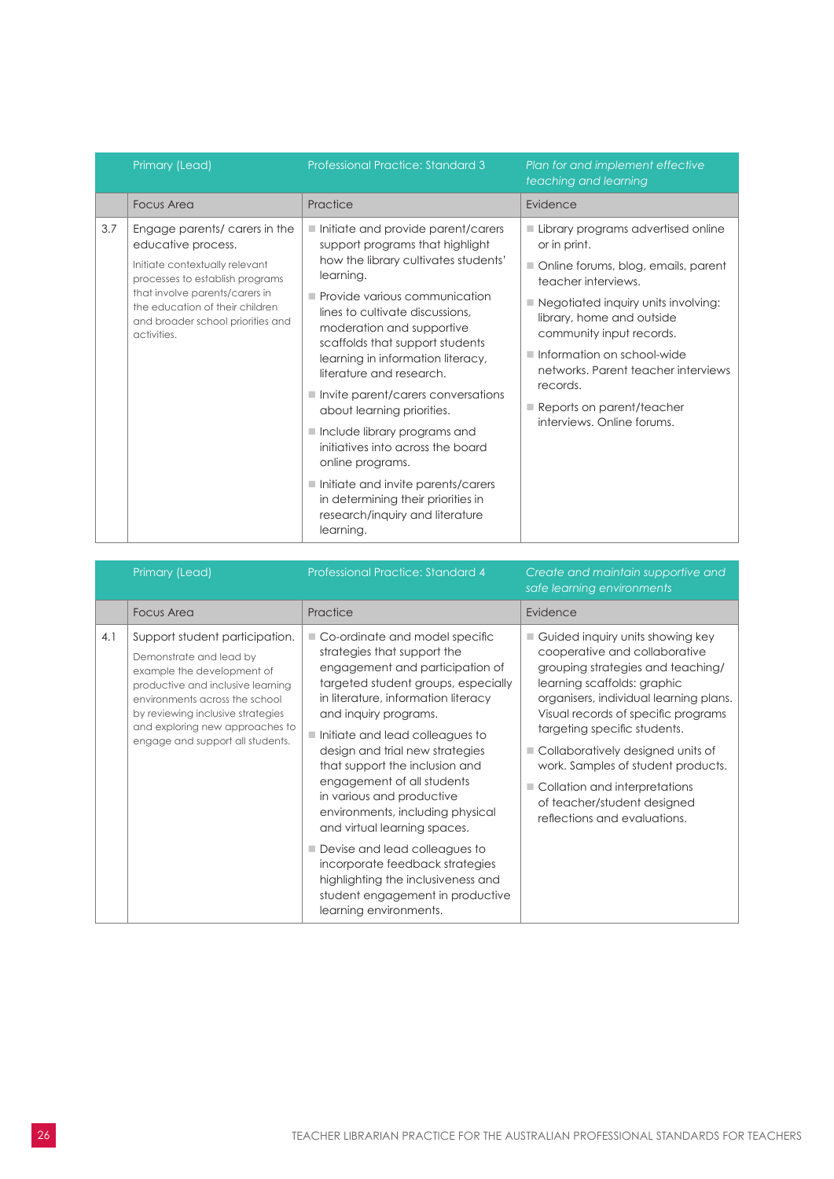| | Primary (Lead) | Professional Practice: Standard 3 | *Plan for and implement effective teaching and learning* |
|---|---|---|---|
| | Focus Area | Practice | Evidence |
| 3.7 | Engage parents/ carers in the educative process.<br><br>Initiate contextually relevant processes to establish programs that involve parents/carers in the education of their children and broader school priorities and activities. | ■ Initiate and provide parent/carers support programs that highlight how the library cultivates students' learning.<br>■ Provide various communication lines to cultivate discussions, moderation and supportive scaffolds that support students learning in information literacy, literature and research.<br>■ Invite parent/carers conversations about learning priorities.<br>■ Include library programs and initiatives into across the board online programs.<br>■ Initiate and invite parents/carers in determining their priorities in research/inquiry and literature learning. | ■ Library programs advertised online or in print.<br>■ Online forums, blog, emails, parent teacher interviews.<br>■ Negotiated inquiry units involving: library, home and outside community input records.<br>■ Information on school-wide networks. Parent teacher interviews records.<br>■ Reports on parent/teacher interviews. Online forums. |

| | Primary (Lead) | Professional Practice: Standard 4 | *Create and maintain supportive and safe learning environments* |
|---|---|---|---|
| | Focus Area | Practice | Evidence |
| 4.1 | Support student participation.<br><br>Demonstrate and lead by example the development of productive and inclusive learning environments across the school by reviewing inclusive strategies and exploring new approaches to engage and support all students. | ■ Co-ordinate and model specific strategies that support the engagement and participation of targeted student groups, especially in literature, information literacy and inquiry programs.<br>■ Initiate and lead colleagues to design and trial new strategies that support the inclusion and engagement of all students in various and productive environments, including physical and virtual learning spaces.<br>■ Devise and lead colleagues to incorporate feedback strategies highlighting the inclusiveness and student engagement in productive learning environments. | ■ Guided inquiry units showing key cooperative and collaborative grouping strategies and teaching/ learning scaffolds: graphic organisers, individual learning plans. Visual records of specific programs targeting specific students.<br>■ Collaboratively designed units of work. Samples of student products.<br>■ Collation and interpretations of teacher/student designed reflections and evaluations. |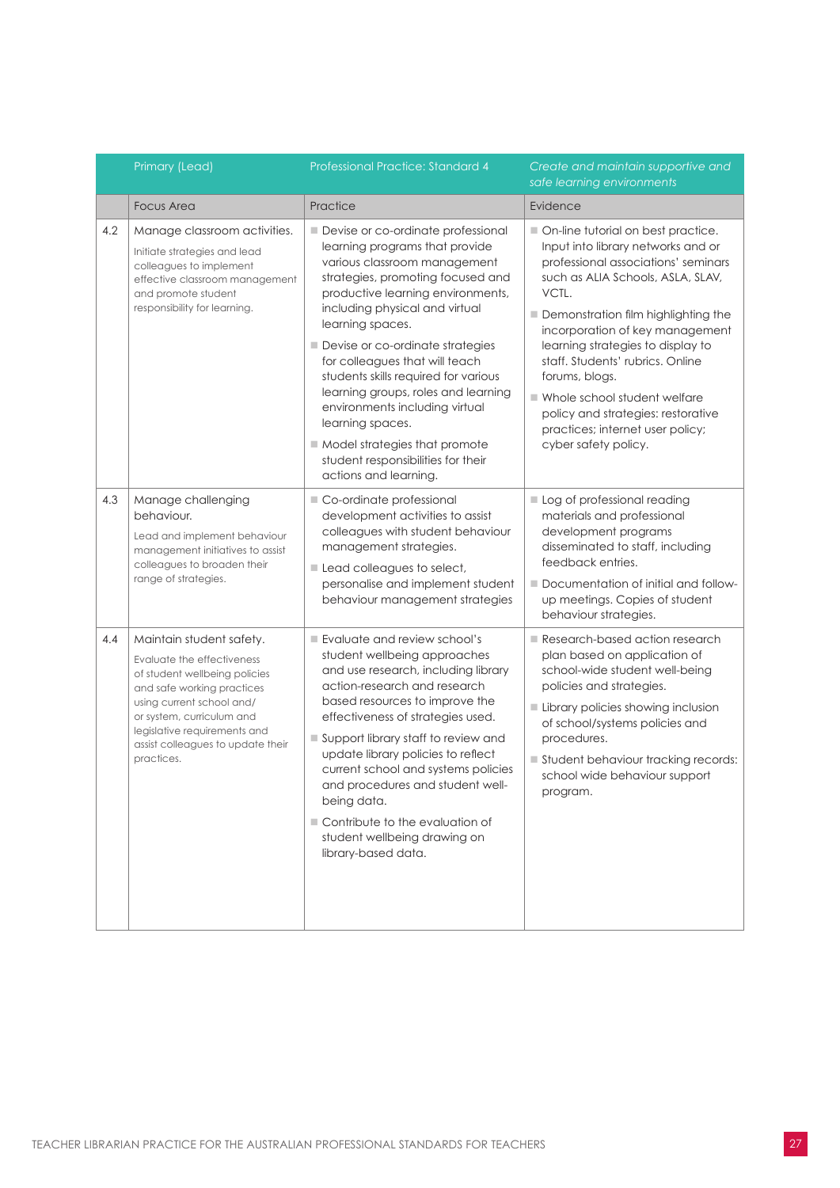| | Primary (Lead) | Professional Practice: Standard 4 | *Create and maintain supportive and safe learning environments* |
|---|---|---|---|
| | Focus Area | Practice | Evidence |
| 4.2 | Manage classroom activities.<br><br>Initiate strategies and lead colleagues to implement effective classroom management and promote student responsibility for learning. | ■ Devise or co-ordinate professional learning programs that provide various classroom management strategies, promoting focused and productive learning environments, including physical and virtual learning spaces.<br>■ Devise or co-ordinate strategies for colleagues that will teach students skills required for various learning groups, roles and learning environments including virtual learning spaces.<br>■ Model strategies that promote student responsibilities for their actions and learning. | ■ On-line tutorial on best practice. Input into library networks and or professional associations' seminars such as ALIA Schools, ASLA, SLAV, VCTL.<br>■ Demonstration film highlighting the incorporation of key management learning strategies to display to staff. Students' rubrics. Online forums, blogs.<br>■ Whole school student welfare policy and strategies: restorative practices; internet user policy; cyber safety policy. |
| 4.3 | Manage challenging behaviour.<br><br>Lead and implement behaviour management initiatives to assist colleagues to broaden their range of strategies. | ■ Co-ordinate professional development activities to assist colleagues with student behaviour management strategies.<br>■ Lead colleagues to select, personalise and implement student behaviour management strategies | ■ Log of professional reading materials and professional development programs disseminated to staff, including feedback entries.<br>■ Documentation of initial and follow-up meetings. Copies of student behaviour strategies. |
| 4.4 | Maintain student safety.<br><br>Evaluate the effectiveness of student wellbeing policies and safe working practices using current school and/or system, curriculum and legislative requirements and assist colleagues to update their practices. | ■ Evaluate and review school's student wellbeing approaches and use research, including library action-research and research based resources to improve the effectiveness of strategies used.<br>■ Support library staff to review and update library policies to reflect current school and systems policies and procedures and student well-being data.<br>■ Contribute to the evaluation of student wellbeing drawing on library-based data. | ■ Research-based action research plan based on application of school-wide student well-being policies and strategies.<br>■ Library policies showing inclusion of school/systems policies and procedures.<br>■ Student behaviour tracking records: school wide behaviour support program. |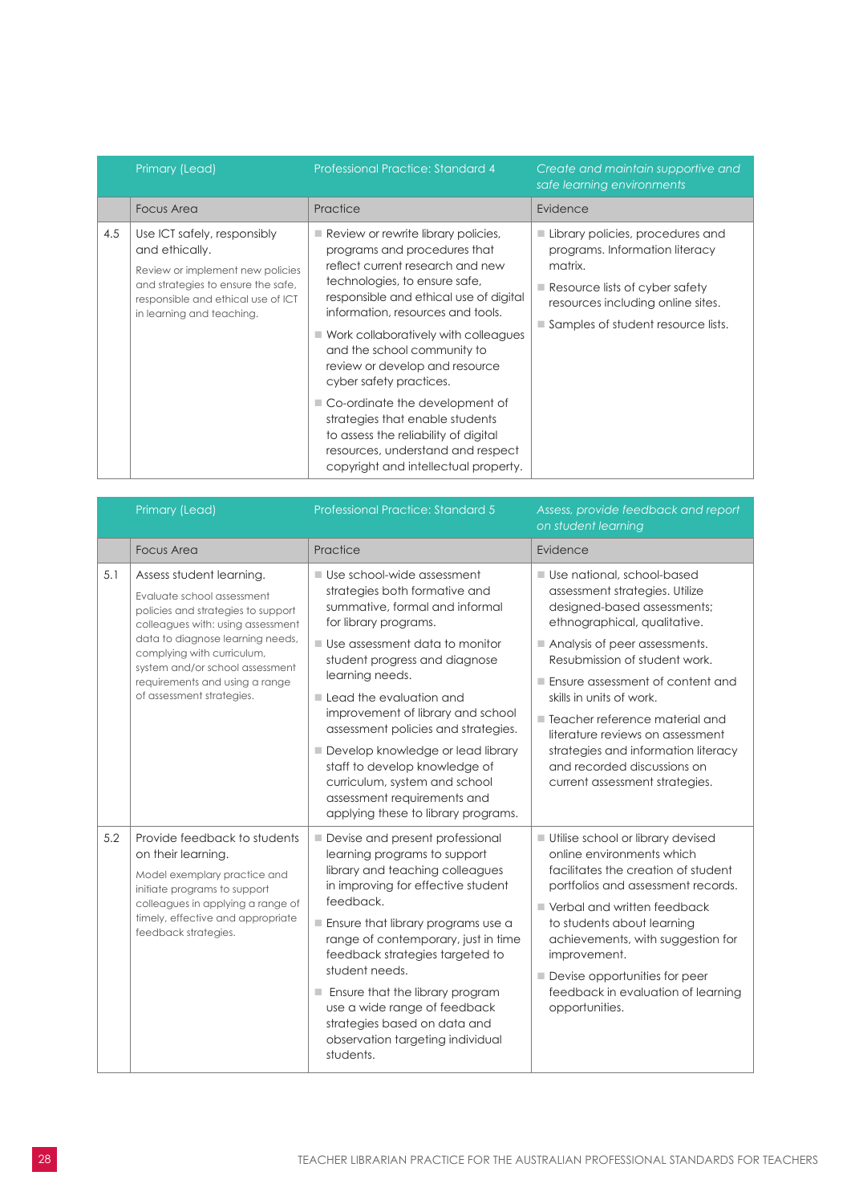| | Primary (Lead) | Professional Practice: Standard 4 | *Create and maintain supportive and safe learning environments* |
|---|---|---|---|
| | Focus Area | Practice | Evidence |
| 4.5 | Use ICT safely, responsibly and ethically.<br><br>Review or implement new policies and strategies to ensure the safe, responsible and ethical use of ICT in learning and teaching. | ■ Review or rewrite library policies, programs and procedures that reflect current research and new technologies, to ensure safe, responsible and ethical use of digital information, resources and tools.<br><br>■ Work collaboratively with colleagues and the school community to review or develop and resource cyber safety practices.<br><br>■ Co-ordinate the development of strategies that enable students to assess the reliability of digital resources, understand and respect copyright and intellectual property. | ■ Library policies, procedures and programs. Information literacy matrix.<br><br>■ Resource lists of cyber safety resources including online sites.<br><br>■ Samples of student resource lists. |

| | Primary (Lead) | Professional Practice: Standard 5 | *Assess, provide feedback and report on student learning* |
|---|---|---|---|
| | Focus Area | Practice | Evidence |
| 5.1 | Assess student learning.<br><br>Evaluate school assessment policies and strategies to support colleagues with: using assessment data to diagnose learning needs, complying with curriculum, system and/or school assessment requirements and using a range of assessment strategies. | ■ Use school-wide assessment strategies both formative and summative, formal and informal for library programs.<br><br>■ Use assessment data to monitor student progress and diagnose learning needs.<br><br>■ Lead the evaluation and improvement of library and school assessment policies and strategies.<br><br>■ Develop knowledge or lead library staff to develop knowledge of curriculum, system and school assessment requirements and applying these to library programs. | ■ Use national, school-based assessment strategies. Utilize designed-based assessments; ethnographical, qualitative.<br><br>■ Analysis of peer assessments. Resubmission of student work.<br><br>■ Ensure assessment of content and skills in units of work.<br><br>■ Teacher reference material and literature reviews on assessment strategies and information literacy and recorded discussions on current assessment strategies. |
| 5.2 | Provide feedback to students on their learning.<br><br>Model exemplary practice and initiate programs to support colleagues in applying a range of timely, effective and appropriate feedback strategies. | ■ Devise and present professional learning programs to support library and teaching colleagues in improving for effective student feedback.<br><br>■ Ensure that library programs use a range of contemporary, just in time feedback strategies targeted to student needs.<br><br>■ Ensure that the library program use a wide range of feedback strategies based on data and observation targeting individual students. | ■ Utilise school or library devised online environments which facilitates the creation of student portfolios and assessment records.<br><br>■ Verbal and written feedback to students about learning achievements, with suggestion for improvement.<br><br>■ Devise opportunities for peer feedback in evaluation of learning opportunities. |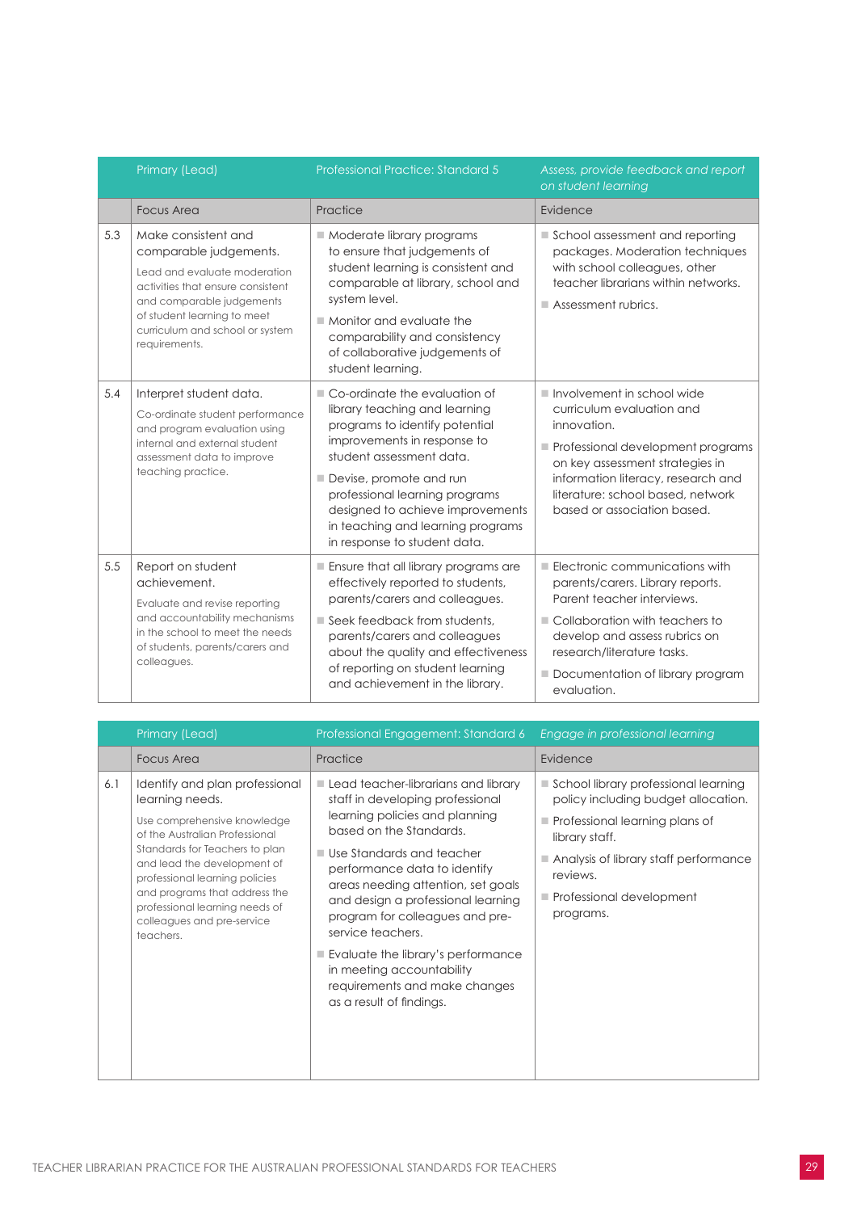| | Primary (Lead) | Professional Practice: Standard 5 | *Assess, provide feedback and report on student learning* |
|---|---|---|---|
| | Focus Area | Practice | Evidence |
| 5.3 | Make consistent and comparable judgements.<br><br>Lead and evaluate moderation activities that ensure consistent and comparable judgements of student learning to meet curriculum and school or system requirements. | ■ Moderate library programs to ensure that judgements of student learning is consistent and comparable at library, school and system level.<br><br>■ Monitor and evaluate the comparability and consistency of collaborative judgements of student learning. | ■ School assessment and reporting packages. Moderation techniques with school colleagues, other teacher librarians within networks.<br><br>■ Assessment rubrics. |
| 5.4 | Interpret student data.<br><br>Co-ordinate student performance and program evaluation using internal and external student assessment data to improve teaching practice. | ■ Co-ordinate the evaluation of library teaching and learning programs to identify potential improvements in response to student assessment data.<br><br>■ Devise, promote and run professional learning programs designed to achieve improvements in teaching and learning programs in response to student data. | ■ Involvement in school wide curriculum evaluation and innovation.<br><br>■ Professional development programs on key assessment strategies in information literacy, research and literature: school based, network based or association based. |
| 5.5 | Report on student achievement.<br><br>Evaluate and revise reporting and accountability mechanisms in the school to meet the needs of students, parents/carers and colleagues. | ■ Ensure that all library programs are effectively reported to students, parents/carers and colleagues.<br><br>■ Seek feedback from students, parents/carers and colleagues about the quality and effectiveness of reporting on student learning and achievement in the library. | ■ Electronic communications with parents/carers. Library reports. Parent teacher interviews.<br><br>■ Collaboration with teachers to develop and assess rubrics on research/literature tasks.<br><br>■ Documentation of library program evaluation. |

| | Primary (Lead) | Professional Engagement: Standard 6 | *Engage in professional learning* |
|---|---|---|---|
| | Focus Area | Practice | Evidence |
| 6.1 | Identify and plan professional learning needs.<br><br>Use comprehensive knowledge of the Australian Professional Standards for Teachers to plan and lead the development of professional learning policies and programs that address the professional learning needs of colleagues and pre-service teachers. | ■ Lead teacher-librarians and library staff in developing professional learning policies and planning based on the Standards.<br><br>■ Use Standards and teacher performance data to identify areas needing attention, set goals and design a professional learning program for colleagues and pre-service teachers.<br><br>■ Evaluate the library's performance in meeting accountability requirements and make changes as a result of findings. | ■ School library professional learning policy including budget allocation.<br><br>■ Professional learning plans of library staff.<br><br>■ Analysis of library staff performance reviews.<br><br>■ Professional development programs. |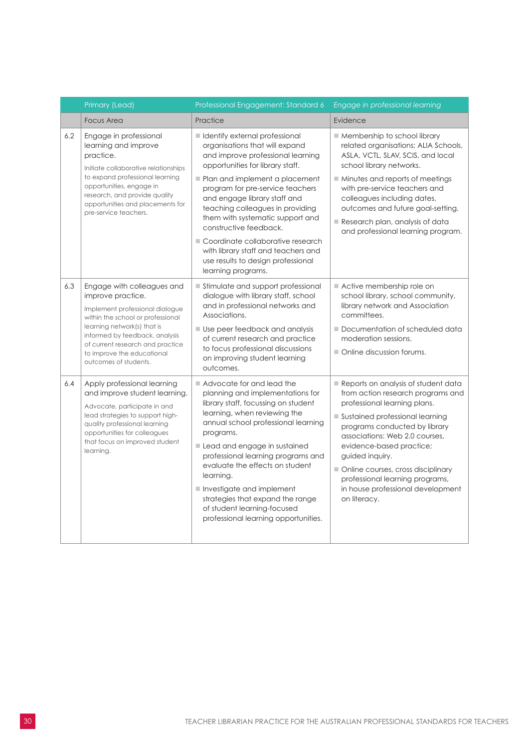| | Primary (Lead) | Professional Engagement: Standard 6 | *Engage in professional learning* |
|---|---|---|---|
| | Focus Area | Practice | Evidence |
| 6.2 | Engage in professional learning and improve practice.<br><br>Initiate collaborative relationships to expand professional learning opportunities, engage in research, and provide quality opportunities and placements for pre-service teachers. | ■ Identify external professional organisations that will expand and improve professional learning opportunities for library staff.<br>■ Plan and implement a placement program for pre-service teachers and engage library staff and teaching colleagues in providing them with systematic support and constructive feedback.<br>■ Coordinate collaborative research with library staff and teachers and use results to design professional learning programs. | ■ Membership to school library related organisations: ALIA Schools, ASLA, VCTL, SLAV, SCIS, and local school library networks.<br>■ Minutes and reports of meetings with pre-service teachers and colleagues including dates, outcomes and future goal-setting.<br>■ Research plan, analysis of data and professional learning program. |
| 6.3 | Engage with colleagues and improve practice.<br><br>Implement professional dialogue within the school or professional learning network(s) that is informed by feedback, analysis of current research and practice to improve the educational outcomes of students. | ■ Stimulate and support professional dialogue with library staff, school and in professional networks and Associations.<br>■ Use peer feedback and analysis of current research and practice to focus professional discussions on improving student learning outcomes. | ■ Active membership role on school library, school community, library network and Association committees.<br>■ Documentation of scheduled data moderation sessions.<br>■ Online discussion forums. |
| 6.4 | Apply professional learning and improve student learning.<br><br>Advocate, participate in and lead strategies to support high-quality professional learning opportunities for colleagues that focus on improved student learning. | ■ Advocate for and lead the planning and implementations for library staff, focussing on student learning, when reviewing the annual school professional learning programs.<br>■ Lead and engage in sustained professional learning programs and evaluate the effects on student learning.<br>■ Investigate and implement strategies that expand the range of student learning-focused professional learning opportunities. | ■ Reports on analysis of student data from action research programs and professional learning plans.<br>■ Sustained professional learning programs conducted by library associations: Web 2.0 courses, evidence-based practice; guided inquiry.<br>■ Online courses, cross disciplinary professional learning programs, in house professional development on literacy. |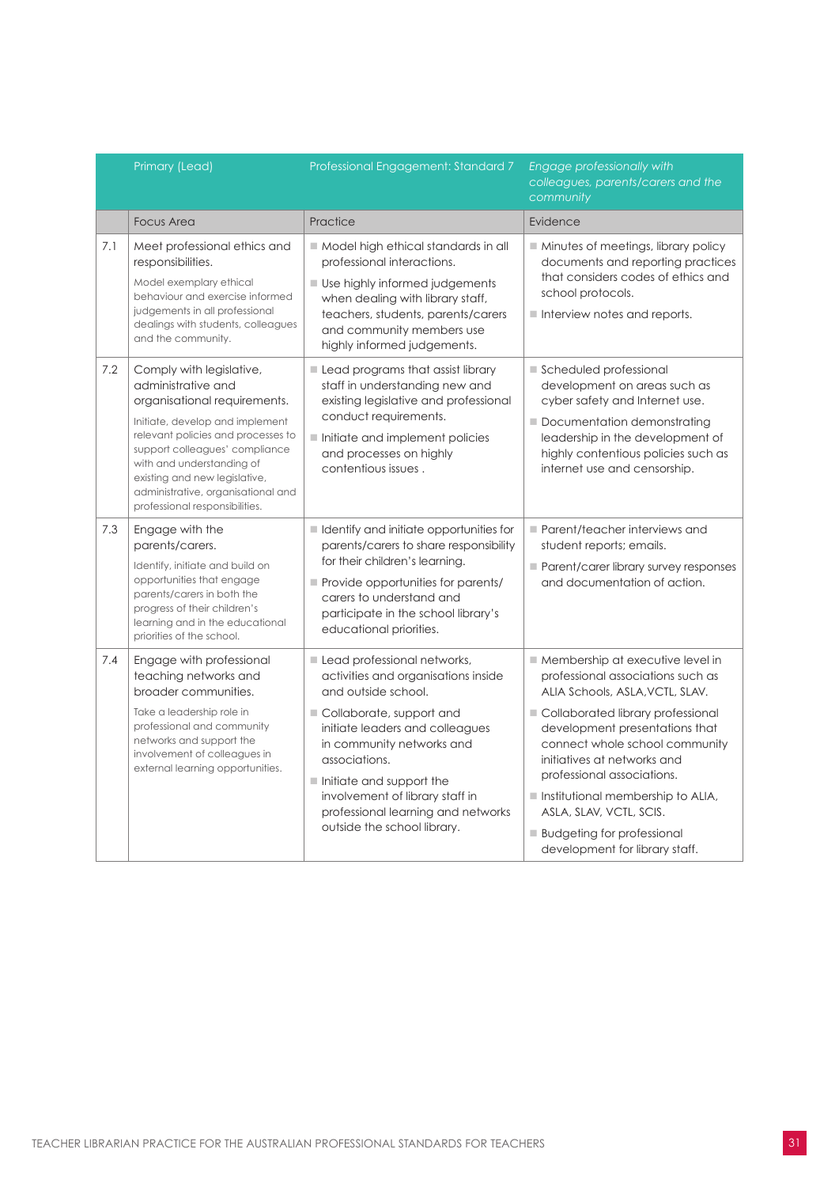| | Primary (Lead) | Professional Engagement: Standard 7 | *Engage professionally with colleagues, parents/carers and the community* |
|---|---|---|---|
| | Focus Area | Practice | Evidence |
| 7.1 | Meet professional ethics and responsibilities.<br><br>Model exemplary ethical behaviour and exercise informed judgements in all professional dealings with students, colleagues and the community. | ■ Model high ethical standards in all professional interactions.<br>■ Use highly informed judgements when dealing with library staff, teachers, students, parents/carers and community members use highly informed judgements. | ■ Minutes of meetings, library policy documents and reporting practices that considers codes of ethics and school protocols.<br>■ Interview notes and reports. |
| 7.2 | Comply with legislative, administrative and organisational requirements.<br><br>Initiate, develop and implement relevant policies and processes to support colleagues' compliance with and understanding of existing and new legislative, administrative, organisational and professional responsibilities. | ■ Lead programs that assist library staff in understanding new and existing legislative and professional conduct requirements.<br>■ Initiate and implement policies and processes on highly contentious issues . | ■ Scheduled professional development on areas such as cyber safety and Internet use.<br>■ Documentation demonstrating leadership in the development of highly contentious policies such as internet use and censorship. |
| 7.3 | Engage with the parents/carers.<br><br>Identify, initiate and build on opportunities that engage parents/carers in both the progress of their children's learning and in the educational priorities of the school. | ■ Identify and initiate opportunities for parents/carers to share responsibility for their children's learning.<br>■ Provide opportunities for parents/carers to understand and participate in the school library's educational priorities. | ■ Parent/teacher interviews and student reports; emails.<br>■ Parent/carer library survey responses and documentation of action. |
| 7.4 | Engage with professional teaching networks and broader communities.<br><br>Take a leadership role in professional and community networks and support the involvement of colleagues in external learning opportunities. | ■ Lead professional networks, activities and organisations inside and outside school.<br>■ Collaborate, support and initiate leaders and colleagues in community networks and associations.<br>■ Initiate and support the involvement of library staff in professional learning and networks outside the school library. | ■ Membership at executive level in professional associations such as ALIA Schools, ASLA,VCTL, SLAV.<br>■ Collaborated library professional development presentations that connect whole school community initiatives at networks and professional associations.<br>■ Institutional membership to ALIA, ASLA, SLAV, VCTL, SCIS.<br>■ Budgeting for professional development for library staff. |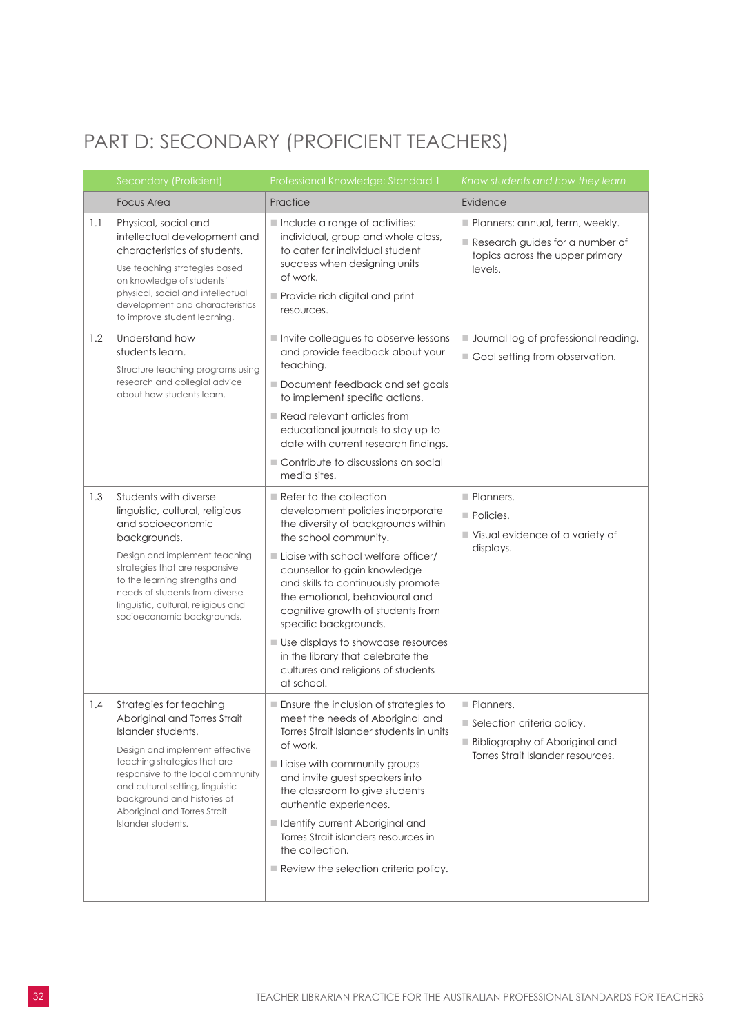# PART D: SECONDARY (PROFICIENT TEACHERS)

| | Secondary (Proficient) | Professional Knowledge: Standard 1 | *Know students and how they learn* |
|---|---|---|---|
| | Focus Area | Practice | Evidence |
| 1.1 | Physical, social and intellectual development and characteristics of students.<br><br>Use teaching strategies based on knowledge of students' physical, social and intellectual development and characteristics to improve student learning. | ■ Include a range of activities: individual, group and whole class, to cater for individual student success when designing units of work.<br>■ Provide rich digital and print resources. | ■ Planners: annual, term, weekly.<br>■ Research guides for a number of topics across the upper primary levels. |
| 1.2 | Understand how students learn.<br><br>Structure teaching programs using research and collegial advice about how students learn. | ■ Invite colleagues to observe lessons and provide feedback about your teaching.<br>■ Document feedback and set goals to implement specific actions.<br>■ Read relevant articles from educational journals to stay up to date with current research findings.<br>■ Contribute to discussions on social media sites. | ■ Journal log of professional reading.<br>■ Goal setting from observation. |
| 1.3 | Students with diverse linguistic, cultural, religious and socioeconomic backgrounds.<br><br>Design and implement teaching strategies that are responsive to the learning strengths and needs of students from diverse linguistic, cultural, religious and socioeconomic backgrounds. | ■ Refer to the collection development policies incorporate the diversity of backgrounds within the school community.<br>■ Liaise with school welfare officer/ counsellor to gain knowledge and skills to continuously promote the emotional, behavioural and cognitive growth of students from specific backgrounds.<br>■ Use displays to showcase resources in the library that celebrate the cultures and religions of students at school. | ■ Planners.<br>■ Policies.<br>■ Visual evidence of a variety of displays. |
| 1.4 | Strategies for teaching Aboriginal and Torres Strait Islander students.<br><br>Design and implement effective teaching strategies that are responsive to the local community and cultural setting, linguistic background and histories of Aboriginal and Torres Strait Islander students. | ■ Ensure the inclusion of strategies to meet the needs of Aboriginal and Torres Strait Islander students in units of work.<br>■ Liaise with community groups and invite guest speakers into the classroom to give students authentic experiences.<br>■ Identify current Aboriginal and Torres Strait islanders resources in the collection.<br>■ Review the selection criteria policy. | ■ Planners.<br>■ Selection criteria policy.<br>■ Bibliography of Aboriginal and Torres Strait Islander resources. |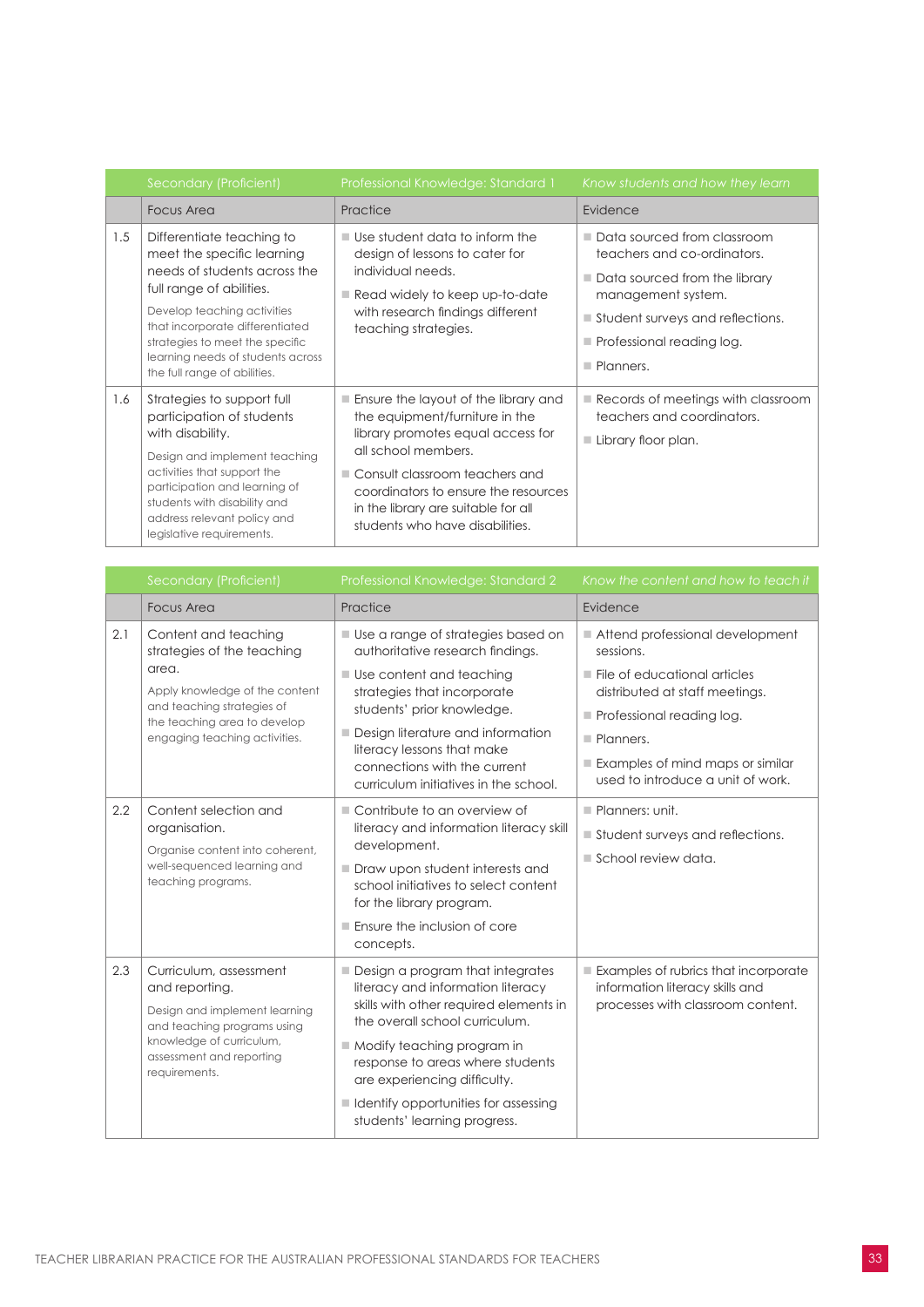| | Secondary (Proficient) | Professional Knowledge: Standard 1 | *Know students and how they learn* |
|---|---|---|---|
| | Focus Area | Practice | Evidence |
| 1.5 | Differentiate teaching to meet the specific learning needs of students across the full range of abilities.<br><br>Develop teaching activities that incorporate differentiated strategies to meet the specific learning needs of students across the full range of abilities. | - Use student data to inform the design of lessons to cater for individual needs.<br>- Read widely to keep up-to-date with research findings different teaching strategies. | - Data sourced from classroom teachers and co-ordinators.<br>- Data sourced from the library management system.<br>- Student surveys and reflections.<br>- Professional reading log.<br>- Planners. |
| 1.6 | Strategies to support full participation of students with disability.<br><br>Design and implement teaching activities that support the participation and learning of students with disability and address relevant policy and legislative requirements. | - Ensure the layout of the library and the equipment/furniture in the library promotes equal access for all school members.<br>- Consult classroom teachers and coordinators to ensure the resources in the library are suitable for all students who have disabilities. | - Records of meetings with classroom teachers and coordinators.<br>- Library floor plan. |

| | Secondary (Proficient) | Professional Knowledge: Standard 2 | *Know the content and how to teach it* |
|---|---|---|---|
| | Focus Area | Practice | Evidence |
| 2.1 | Content and teaching strategies of the teaching area.<br><br>Apply knowledge of the content and teaching strategies of the teaching area to develop engaging teaching activities. | - Use a range of strategies based on authoritative research findings.<br>- Use content and teaching strategies that incorporate students' prior knowledge.<br>- Design literature and information literacy lessons that make connections with the current curriculum initiatives in the school. | - Attend professional development sessions.<br>- File of educational articles distributed at staff meetings.<br>- Professional reading log.<br>- Planners.<br>- Examples of mind maps or similar used to introduce a unit of work. |
| 2.2 | Content selection and organisation.<br><br>Organise content into coherent, well-sequenced learning and teaching programs. | - Contribute to an overview of literacy and information literacy skill development.<br>- Draw upon student interests and school initiatives to select content for the library program.<br>- Ensure the inclusion of core concepts. | - Planners: unit.<br>- Student surveys and reflections.<br>- School review data. |
| 2.3 | Curriculum, assessment and reporting.<br><br>Design and implement learning and teaching programs using knowledge of curriculum, assessment and reporting requirements. | - Design a program that integrates literacy and information literacy skills with other required elements in the overall school curriculum.<br>- Modify teaching program in response to areas where students are experiencing difficulty.<br>- Identify opportunities for assessing students' learning progress. | - Examples of rubrics that incorporate information literacy skills and processes with classroom content. |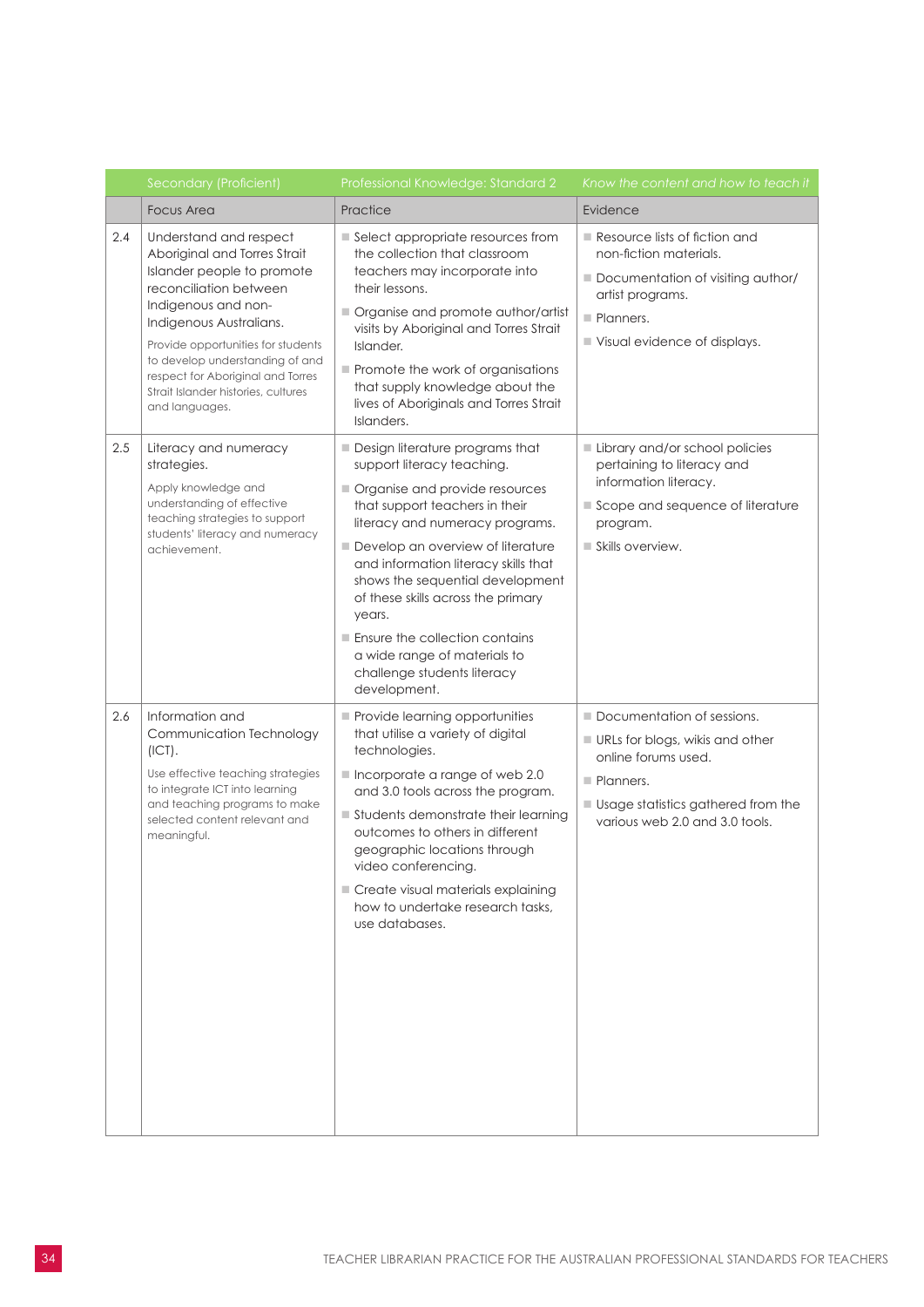| | Secondary (Proficient) | Professional Knowledge: Standard 2 | *Know the content and how to teach it* |
|---|---|---|---|
| | Focus Area | Practice | Evidence |
| 2.4 | Understand and respect Aboriginal and Torres Strait Islander people to promote reconciliation between Indigenous and non-Indigenous Australians.<br><br>Provide opportunities for students to develop understanding of and respect for Aboriginal and Torres Strait Islander histories, cultures and languages. | ■ Select appropriate resources from the collection that classroom teachers may incorporate into their lessons.<br>■ Organise and promote author/artist visits by Aboriginal and Torres Strait Islander.<br>■ Promote the work of organisations that supply knowledge about the lives of Aboriginals and Torres Strait Islanders. | ■ Resource lists of fiction and non-fiction materials.<br>■ Documentation of visiting author/artist programs.<br>■ Planners.<br>■ Visual evidence of displays. |
| 2.5 | Literacy and numeracy strategies.<br><br>Apply knowledge and understanding of effective teaching strategies to support students' literacy and numeracy achievement. | ■ Design literature programs that support literacy teaching.<br>■ Organise and provide resources that support teachers in their literacy and numeracy programs.<br>■ Develop an overview of literature and information literacy skills that shows the sequential development of these skills across the primary years.<br>■ Ensure the collection contains a wide range of materials to challenge students literacy development. | ■ Library and/or school policies pertaining to literacy and information literacy.<br>■ Scope and sequence of literature program.<br>■ Skills overview. |
| 2.6 | Information and Communication Technology (ICT).<br><br>Use effective teaching strategies to integrate ICT into learning and teaching programs to make selected content relevant and meaningful. | ■ Provide learning opportunities that utilise a variety of digital technologies.<br>■ Incorporate a range of web 2.0 and 3.0 tools across the program.<br>■ Students demonstrate their learning outcomes to others in different geographic locations through video conferencing.<br>■ Create visual materials explaining how to undertake research tasks, use databases. | ■ Documentation of sessions.<br>■ URLs for blogs, wikis and other online forums used.<br>■ Planners.<br>■ Usage statistics gathered from the various web 2.0 and 3.0 tools. |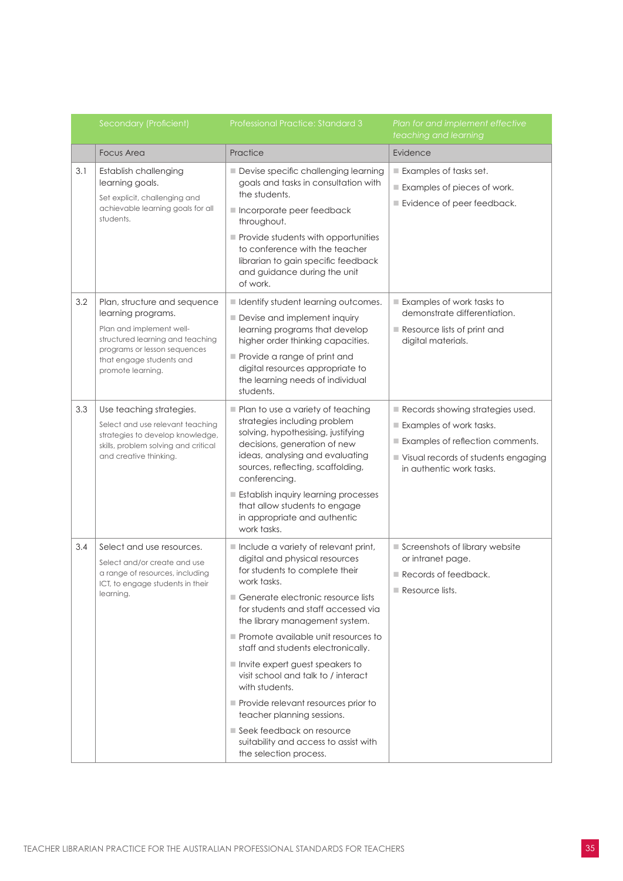| | Secondary (Proficient) | Professional Practice: Standard 3 | *Plan for and implement effective teaching and learning* |
|---|---|---|---|
| | Focus Area | Practice | Evidence |
| 3.1 | Establish challenging learning goals.<br>Set explicit, challenging and achievable learning goals for all students. | ■ Devise specific challenging learning goals and tasks in consultation with the students.<br>■ Incorporate peer feedback throughout.<br>■ Provide students with opportunities to conference with the teacher librarian to gain specific feedback and guidance during the unit of work. | ■ Examples of tasks set.<br>■ Examples of pieces of work.<br>■ Evidence of peer feedback. |
| 3.2 | Plan, structure and sequence learning programs.<br>Plan and implement well-structured learning and teaching programs or lesson sequences that engage students and promote learning. | ■ Identify student learning outcomes.<br>■ Devise and implement inquiry learning programs that develop higher order thinking capacities.<br>■ Provide a range of print and digital resources appropriate to the learning needs of individual students. | ■ Examples of work tasks to demonstrate differentiation.<br>■ Resource lists of print and digital materials. |
| 3.3 | Use teaching strategies.<br>Select and use relevant teaching strategies to develop knowledge, skills, problem solving and critical and creative thinking. | ■ Plan to use a variety of teaching strategies including problem solving, hypothesising, justifying decisions, generation of new ideas, analysing and evaluating sources, reflecting, scaffolding, conferencing.<br>■ Establish inquiry learning processes that allow students to engage in appropriate and authentic work tasks. | ■ Records showing strategies used.<br>■ Examples of work tasks.<br>■ Examples of reflection comments.<br>■ Visual records of students engaging in authentic work tasks. |
| 3.4 | Select and use resources.<br>Select and/or create and use a range of resources, including ICT, to engage students in their learning. | ■ Include a variety of relevant print, digital and physical resources for students to complete their work tasks.<br>■ Generate electronic resource lists for students and staff accessed via the library management system.<br>■ Promote available unit resources to staff and students electronically.<br>■ Invite expert guest speakers to visit school and talk to / interact with students.<br>■ Provide relevant resources prior to teacher planning sessions.<br>■ Seek feedback on resource suitability and access to assist with the selection process. | ■ Screenshots of library website or intranet page.<br>■ Records of feedback.<br>■ Resource lists. |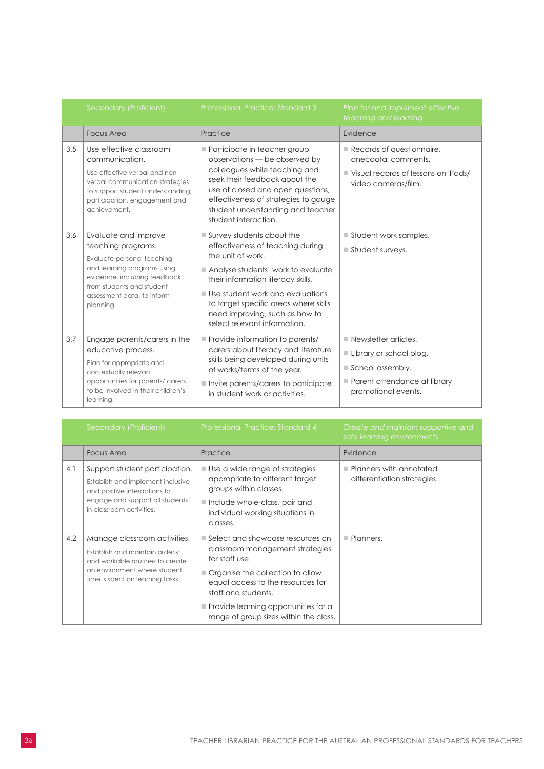| | Secondary (Proficient) | Professional Practice: Standard 3 | *Plan for and implement effective teaching and learning* |
|---|---|---|---|
| | Focus Area | Practice | Evidence |
| 3.5 | Use effective classroom communication.<br><br>Use effective verbal and non-verbal communication strategies to support student understanding, participation, engagement and achievement. | ■ Participate in teacher group observations — be observed by colleagues while teaching and seek their feedback about the use of closed and open questions, effectiveness of strategies to gauge student understanding and teacher student interaction. | ■ Records of questionnaire, anecdotal comments.<br>■ Visual records of lessons on iPads/ video cameras/film. |
| 3.6 | Evaluate and improve teaching programs.<br><br>Evaluate personal teaching and learning programs using evidence, including feedback from students and student assessment data, to inform planning. | ■ Survey students about the effectiveness of teaching during the unit of work.<br>■ Analyse students' work to evaluate their information literacy skills.<br>■ Use student work and evaluations to target specific areas where skills need improving, such as how to select relevant information. | ■ Student work samples.<br>■ Student surveys. |
| 3.7 | Engage parents/carers in the educative process.<br><br>Plan for appropriate and contextually relevant opportunities for parents/ carers to be involved in their children's learning. | ■ Provide information to parents/ carers about literacy and literature skills being developed during units of works/terms of the year.<br>■ Invite parents/carers to participate in student work or activities. | ■ Newsletter articles.<br>■ Library or school blog.<br>■ School assembly.<br>■ Parent attendance at library promotional events. |

| | Secondary (Proficient) | Professional Practice: Standard 4 | *Create and maintain supportive and safe learning environments* |
|---|---|---|---|
| | Focus Area | Practice | Evidence |
| 4.1 | Support student participation.<br><br>Establish and implement inclusive and positive interactions to engage and support all students in classroom activities. | ■ Use a wide range of strategies appropriate to different target groups within classes.<br>■ Include whole-class, pair and individual working situations in classes. | ■ Planners with annotated differentiation strategies. |
| 4.2 | Manage classroom activities.<br><br>Establish and maintain orderly and workable routines to create an environment where student time is spent on learning tasks. | ■ Select and showcase resources on classroom management strategies for staff use.<br>■ Organise the collection to allow equal access to the resources for staff and students.<br>■ Provide learning opportunities for a range of group sizes within the class. | ■ Planners. |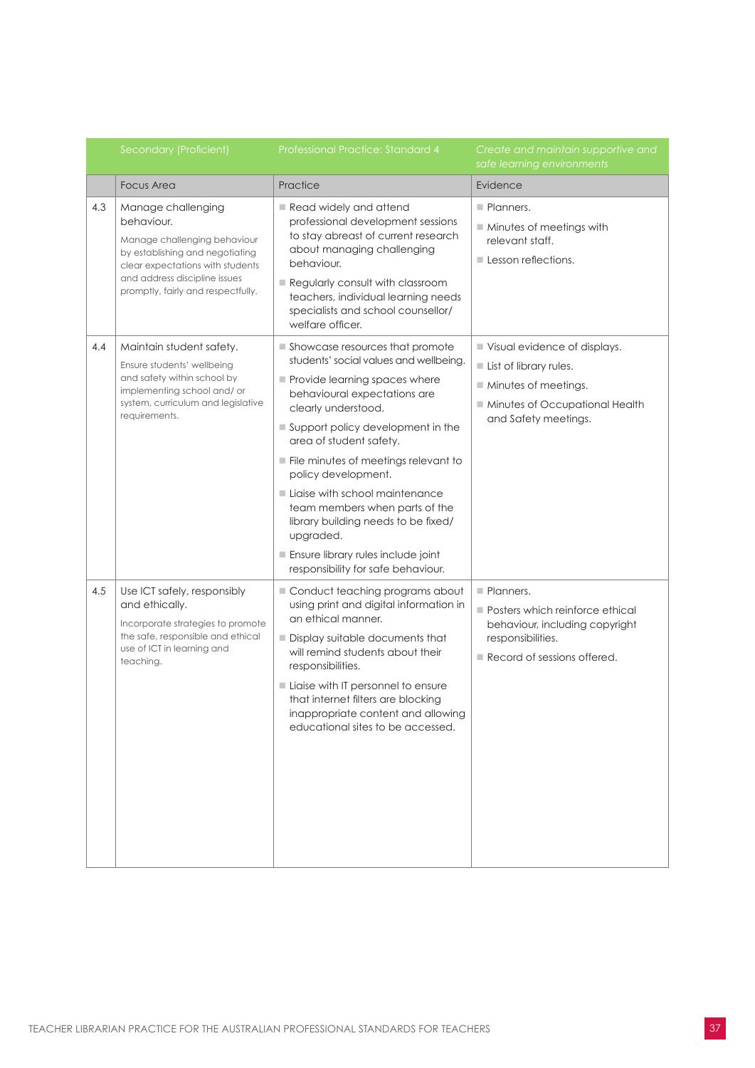| | Secondary (Proficient) | Professional Practice: Standard 4 | *Create and maintain supportive and safe learning environments* |
|---|---|---|---|
| | Focus Area | Practice | Evidence |
| 4.3 | Manage challenging behaviour.<br><br>Manage challenging behaviour by establishing and negotiating clear expectations with students and address discipline issues promptly, fairly and respectfully. | ■ Read widely and attend professional development sessions to stay abreast of current research about managing challenging behaviour.<br>■ Regularly consult with classroom teachers, individual learning needs specialists and school counsellor/ welfare officer. | ■ Planners.<br>■ Minutes of meetings with relevant staff.<br>■ Lesson reflections. |
| 4.4 | Maintain student safety.<br><br>Ensure students' wellbeing and safety within school by implementing school and/ or system, curriculum and legislative requirements. | ■ Showcase resources that promote students' social values and wellbeing.<br>■ Provide learning spaces where behavioural expectations are clearly understood.<br>■ Support policy development in the area of student safety.<br>■ File minutes of meetings relevant to policy development.<br>■ Liaise with school maintenance team members when parts of the library building needs to be fixed/ upgraded.<br>■ Ensure library rules include joint responsibility for safe behaviour. | ■ Visual evidence of displays.<br>■ List of library rules.<br>■ Minutes of meetings.<br>■ Minutes of Occupational Health and Safety meetings. |
| 4.5 | Use ICT safely, responsibly and ethically.<br><br>Incorporate strategies to promote the safe, responsible and ethical use of ICT in learning and teaching. | ■ Conduct teaching programs about using print and digital information in an ethical manner.<br>■ Display suitable documents that will remind students about their responsibilities.<br>■ Liaise with IT personnel to ensure that internet filters are blocking inappropriate content and allowing educational sites to be accessed. | ■ Planners.<br>■ Posters which reinforce ethical behaviour, including copyright responsibilities.<br>■ Record of sessions offered. |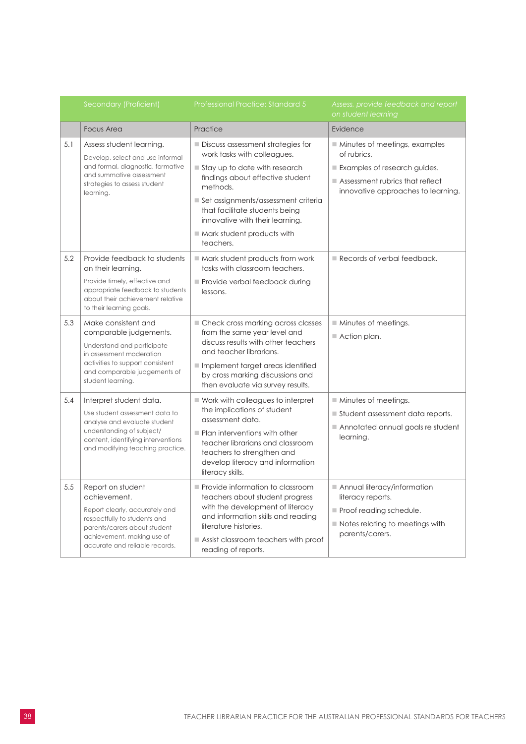| | Secondary (Proficient) | Professional Practice: Standard 5 | *Assess, provide feedback and report on student learning* |
|---|---|---|---|
| | Focus Area | Practice | Evidence |
| 5.1 | Assess student learning.<br>Develop, select and use informal and formal, diagnostic, formative and summative assessment strategies to assess student learning. | ■ Discuss assessment strategies for work tasks with colleagues.<br>■ Stay up to date with research findings about effective student methods.<br>■ Set assignments/assessment criteria that facilitate students being innovative with their learning.<br>■ Mark student products with teachers. | ■ Minutes of meetings, examples of rubrics.<br>■ Examples of research guides.<br>■ Assessment rubrics that reflect innovative approaches to learning. |
| 5.2 | Provide feedback to students on their learning.<br>Provide timely, effective and appropriate feedback to students about their achievement relative to their learning goals. | ■ Mark student products from work tasks with classroom teachers.<br>■ Provide verbal feedback during lessons. | ■ Records of verbal feedback. |
| 5.3 | Make consistent and comparable judgements.<br>Understand and participate in assessment moderation activities to support consistent and comparable judgements of student learning. | ■ Check cross marking across classes from the same year level and discuss results with other teachers and teacher librarians.<br>■ Implement target areas identified by cross marking discussions and then evaluate via survey results. | ■ Minutes of meetings.<br>■ Action plan. |
| 5.4 | Interpret student data.<br>Use student assessment data to analyse and evaluate student understanding of subject/content, identifying interventions and modifying teaching practice. | ■ Work with colleagues to interpret the implications of student assessment data.<br>■ Plan interventions with other teacher librarians and classroom teachers to strengthen and develop literacy and information literacy skills. | ■ Minutes of meetings.<br>■ Student assessment data reports.<br>■ Annotated annual goals re student learning. |
| 5.5 | Report on student achievement.<br>Report clearly, accurately and respectfully to students and parents/carers about student achievement, making use of accurate and reliable records. | ■ Provide information to classroom teachers about student progress with the development of literacy and information skills and reading literature histories.<br>■ Assist classroom teachers with proof reading of reports. | ■ Annual literacy/information literacy reports.<br>■ Proof reading schedule.<br>■ Notes relating to meetings with parents/carers. |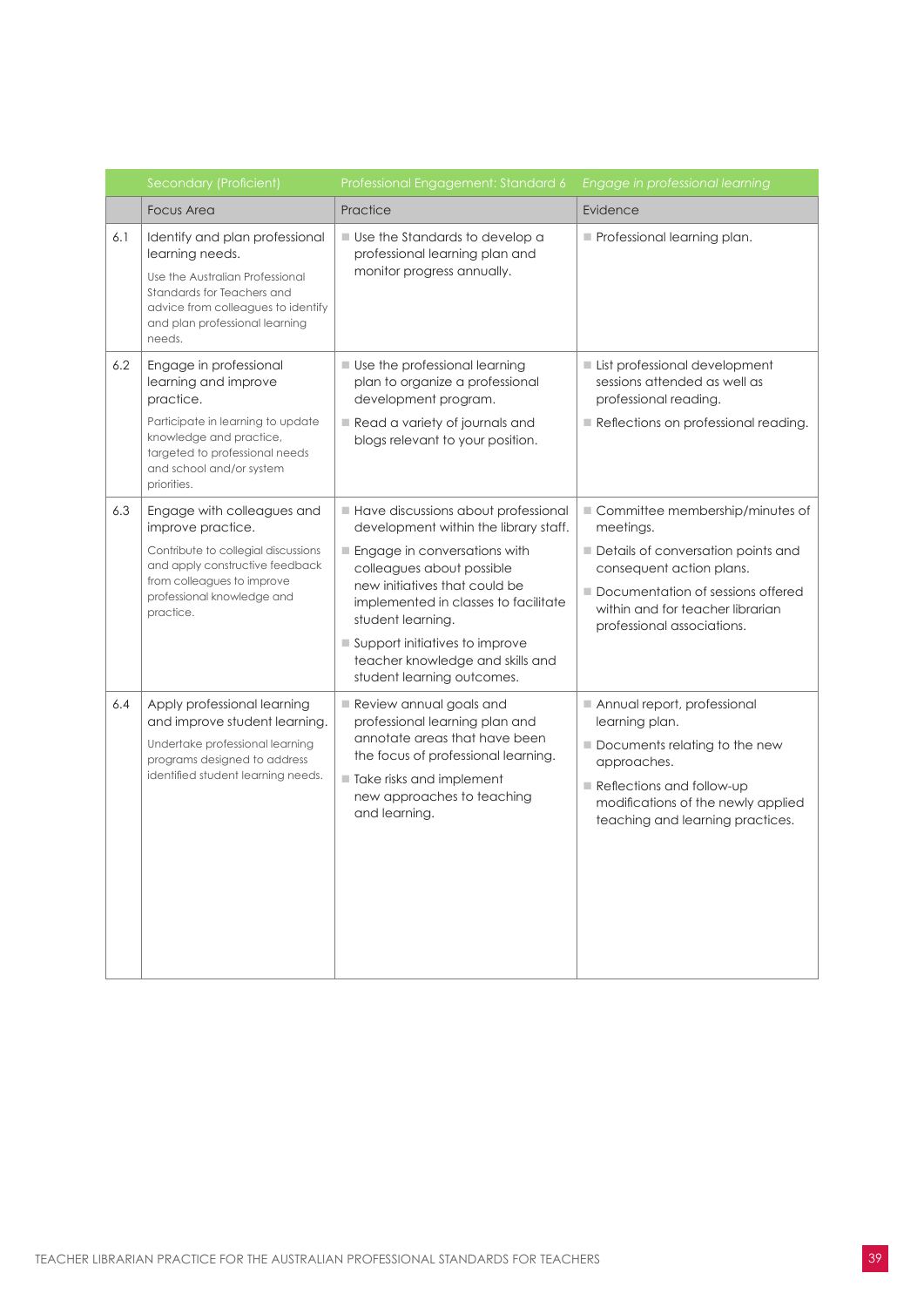| | Secondary (Proficient) | Professional Engagement: Standard 6 | *Engage in professional learning* |
|---|---|---|---|
| | Focus Area | Practice | Evidence |
| 6.1 | Identify and plan professional learning needs.<br><br>Use the Australian Professional Standards for Teachers and advice from colleagues to identify and plan professional learning needs. | - Use the Standards to develop a professional learning plan and monitor progress annually. | - Professional learning plan. |
| 6.2 | Engage in professional learning and improve practice.<br><br>Participate in learning to update knowledge and practice, targeted to professional needs and school and/or system priorities. | - Use the professional learning plan to organize a professional development program.<br>- Read a variety of journals and blogs relevant to your position. | - List professional development sessions attended as well as professional reading.<br>- Reflections on professional reading. |
| 6.3 | Engage with colleagues and improve practice.<br><br>Contribute to collegial discussions and apply constructive feedback from colleagues to improve professional knowledge and practice. | - Have discussions about professional development within the library staff.<br>- Engage in conversations with colleagues about possible new initiatives that could be implemented in classes to facilitate student learning.<br>- Support initiatives to improve teacher knowledge and skills and student learning outcomes. | - Committee membership/minutes of meetings.<br>- Details of conversation points and consequent action plans.<br>- Documentation of sessions offered within and for teacher librarian professional associations. |
| 6.4 | Apply professional learning and improve student learning.<br><br>Undertake professional learning programs designed to address identified student learning needs. | - Review annual goals and professional learning plan and annotate areas that have been the focus of professional learning.<br>- Take risks and implement new approaches to teaching and learning. | - Annual report, professional learning plan.<br>- Documents relating to the new approaches.<br>- Reflections and follow-up modifications of the newly applied teaching and learning practices. |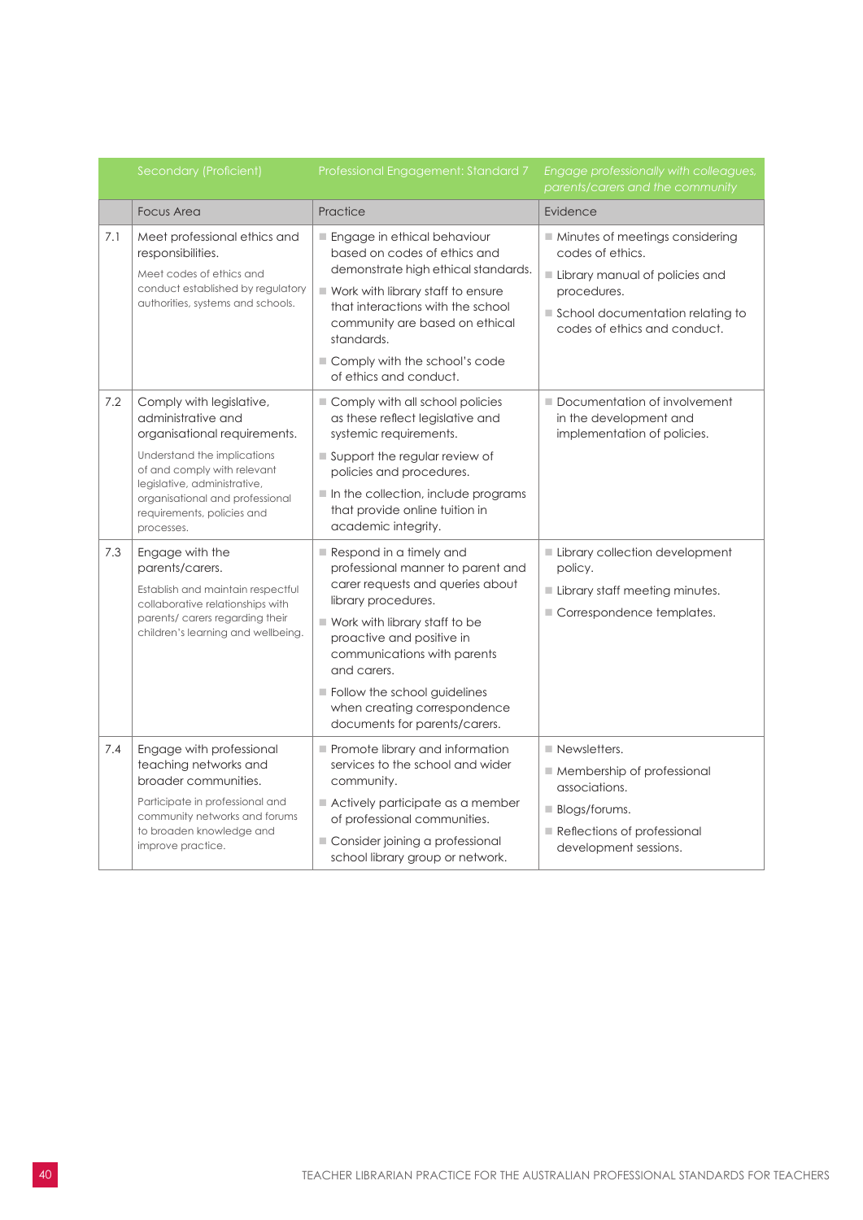| | Secondary (Proficient) | Professional Engagement: Standard 7 | *Engage professionally with colleagues, parents/carers and the community* |
|---|---|---|---|
| | Focus Area | Practice | Evidence |
| 7.1 | Meet professional ethics and responsibilities.<br><br>Meet codes of ethics and conduct established by regulatory authorities, systems and schools. | Engage in ethical behaviour based on codes of ethics and demonstrate high ethical standards.<br><br>Work with library staff to ensure that interactions with the school community are based on ethical standards.<br><br>Comply with the school's code of ethics and conduct. | Minutes of meetings considering codes of ethics.<br><br>Library manual of policies and procedures.<br><br>School documentation relating to codes of ethics and conduct. |
| 7.2 | Comply with legislative, administrative and organisational requirements.<br><br>Understand the implications of and comply with relevant legislative, administrative, organisational and professional requirements, policies and processes. | Comply with all school policies as these reflect legislative and systemic requirements.<br><br>Support the regular review of policies and procedures.<br><br>In the collection, include programs that provide online tuition in academic integrity. | Documentation of involvement in the development and implementation of policies. |
| 7.3 | Engage with the parents/carers.<br><br>Establish and maintain respectful collaborative relationships with parents/ carers regarding their children's learning and wellbeing. | Respond in a timely and professional manner to parent and carer requests and queries about library procedures.<br><br>Work with library staff to be proactive and positive in communications with parents and carers.<br><br>Follow the school guidelines when creating correspondence documents for parents/carers. | Library collection development policy.<br><br>Library staff meeting minutes.<br><br>Correspondence templates. |
| 7.4 | Engage with professional teaching networks and broader communities.<br><br>Participate in professional and community networks and forums to broaden knowledge and improve practice. | Promote library and information services to the school and wider community.<br><br>Actively participate as a member of professional communities.<br><br>Consider joining a professional school library group or network. | Newsletters.<br><br>Membership of professional associations.<br><br>Blogs/forums.<br><br>Reflections of professional development sessions. |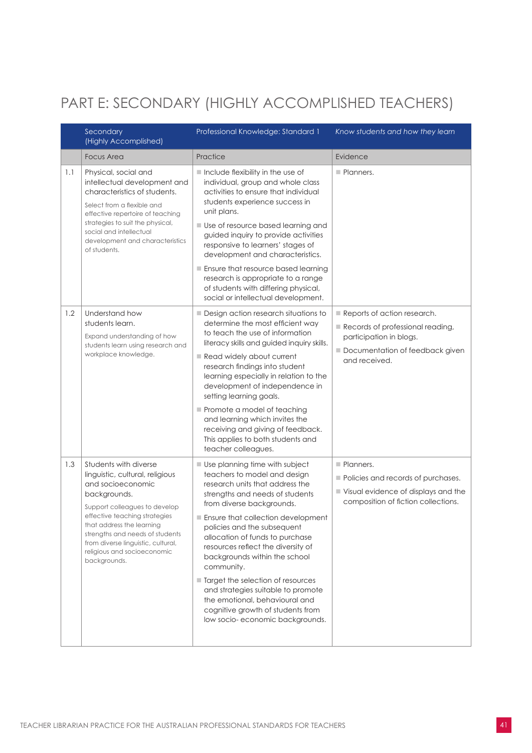# PART E: SECONDARY (HIGHLY ACCOMPLISHED TEACHERS)

| | Secondary (Highly Accomplished) | Professional Knowledge: Standard 1 | *Know students and how they learn* |
|---|---|---|---|
| | Focus Area | Practice | Evidence |
| 1.1 | Physical, social and intellectual development and characteristics of students.<br><br>Select from a flexible and effective repertoire of teaching strategies to suit the physical, social and intellectual development and characteristics of students. | ■ Include flexibility in the use of individual, group and whole class activities to ensure that individual students experience success in unit plans.<br>■ Use of resource based learning and guided inquiry to provide activities responsive to learners' stages of development and characteristics.<br>■ Ensure that resource based learning research is appropriate to a range of students with differing physical, social or intellectual development. | ■ Planners. |
| 1.2 | Understand how students learn.<br><br>Expand understanding of how students learn using research and workplace knowledge. | ■ Design action research situations to determine the most efficient way to teach the use of information literacy skills and guided inquiry skills.<br>■ Read widely about current research findings into student learning especially in relation to the development of independence in setting learning goals.<br>■ Promote a model of teaching and learning which invites the receiving and giving of feedback. This applies to both students and teacher colleagues. | ■ Reports of action research.<br>■ Records of professional reading, participation in blogs.<br>■ Documentation of feedback given and received. |
| 1.3 | Students with diverse linguistic, cultural, religious and socioeconomic backgrounds.<br><br>Support colleagues to develop effective teaching strategies that address the learning strengths and needs of students from diverse linguistic, cultural, religious and socioeconomic backgrounds. | ■ Use planning time with subject teachers to model and design research units that address the strengths and needs of students from diverse backgrounds.<br>■ Ensure that collection development policies and the subsequent allocation of funds to purchase resources reflect the diversity of backgrounds within the school community.<br>■ Target the selection of resources and strategies suitable to promote the emotional, behavioural and cognitive growth of students from low socio- economic backgrounds. | ■ Planners.<br>■ Policies and records of purchases.<br>■ Visual evidence of displays and the composition of fiction collections. |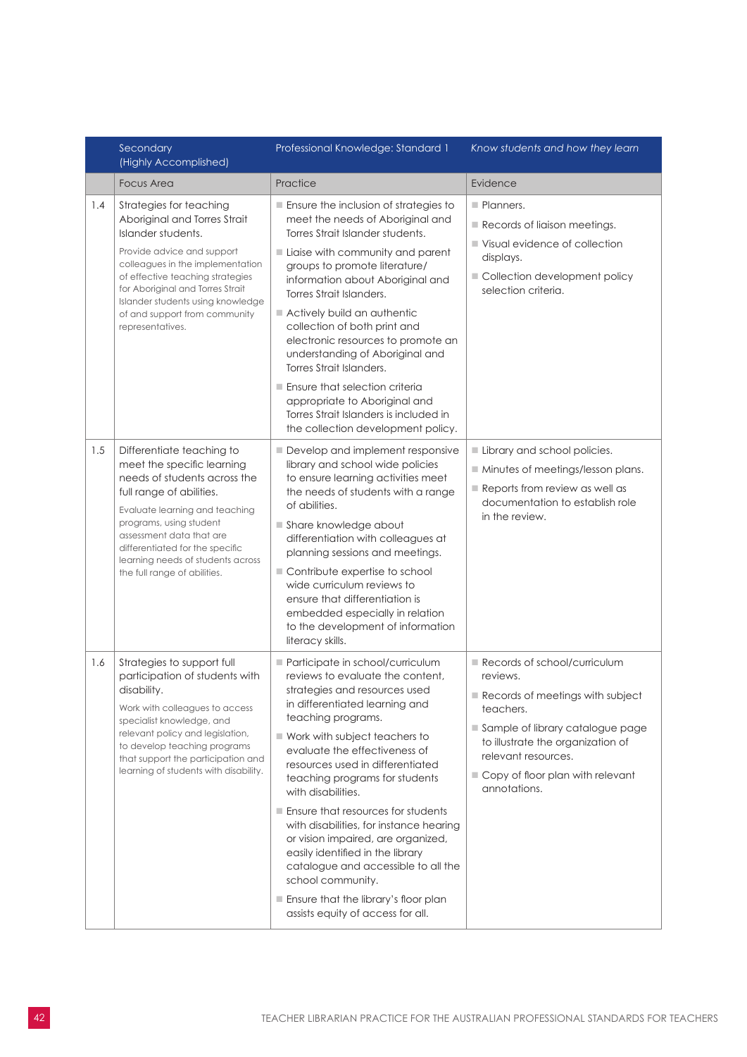| | Secondary (Highly Accomplished) | Professional Knowledge: Standard 1 | *Know students and how they learn* |
|---|---|---|---|
| | Focus Area | Practice | Evidence |
| 1.4 | Strategies for teaching Aboriginal and Torres Strait Islander students.<br><br>Provide advice and support colleagues in the implementation of effective teaching strategies for Aboriginal and Torres Strait Islander students using knowledge of and support from community representatives. | ■ Ensure the inclusion of strategies to meet the needs of Aboriginal and Torres Strait Islander students.<br>■ Liaise with community and parent groups to promote literature/ information about Aboriginal and Torres Strait Islanders.<br>■ Actively build an authentic collection of both print and electronic resources to promote an understanding of Aboriginal and Torres Strait Islanders.<br>■ Ensure that selection criteria appropriate to Aboriginal and Torres Strait Islanders is included in the collection development policy. | ■ Planners.<br>■ Records of liaison meetings.<br>■ Visual evidence of collection displays.<br>■ Collection development policy selection criteria. |
| 1.5 | Differentiate teaching to meet the specific learning needs of students across the full range of abilities.<br><br>Evaluate learning and teaching programs, using student assessment data that are differentiated for the specific learning needs of students across the full range of abilities. | ■ Develop and implement responsive library and school wide policies to ensure learning activities meet the needs of students with a range of abilities.<br>■ Share knowledge about differentiation with colleagues at planning sessions and meetings.<br>■ Contribute expertise to school wide curriculum reviews to ensure that differentiation is embedded especially in relation to the development of information literacy skills. | ■ Library and school policies.<br>■ Minutes of meetings/lesson plans.<br>■ Reports from review as well as documentation to establish role in the review. |
| 1.6 | Strategies to support full participation of students with disability.<br><br>Work with colleagues to access specialist knowledge, and relevant policy and legislation, to develop teaching programs that support the participation and learning of students with disability. | ■ Participate in school/curriculum reviews to evaluate the content, strategies and resources used in differentiated learning and teaching programs.<br>■ Work with subject teachers to evaluate the effectiveness of resources used in differentiated teaching programs for students with disabilities.<br>■ Ensure that resources for students with disabilities, for instance hearing or vision impaired, are organized, easily identified in the library catalogue and accessible to all the school community.<br>■ Ensure that the library's floor plan assists equity of access for all. | ■ Records of school/curriculum reviews.<br>■ Records of meetings with subject teachers.<br>■ Sample of library catalogue page to illustrate the organization of relevant resources.<br>■ Copy of floor plan with relevant annotations. |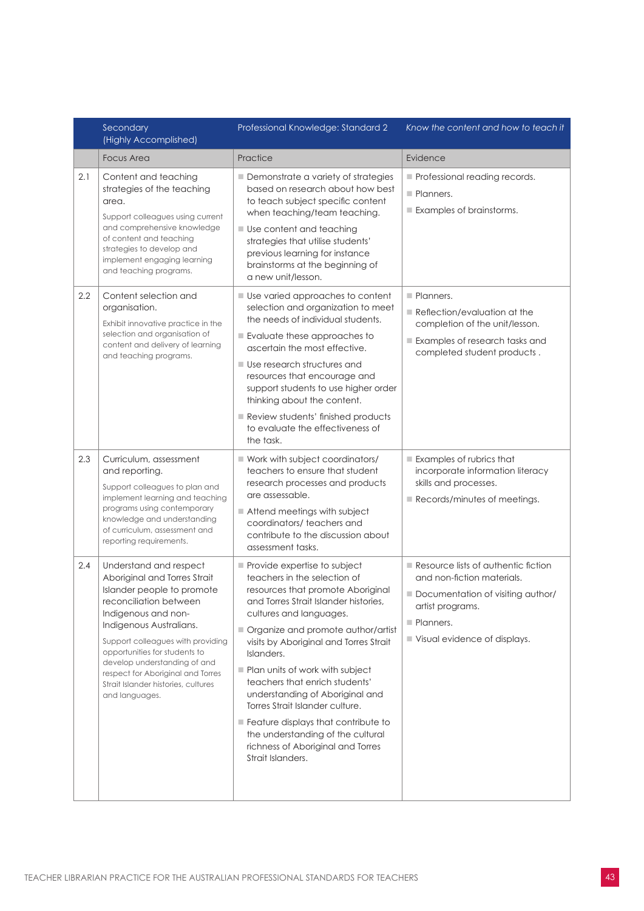| | Secondary (Highly Accomplished) | Professional Knowledge: Standard 2 | *Know the content and how to teach it* |
|---|---|---|---|
| | Focus Area | Practice | Evidence |
| 2.1 | Content and teaching strategies of the teaching area.<br><br>Support colleagues using current and comprehensive knowledge of content and teaching strategies to develop and implement engaging learning and teaching programs. | ■ Demonstrate a variety of strategies based on research about how best to teach subject specific content when teaching/team teaching.<br>■ Use content and teaching strategies that utilise students' previous learning for instance brainstorms at the beginning of a new unit/lesson. | ■ Professional reading records.<br>■ Planners.<br>■ Examples of brainstorms. |
| 2.2 | Content selection and organisation.<br><br>Exhibit innovative practice in the selection and organisation of content and delivery of learning and teaching programs. | ■ Use varied approaches to content selection and organization to meet the needs of individual students.<br>■ Evaluate these approaches to ascertain the most effective.<br>■ Use research structures and resources that encourage and support students to use higher order thinking about the content.<br>■ Review students' finished products to evaluate the effectiveness of the task. | ■ Planners.<br>■ Reflection/evaluation at the completion of the unit/lesson.<br>■ Examples of research tasks and completed student products . |
| 2.3 | Curriculum, assessment and reporting.<br><br>Support colleagues to plan and implement learning and teaching programs using contemporary knowledge and understanding of curriculum, assessment and reporting requirements. | ■ Work with subject coordinators/ teachers to ensure that student research processes and products are assessable.<br>■ Attend meetings with subject coordinators/ teachers and contribute to the discussion about assessment tasks. | ■ Examples of rubrics that incorporate information literacy skills and processes.<br>■ Records/minutes of meetings. |
| 2.4 | Understand and respect Aboriginal and Torres Strait Islander people to promote reconciliation between Indigenous and non-Indigenous Australians.<br><br>Support colleagues with providing opportunities for students to develop understanding of and respect for Aboriginal and Torres Strait Islander histories, cultures and languages. | ■ Provide expertise to subject teachers in the selection of resources that promote Aboriginal and Torres Strait Islander histories, cultures and languages.<br>■ Organize and promote author/artist visits by Aboriginal and Torres Strait Islanders.<br>■ Plan units of work with subject teachers that enrich students' understanding of Aboriginal and Torres Strait Islander culture.<br>■ Feature displays that contribute to the understanding of the cultural richness of Aboriginal and Torres Strait Islanders. | ■ Resource lists of authentic fiction and non-fiction materials.<br>■ Documentation of visiting author/ artist programs.<br>■ Planners.<br>■ Visual evidence of displays. |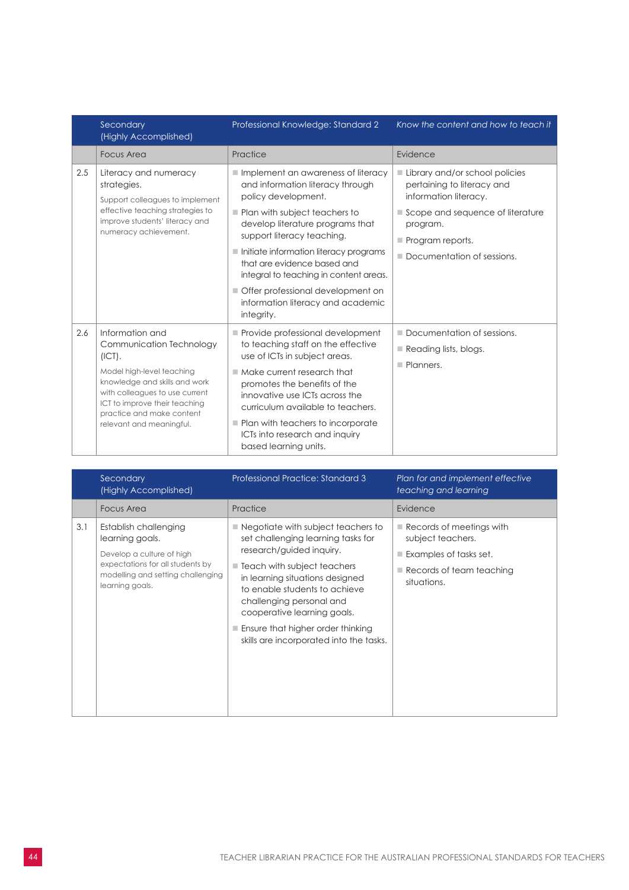| | Secondary (Highly Accomplished) | Professional Knowledge: Standard 2 | *Know the content and how to teach it* |
|---|---|---|---|
| | Focus Area | Practice | Evidence |
| 2.5 | Literacy and numeracy strategies.<br><br>Support colleagues to implement effective teaching strategies to improve students' literacy and numeracy achievement. | ■ Implement an awareness of literacy and information literacy through policy development.<br>■ Plan with subject teachers to develop literature programs that support literacy teaching.<br>■ Initiate information literacy programs that are evidence based and integral to teaching in content areas.<br>■ Offer professional development on information literacy and academic integrity. | ■ Library and/or school policies pertaining to literacy and information literacy.<br>■ Scope and sequence of literature program.<br>■ Program reports.<br>■ Documentation of sessions. |
| 2.6 | Information and Communication Technology (ICT).<br><br>Model high-level teaching knowledge and skills and work with colleagues to use current ICT to improve their teaching practice and make content relevant and meaningful. | ■ Provide professional development to teaching staff on the effective use of ICTs in subject areas.<br>■ Make current research that promotes the benefits of the innovative use ICTs across the curriculum available to teachers.<br>■ Plan with teachers to incorporate ICTs into research and inquiry based learning units. | ■ Documentation of sessions.<br>■ Reading lists, blogs.<br>■ Planners. |

| | Secondary (Highly Accomplished) | Professional Practice: Standard 3 | *Plan for and implement effective teaching and learning* |
|---|---|---|---|
| | Focus Area | Practice | Evidence |
| 3.1 | Establish challenging learning goals.<br><br>Develop a culture of high expectations for all students by modelling and setting challenging learning goals. | ■ Negotiate with subject teachers to set challenging learning tasks for research/guided inquiry.<br>■ Teach with subject teachers in learning situations designed to enable students to achieve challenging personal and cooperative learning goals.<br>■ Ensure that higher order thinking skills are incorporated into the tasks. | ■ Records of meetings with subject teachers.<br>■ Examples of tasks set.<br>■ Records of team teaching situations. |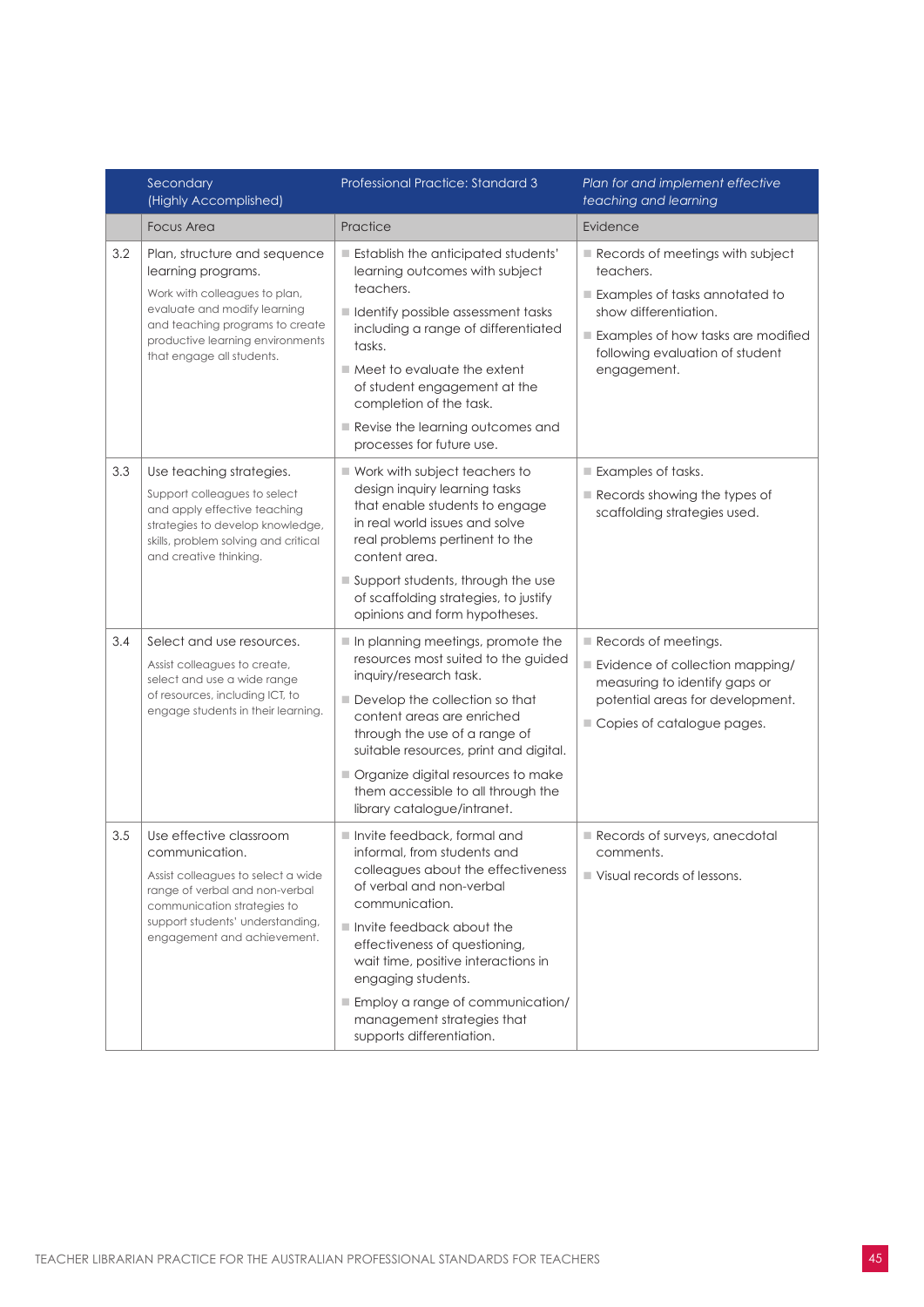| | Secondary (Highly Accomplished) | Professional Practice: Standard 3 | *Plan for and implement effective teaching and learning* |
|---|---|---|---|
| | Focus Area | Practice | Evidence |
| 3.2 | Plan, structure and sequence learning programs.<br><br>Work with colleagues to plan, evaluate and modify learning and teaching programs to create productive learning environments that engage all students. | ■ Establish the anticipated students' learning outcomes with subject teachers.<br>■ Identify possible assessment tasks including a range of differentiated tasks.<br>■ Meet to evaluate the extent of student engagement at the completion of the task.<br>■ Revise the learning outcomes and processes for future use. | ■ Records of meetings with subject teachers.<br>■ Examples of tasks annotated to show differentiation.<br>■ Examples of how tasks are modified following evaluation of student engagement. |
| 3.3 | Use teaching strategies.<br><br>Support colleagues to select and apply effective teaching strategies to develop knowledge, skills, problem solving and critical and creative thinking. | ■ Work with subject teachers to design inquiry learning tasks that enable students to engage in real world issues and solve real problems pertinent to the content area.<br>■ Support students, through the use of scaffolding strategies, to justify opinions and form hypotheses. | ■ Examples of tasks.<br>■ Records showing the types of scaffolding strategies used. |
| 3.4 | Select and use resources.<br><br>Assist colleagues to create, select and use a wide range of resources, including ICT, to engage students in their learning. | ■ In planning meetings, promote the resources most suited to the guided inquiry/research task.<br>■ Develop the collection so that content areas are enriched through the use of a range of suitable resources, print and digital.<br>■ Organize digital resources to make them accessible to all through the library catalogue/intranet. | ■ Records of meetings.<br>■ Evidence of collection mapping/ measuring to identify gaps or potential areas for development.<br>■ Copies of catalogue pages. |
| 3.5 | Use effective classroom communication.<br><br>Assist colleagues to select a wide range of verbal and non-verbal communication strategies to support students' understanding, engagement and achievement. | ■ Invite feedback, formal and informal, from students and colleagues about the effectiveness of verbal and non-verbal communication.<br>■ Invite feedback about the effectiveness of questioning, wait time, positive interactions in engaging students.<br>■ Employ a range of communication/ management strategies that supports differentiation. | ■ Records of surveys, anecdotal comments.<br>■ Visual records of lessons. |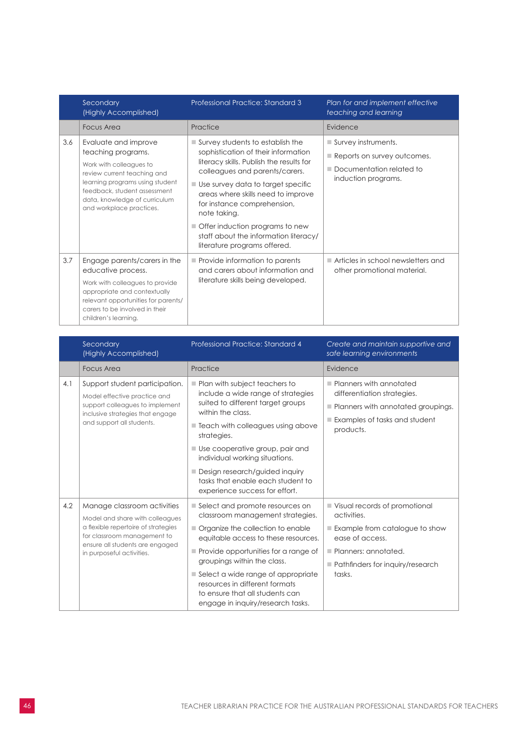| | Secondary (Highly Accomplished) | Professional Practice: Standard 3 | *Plan for and implement effective teaching and learning* |
|---|---|---|---|
| | Focus Area | Practice | Evidence |
| 3.6 | Evaluate and improve teaching programs.<br>Work with colleagues to review current teaching and learning programs using student feedback, student assessment data, knowledge of curriculum and workplace practices. | ■ Survey students to establish the sophistication of their information literacy skills. Publish the results for colleagues and parents/carers.<br>■ Use survey data to target specific areas where skills need to improve for instance comprehension, note taking.<br>■ Offer induction programs to new staff about the information literacy/ literature programs offered. | ■ Survey instruments.<br>■ Reports on survey outcomes.<br>■ Documentation related to induction programs. |
| 3.7 | Engage parents/carers in the educative process.<br>Work with colleagues to provide appropriate and contextually relevant opportunities for parents/ carers to be involved in their children's learning. | ■ Provide information to parents and carers about information and literature skills being developed. | ■ Articles in school newsletters and other promotional material. |

| | Secondary (Highly Accomplished) | Professional Practice: Standard 4 | *Create and maintain supportive and safe learning environments* |
|---|---|---|---|
| | Focus Area | Practice | Evidence |
| 4.1 | Support student participation.<br>Model effective practice and support colleagues to implement inclusive strategies that engage and support all students. | ■ Plan with subject teachers to include a wide range of strategies suited to different target groups within the class.<br>■ Teach with colleagues using above strategies.<br>■ Use cooperative group, pair and individual working situations.<br>■ Design research/guided inquiry tasks that enable each student to experience success for effort. | ■ Planners with annotated differentiation strategies.<br>■ Planners with annotated groupings.<br>■ Examples of tasks and student products. |
| 4.2 | Manage classroom activities<br>Model and share with colleagues a flexible repertoire of strategies for classroom management to ensure all students are engaged in purposeful activities. | ■ Select and promote resources on classroom management strategies.<br>■ Organize the collection to enable equitable access to these resources.<br>■ Provide opportunities for a range of groupings within the class.<br>■ Select a wide range of appropriate resources in different formats to ensure that all students can engage in inquiry/research tasks. | ■ Visual records of promotional activities.<br>■ Example from catalogue to show ease of access.<br>■ Planners: annotated.<br>■ Pathfinders for inquiry/research tasks. |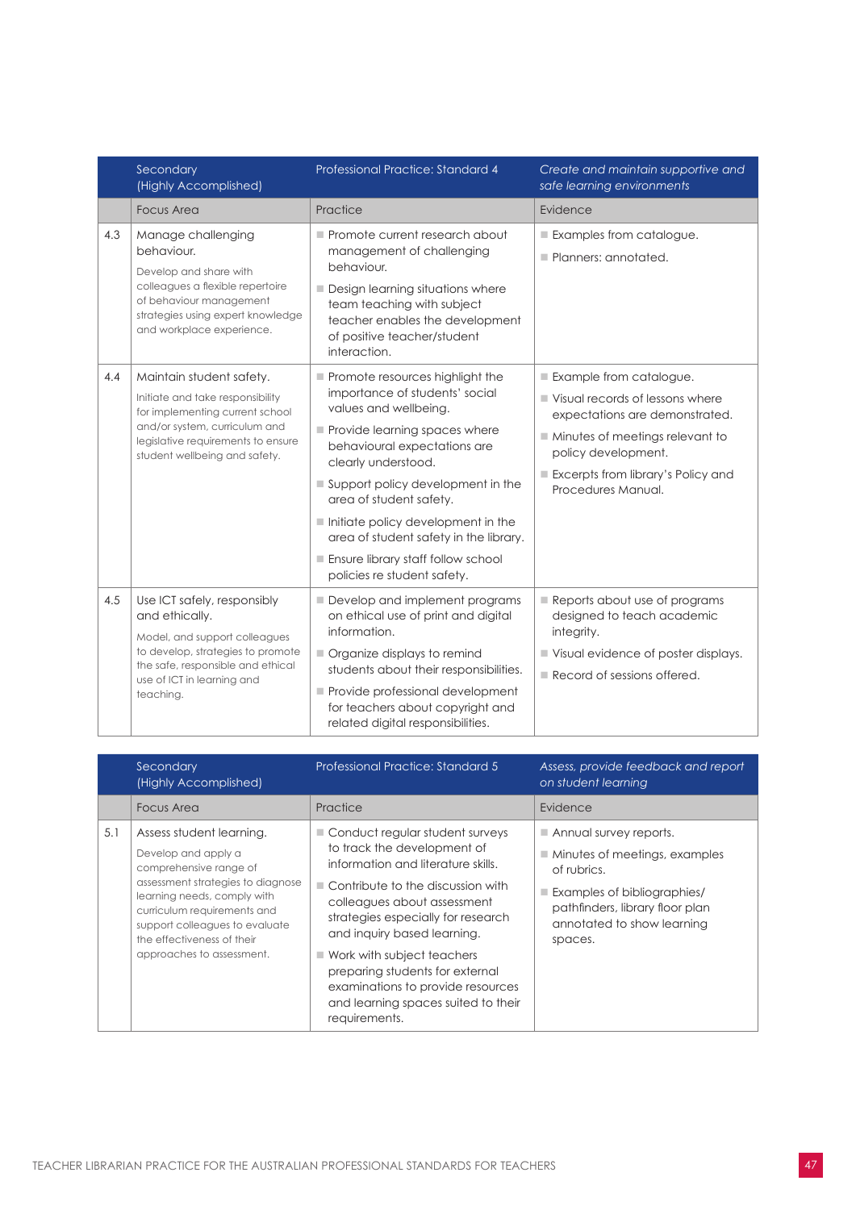| | Secondary (Highly Accomplished) | Professional Practice: Standard 4 | *Create and maintain supportive and safe learning environments* |
|---|---|---|---|
| | Focus Area | Practice | Evidence |
| 4.3 | Manage challenging behaviour.<br><br>Develop and share with colleagues a flexible repertoire of behaviour management strategies using expert knowledge and workplace experience. | ■ Promote current research about management of challenging behaviour.<br>■ Design learning situations where team teaching with subject teacher enables the development of positive teacher/student interaction. | ■ Examples from catalogue.<br>■ Planners: annotated. |
| 4.4 | Maintain student safety.<br><br>Initiate and take responsibility for implementing current school and/or system, curriculum and legislative requirements to ensure student wellbeing and safety. | ■ Promote resources highlight the importance of students' social values and wellbeing.<br>■ Provide learning spaces where behavioural expectations are clearly understood.<br>■ Support policy development in the area of student safety.<br>■ Initiate policy development in the area of student safety in the library.<br>■ Ensure library staff follow school policies re student safety. | ■ Example from catalogue.<br>■ Visual records of lessons where expectations are demonstrated.<br>■ Minutes of meetings relevant to policy development.<br>■ Excerpts from library's Policy and Procedures Manual. |
| 4.5 | Use ICT safely, responsibly and ethically.<br><br>Model, and support colleagues to develop, strategies to promote the safe, responsible and ethical use of ICT in learning and teaching. | ■ Develop and implement programs on ethical use of print and digital information.<br>■ Organize displays to remind students about their responsibilities.<br>■ Provide professional development for teachers about copyright and related digital responsibilities. | ■ Reports about use of programs designed to teach academic integrity.<br>■ Visual evidence of poster displays.<br>■ Record of sessions offered. |

| | Secondary (Highly Accomplished) | Professional Practice: Standard 5 | *Assess, provide feedback and report on student learning* |
|---|---|---|---|
| | Focus Area | Practice | Evidence |
| 5.1 | Assess student learning.<br><br>Develop and apply a comprehensive range of assessment strategies to diagnose learning needs, comply with curriculum requirements and support colleagues to evaluate the effectiveness of their approaches to assessment. | ■ Conduct regular student surveys to track the development of information and literature skills.<br>■ Contribute to the discussion with colleagues about assessment strategies especially for research and inquiry based learning.<br>■ Work with subject teachers preparing students for external examinations to provide resources and learning spaces suited to their requirements. | ■ Annual survey reports.<br>■ Minutes of meetings, examples of rubrics.<br>■ Examples of bibliographies/ pathfinders, library floor plan annotated to show learning spaces. |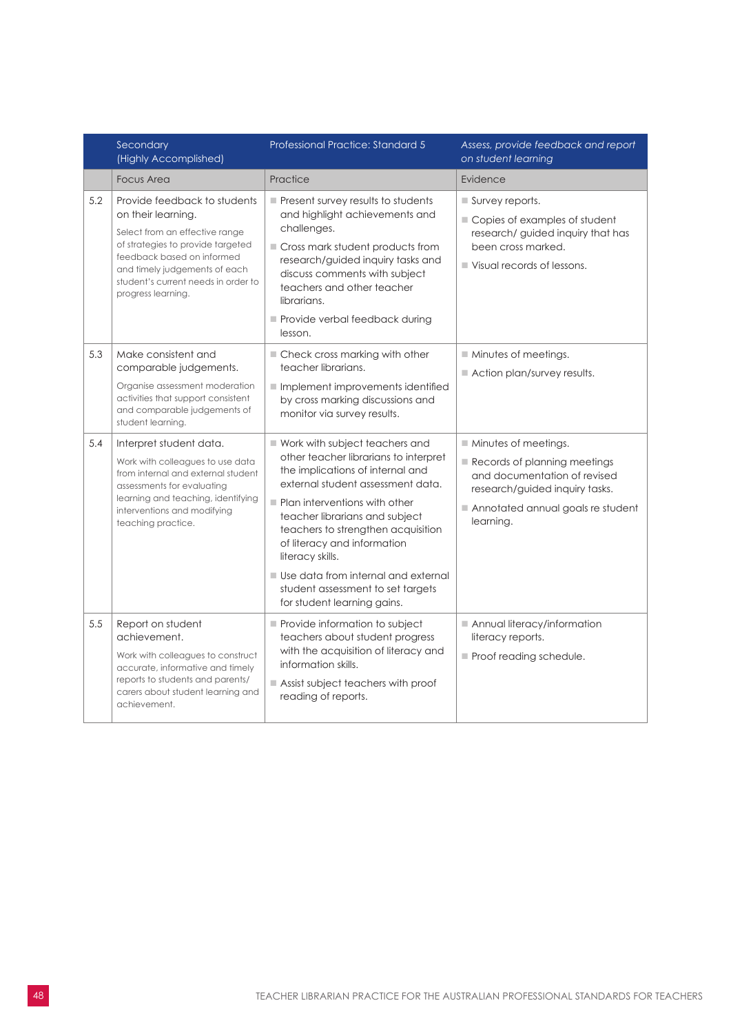| | Secondary (Highly Accomplished) | Professional Practice: Standard 5 | *Assess, provide feedback and report on student learning* |
|---|---|---|---|
| | Focus Area | Practice | Evidence |
| 5.2 | Provide feedback to students on their learning. Select from an effective range of strategies to provide targeted feedback based on informed and timely judgements of each student's current needs in order to progress learning. | ■ Present survey results to students and highlight achievements and challenges. ■ Cross mark student products from research/guided inquiry tasks and discuss comments with subject teachers and other teacher librarians. ■ Provide verbal feedback during lesson. | ■ Survey reports. ■ Copies of examples of student research/ guided inquiry that has been cross marked. ■ Visual records of lessons. |
| 5.3 | Make consistent and comparable judgements. Organise assessment moderation activities that support consistent and comparable judgements of student learning. | ■ Check cross marking with other teacher librarians. ■ Implement improvements identified by cross marking discussions and monitor via survey results. | ■ Minutes of meetings. ■ Action plan/survey results. |
| 5.4 | Interpret student data. Work with colleagues to use data from internal and external student assessments for evaluating learning and teaching, identifying interventions and modifying teaching practice. | ■ Work with subject teachers and other teacher librarians to interpret the implications of internal and external student assessment data. ■ Plan interventions with other teacher librarians and subject teachers to strengthen acquisition of literacy and information literacy skills. ■ Use data from internal and external student assessment to set targets for student learning gains. | ■ Minutes of meetings. ■ Records of planning meetings and documentation of revised research/guided inquiry tasks. ■ Annotated annual goals re student learning. |
| 5.5 | Report on student achievement. Work with colleagues to construct accurate, informative and timely reports to students and parents/ carers about student learning and achievement. | ■ Provide information to subject teachers about student progress with the acquisition of literacy and information skills. ■ Assist subject teachers with proof reading of reports. | ■ Annual literacy/information literacy reports. ■ Proof reading schedule. |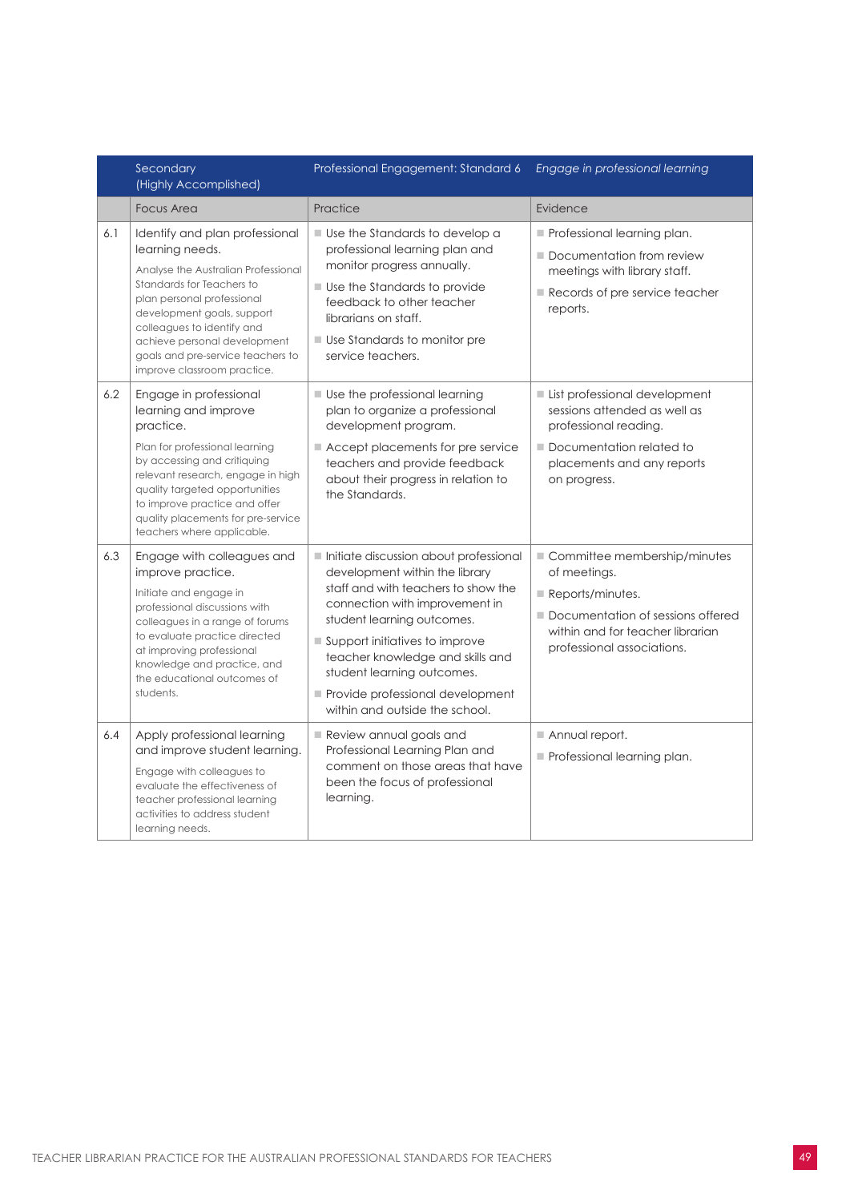| | Secondary (Highly Accomplished) | Professional Engagement: Standard 6 | *Engage in professional learning* |
|---|---|---|---|
| | Focus Area | Practice | Evidence |
| 6.1 | Identify and plan professional learning needs.<br><br>Analyse the Australian Professional Standards for Teachers to plan personal professional development goals, support colleagues to identify and achieve personal development goals and pre-service teachers to improve classroom practice. | ■ Use the Standards to develop a professional learning plan and monitor progress annually.<br>■ Use the Standards to provide feedback to other teacher librarians on staff.<br>■ Use Standards to monitor pre service teachers. | ■ Professional learning plan.<br>■ Documentation from review meetings with library staff.<br>■ Records of pre service teacher reports. |
| 6.2 | Engage in professional learning and improve practice.<br><br>Plan for professional learning by accessing and critiquing relevant research, engage in high quality targeted opportunities to improve practice and offer quality placements for pre-service teachers where applicable. | ■ Use the professional learning plan to organize a professional development program.<br>■ Accept placements for pre service teachers and provide feedback about their progress in relation to the Standards. | ■ List professional development sessions attended as well as professional reading.<br>■ Documentation related to placements and any reports on progress. |
| 6.3 | Engage with colleagues and improve practice.<br><br>Initiate and engage in professional discussions with colleagues in a range of forums to evaluate practice directed at improving professional knowledge and practice, and the educational outcomes of students. | ■ Initiate discussion about professional development within the library staff and with teachers to show the connection with improvement in student learning outcomes.<br>■ Support initiatives to improve teacher knowledge and skills and student learning outcomes.<br>■ Provide professional development within and outside the school. | ■ Committee membership/minutes of meetings.<br>■ Reports/minutes.<br>■ Documentation of sessions offered within and for teacher librarian professional associations. |
| 6.4 | Apply professional learning and improve student learning.<br><br>Engage with colleagues to evaluate the effectiveness of teacher professional learning activities to address student learning needs. | ■ Review annual goals and Professional Learning Plan and comment on those areas that have been the focus of professional learning. | ■ Annual report.<br>■ Professional learning plan. |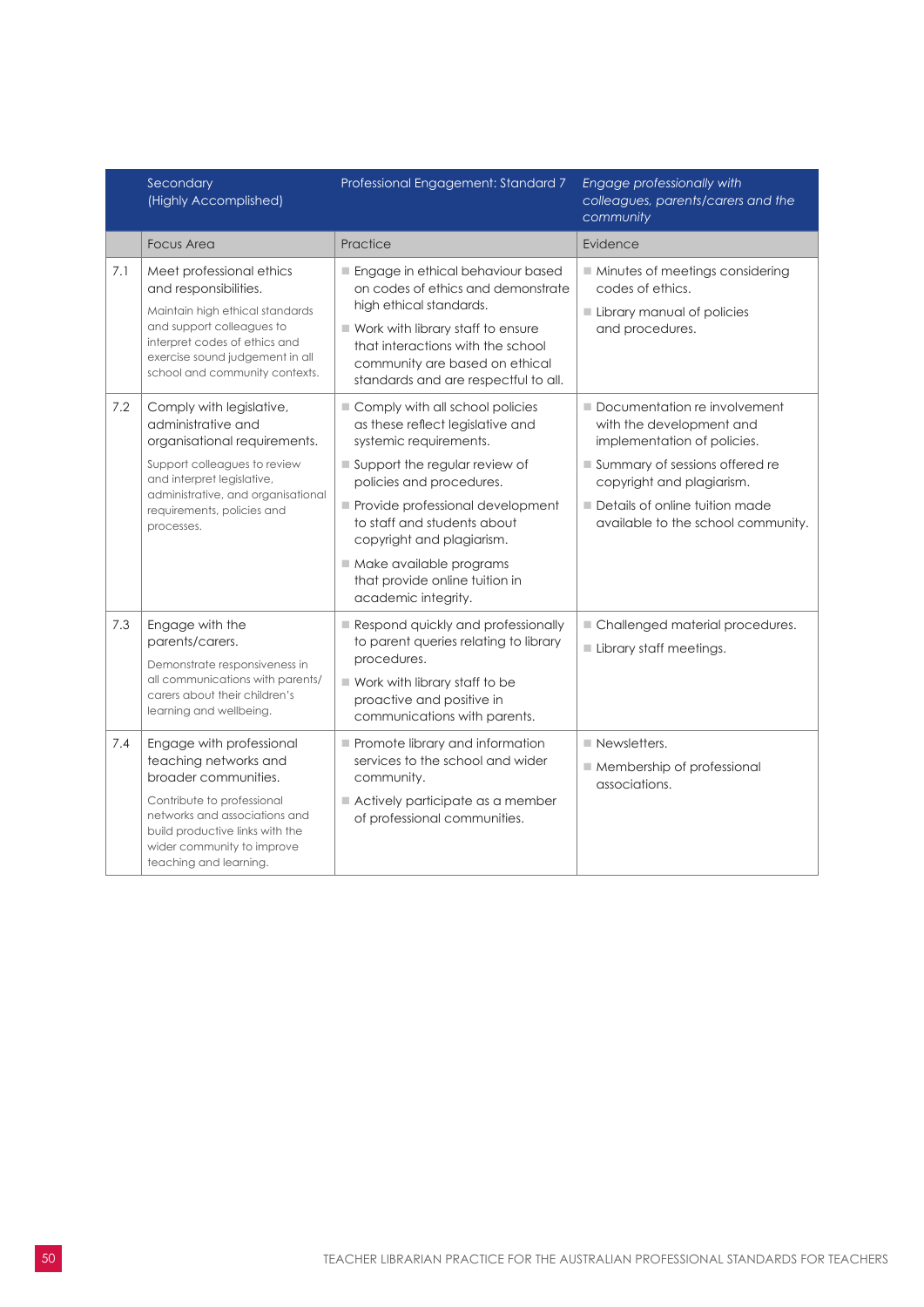|  | Secondary (Highly Accomplished) | Professional Engagement: Standard 7 | *Engage professionally with colleagues, parents/carers and the community* |
|---|---|---|---|
|  | Focus Area | Practice | Evidence |
| 7.1 | Meet professional ethics and responsibilities.<br><br>Maintain high ethical standards and support colleagues to interpret codes of ethics and exercise sound judgement in all school and community contexts. | ■ Engage in ethical behaviour based on codes of ethics and demonstrate high ethical standards.<br>■ Work with library staff to ensure that interactions with the school community are based on ethical standards and are respectful to all. | ■ Minutes of meetings considering codes of ethics.<br>■ Library manual of policies and procedures. |
| 7.2 | Comply with legislative, administrative and organisational requirements.<br><br>Support colleagues to review and interpret legislative, administrative, and organisational requirements, policies and processes. | ■ Comply with all school policies as these reflect legislative and systemic requirements.<br>■ Support the regular review of policies and procedures.<br>■ Provide professional development to staff and students about copyright and plagiarism.<br>■ Make available programs that provide online tuition in academic integrity. | ■ Documentation re involvement with the development and implementation of policies.<br>■ Summary of sessions offered re copyright and plagiarism.<br>■ Details of online tuition made available to the school community. |
| 7.3 | Engage with the parents/carers.<br><br>Demonstrate responsiveness in all communications with parents/carers about their children's learning and wellbeing. | ■ Respond quickly and professionally to parent queries relating to library procedures.<br>■ Work with library staff to be proactive and positive in communications with parents. | ■ Challenged material procedures.<br>■ Library staff meetings. |
| 7.4 | Engage with professional teaching networks and broader communities.<br><br>Contribute to professional networks and associations and build productive links with the wider community to improve teaching and learning. | ■ Promote library and information services to the school and wider community.<br>■ Actively participate as a member of professional communities. | ■ Newsletters.<br>■ Membership of professional associations. |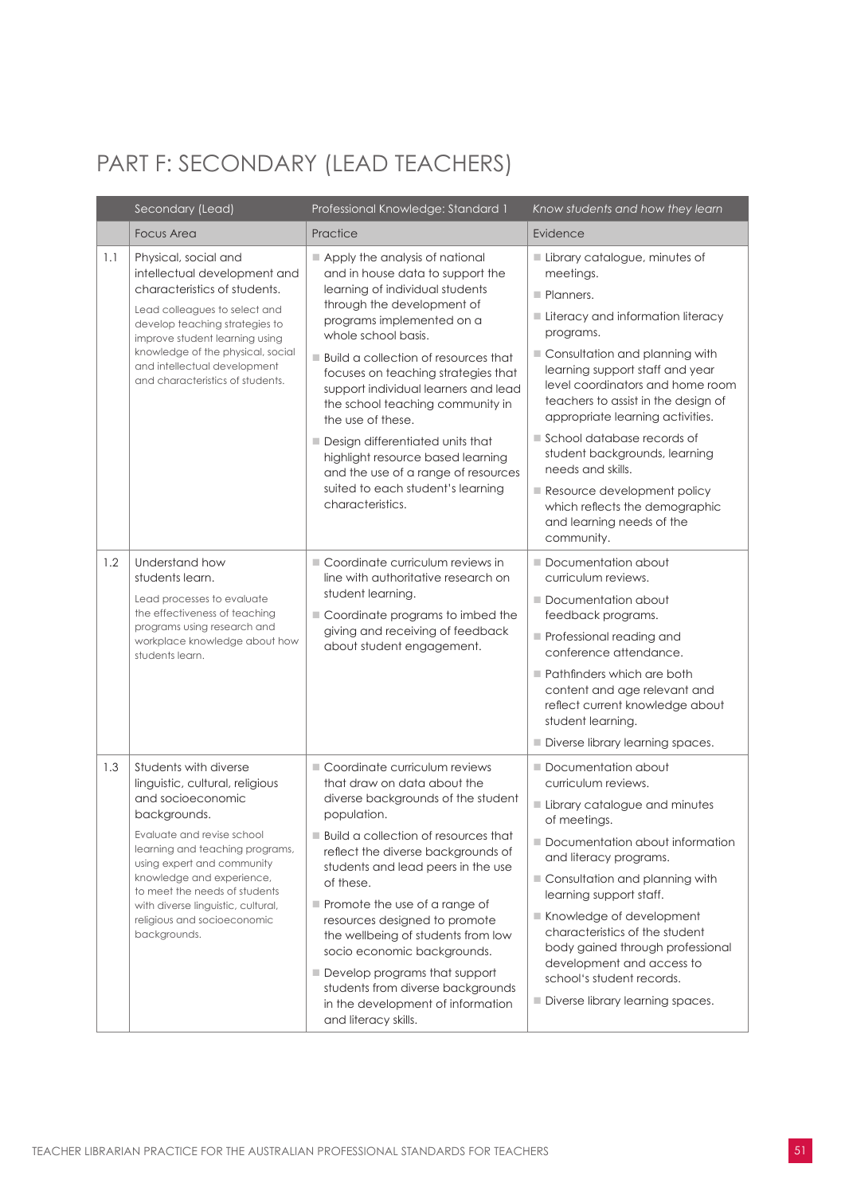# PART F: SECONDARY (LEAD TEACHERS)

| | Secondary (Lead) | Professional Knowledge: Standard 1 | *Know students and how they learn* |
|---|---|---|---|
| | Focus Area | Practice | Evidence |
| 1.1 | Physical, social and intellectual development and characteristics of students.<br><br>Lead colleagues to select and develop teaching strategies to improve student learning using knowledge of the physical, social and intellectual development and characteristics of students. | ■ Apply the analysis of national and in house data to support the learning of individual students through the development of programs implemented on a whole school basis.<br>■ Build a collection of resources that focuses on teaching strategies that support individual learners and lead the school teaching community in the use of these.<br>■ Design differentiated units that highlight resource based learning and the use of a range of resources suited to each student's learning characteristics. | ■ Library catalogue, minutes of meetings.<br>■ Planners.<br>■ Literacy and information literacy programs.<br>■ Consultation and planning with learning support staff and year level coordinators and home room teachers to assist in the design of appropriate learning activities.<br>■ School database records of student backgrounds, learning needs and skills.<br>■ Resource development policy which reflects the demographic and learning needs of the community. |
| 1.2 | Understand how students learn.<br><br>Lead processes to evaluate the effectiveness of teaching programs using research and workplace knowledge about how students learn. | ■ Coordinate curriculum reviews in line with authoritative research on student learning.<br>■ Coordinate programs to imbed the giving and receiving of feedback about student engagement. | ■ Documentation about curriculum reviews.<br>■ Documentation about feedback programs.<br>■ Professional reading and conference attendance.<br>■ Pathfinders which are both content and age relevant and reflect current knowledge about student learning.<br>■ Diverse library learning spaces. |
| 1.3 | Students with diverse linguistic, cultural, religious and socioeconomic backgrounds.<br><br>Evaluate and revise school learning and teaching programs, using expert and community knowledge and experience, to meet the needs of students with diverse linguistic, cultural, religious and socioeconomic backgrounds. | ■ Coordinate curriculum reviews that draw on data about the diverse backgrounds of the student population.<br>■ Build a collection of resources that reflect the diverse backgrounds of students and lead peers in the use of these.<br>■ Promote the use of a range of resources designed to promote the wellbeing of students from low socio economic backgrounds.<br>■ Develop programs that support students from diverse backgrounds in the development of information and literacy skills. | ■ Documentation about curriculum reviews.<br>■ Library catalogue and minutes of meetings.<br>■ Documentation about information and literacy programs.<br>■ Consultation and planning with learning support staff.<br>■ Knowledge of development characteristics of the student body gained through professional development and access to school's student records.<br>■ Diverse library learning spaces. |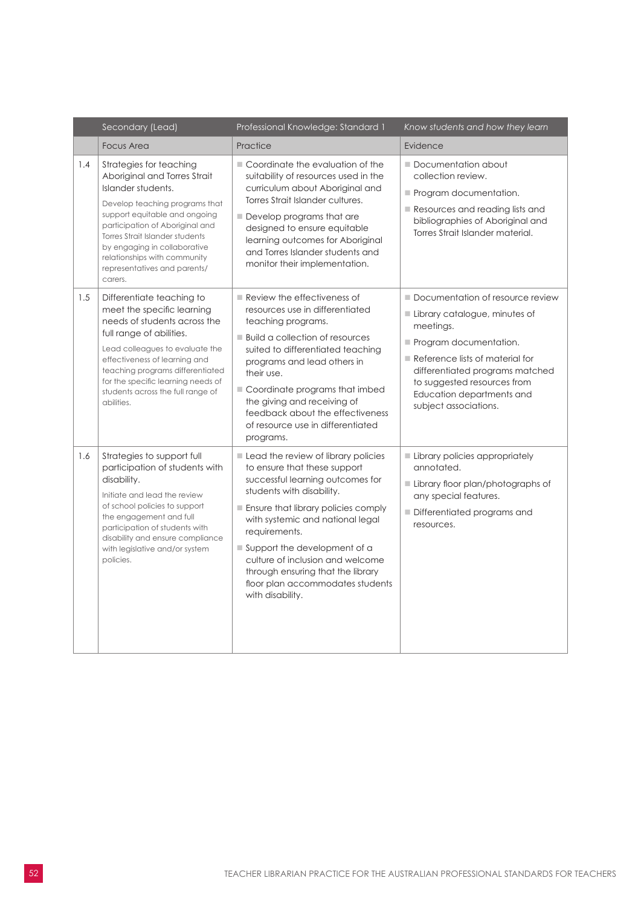| | Secondary (Lead) | Professional Knowledge: Standard 1 | *Know students and how they learn* |
|---|---|---|---|
| | Focus Area | Practice | Evidence |
| 1.4 | Strategies for teaching Aboriginal and Torres Strait Islander students.<br><br>Develop teaching programs that support equitable and ongoing participation of Aboriginal and Torres Strait Islander students by engaging in collaborative relationships with community representatives and parents/carers. | ■ Coordinate the evaluation of the suitability of resources used in the curriculum about Aboriginal and Torres Strait Islander cultures.<br>■ Develop programs that are designed to ensure equitable learning outcomes for Aboriginal and Torres Islander students and monitor their implementation. | ■ Documentation about collection review.<br>■ Program documentation.<br>■ Resources and reading lists and bibliographies of Aboriginal and Torres Strait Islander material. |
| 1.5 | Differentiate teaching to meet the specific learning needs of students across the full range of abilities.<br><br>Lead colleagues to evaluate the effectiveness of learning and teaching programs differentiated for the specific learning needs of students across the full range of abilities. | ■ Review the effectiveness of resources use in differentiated teaching programs.<br>■ Build a collection of resources suited to differentiated teaching programs and lead others in their use.<br>■ Coordinate programs that imbed the giving and receiving of feedback about the effectiveness of resource use in differentiated programs. | ■ Documentation of resource review<br>■ Library catalogue, minutes of meetings.<br>■ Program documentation.<br>■ Reference lists of material for differentiated programs matched to suggested resources from Education departments and subject associations. |
| 1.6 | Strategies to support full participation of students with disability.<br><br>Initiate and lead the review of school policies to support the engagement and full participation of students with disability and ensure compliance with legislative and/or system policies. | ■ Lead the review of library policies to ensure that these support successful learning outcomes for students with disability.<br>■ Ensure that library policies comply with systemic and national legal requirements.<br>■ Support the development of a culture of inclusion and welcome through ensuring that the library floor plan accommodates students with disability. | ■ Library policies appropriately annotated.<br>■ Library floor plan/photographs of any special features.<br>■ Differentiated programs and resources. |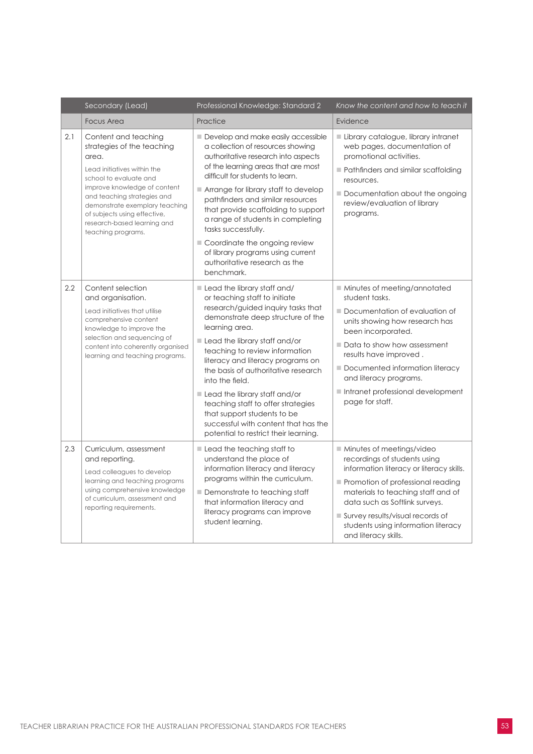| | Secondary (Lead) | Professional Knowledge: Standard 2 | *Know the content and how to teach it* |
|---|---|---|---|
| | Focus Area | Practice | Evidence |
| 2.1 | Content and teaching strategies of the teaching area.<br><br>Lead initiatives within the school to evaluate and improve knowledge of content and teaching strategies and demonstrate exemplary teaching of subjects using effective, research-based learning and teaching programs. | ■ Develop and make easily accessible a collection of resources showing authoritative research into aspects of the learning areas that are most difficult for students to learn.<br>■ Arrange for library staff to develop pathfinders and similar resources that provide scaffolding to support a range of students in completing tasks successfully.<br>■ Coordinate the ongoing review of library programs using current authoritative research as the benchmark. | ■ Library catalogue, library intranet web pages, documentation of promotional activities.<br>■ Pathfinders and similar scaffolding resources.<br>■ Documentation about the ongoing review/evaluation of library programs. |
| 2.2 | Content selection and organisation.<br><br>Lead initiatives that utilise comprehensive content knowledge to improve the selection and sequencing of content into coherently organised learning and teaching programs. | ■ Lead the library staff and/ or teaching staff to initiate research/guided inquiry tasks that demonstrate deep structure of the learning area.<br>■ Lead the library staff and/or teaching staff to review information literacy and literacy programs on the basis of authoritative research into the field.<br>■ Lead the library staff and/or teaching staff to offer strategies that support students to be successful with content that has the potential to restrict their learning. | ■ Minutes of meeting/annotated student tasks.<br>■ Documentation of evaluation of units showing how research has been incorporated.<br>■ Data to show how assessment results have improved .<br>■ Documented information literacy and literacy programs.<br>■ Intranet professional development page for staff. |
| 2.3 | Curriculum, assessment and reporting.<br><br>Lead colleagues to develop learning and teaching programs using comprehensive knowledge of curriculum, assessment and reporting requirements. | ■ Lead the teaching staff to understand the place of information literacy and literacy programs within the curriculum.<br>■ Demonstrate to teaching staff that information literacy and literacy programs can improve student learning. | ■ Minutes of meetings/video recordings of students using information literacy or literacy skills.<br>■ Promotion of professional reading materials to teaching staff and of data such as Softlink surveys.<br>■ Survey results/visual records of students using information literacy and literacy skills. |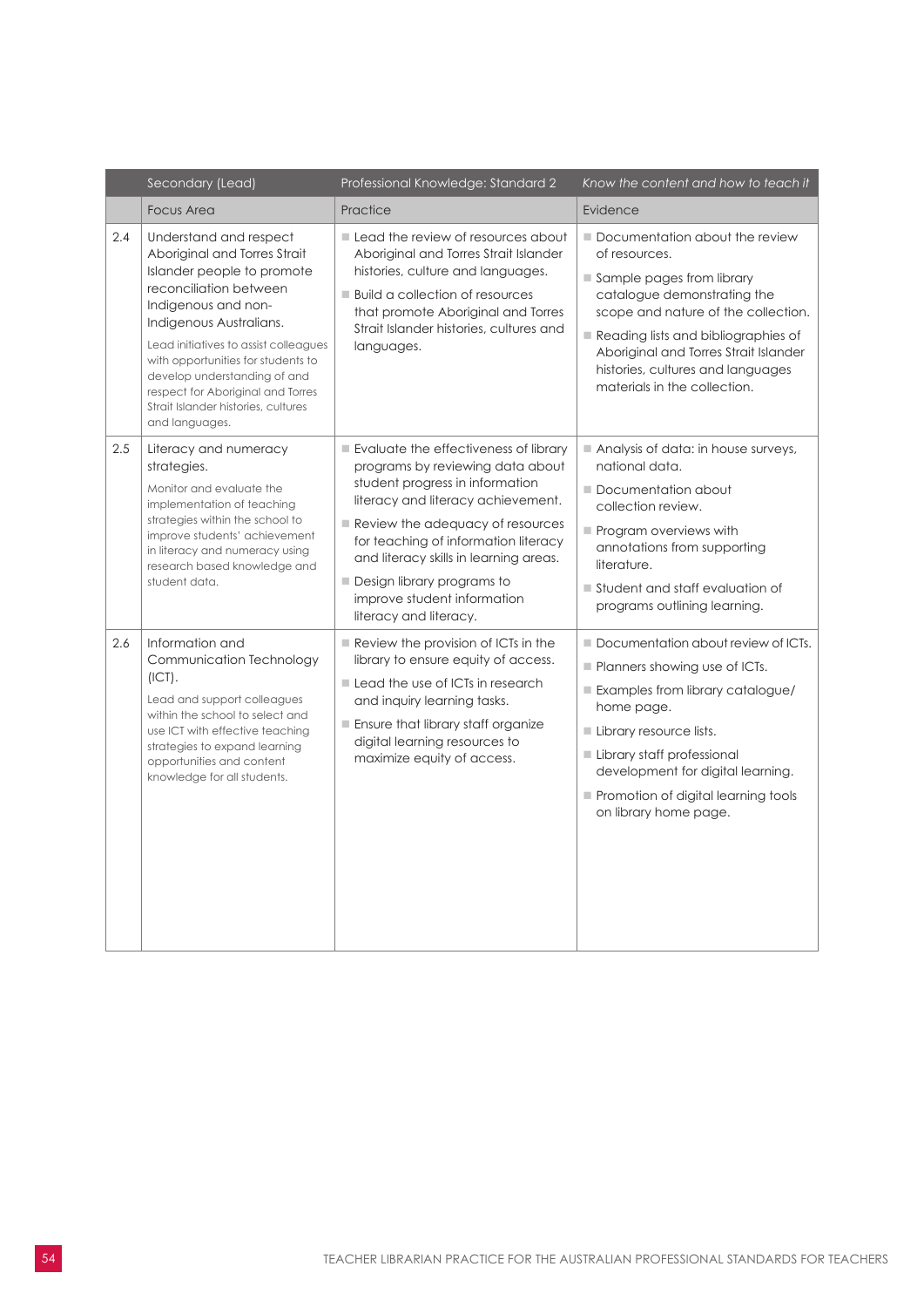| | Secondary (Lead) | Professional Knowledge: Standard 2 | *Know the content and how to teach it* |
|---|---|---|---|
| | Focus Area | Practice | Evidence |
| 2.4 | Understand and respect Aboriginal and Torres Strait Islander people to promote reconciliation between Indigenous and non-Indigenous Australians.<br><br>Lead initiatives to assist colleagues with opportunities for students to develop understanding of and respect for Aboriginal and Torres Strait Islander histories, cultures and languages. | ■ Lead the review of resources about Aboriginal and Torres Strait Islander histories, culture and languages.<br>■ Build a collection of resources that promote Aboriginal and Torres Strait Islander histories, cultures and languages. | ■ Documentation about the review of resources.<br>■ Sample pages from library catalogue demonstrating the scope and nature of the collection.<br>■ Reading lists and bibliographies of Aboriginal and Torres Strait Islander histories, cultures and languages materials in the collection. |
| 2.5 | Literacy and numeracy strategies.<br><br>Monitor and evaluate the implementation of teaching strategies within the school to improve students' achievement in literacy and numeracy using research based knowledge and student data. | ■ Evaluate the effectiveness of library programs by reviewing data about student progress in information literacy and literacy achievement.<br>■ Review the adequacy of resources for teaching of information literacy and literacy skills in learning areas.<br>■ Design library programs to improve student information literacy and literacy. | ■ Analysis of data: in house surveys, national data.<br>■ Documentation about collection review.<br>■ Program overviews with annotations from supporting literature.<br>■ Student and staff evaluation of programs outlining learning. |
| 2.6 | Information and Communication Technology (ICT).<br><br>Lead and support colleagues within the school to select and use ICT with effective teaching strategies to expand learning opportunities and content knowledge for all students. | ■ Review the provision of ICTs in the library to ensure equity of access.<br>■ Lead the use of ICTs in research and inquiry learning tasks.<br>■ Ensure that library staff organize digital learning resources to maximize equity of access. | ■ Documentation about review of ICTs.<br>■ Planners showing use of ICTs.<br>■ Examples from library catalogue/home page.<br>■ Library resource lists.<br>■ Library staff professional development for digital learning.<br>■ Promotion of digital learning tools on library home page. |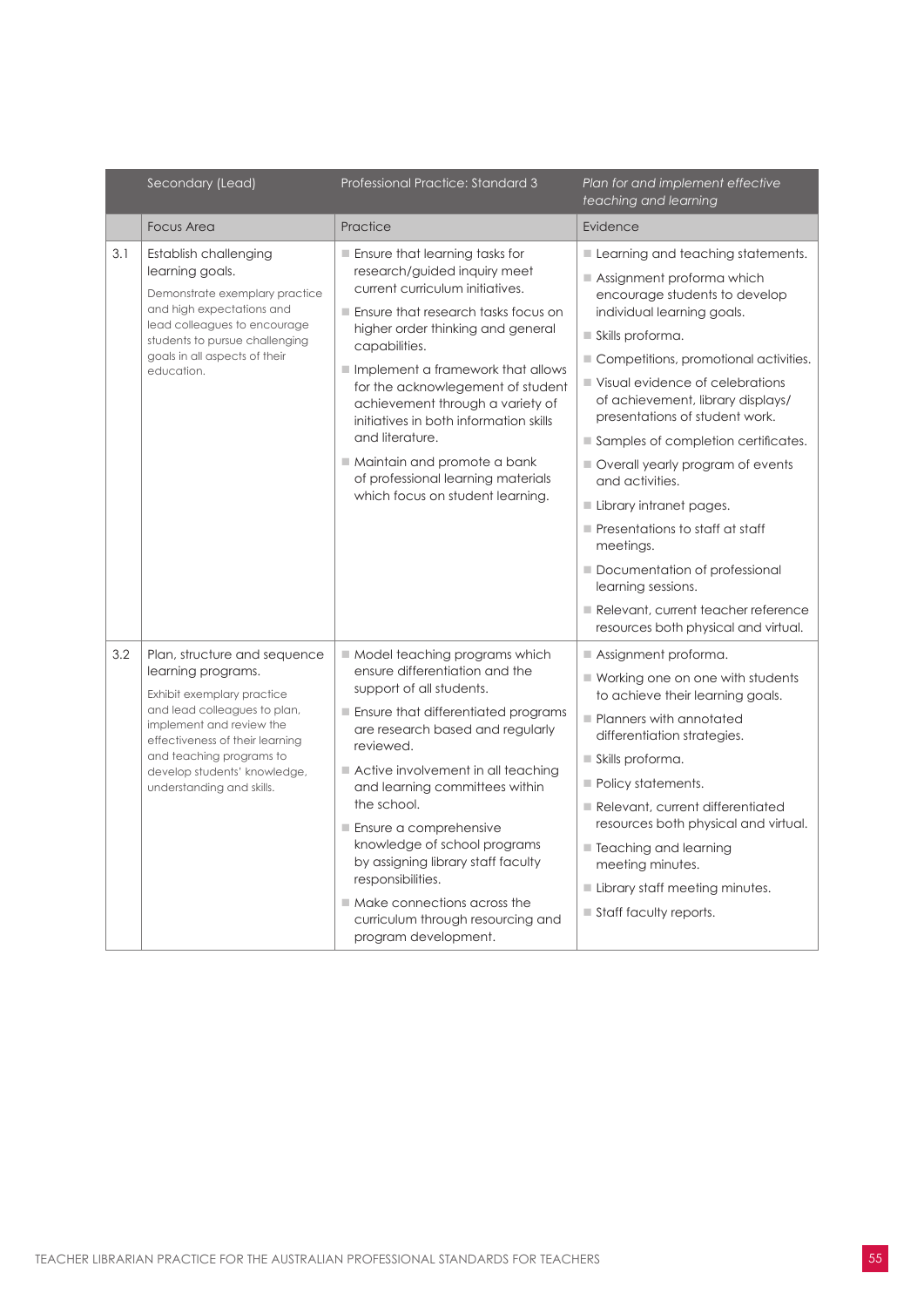|  | Secondary (Lead) | Professional Practice: Standard 3 | *Plan for and implement effective teaching and learning* |
|---|---|---|---|
|  | Focus Area | Practice | Evidence |
| 3.1 | Establish challenging learning goals.<br><br>Demonstrate exemplary practice and high expectations and lead colleagues to encourage students to pursue challenging goals in all aspects of their education. | ■ Ensure that learning tasks for research/guided inquiry meet current curriculum initiatives.<br>■ Ensure that research tasks focus on higher order thinking and general capabilities.<br>■ Implement a framework that allows for the acknowlegement of student achievement through a variety of initiatives in both information skills and literature.<br>■ Maintain and promote a bank of professional learning materials which focus on student learning. | ■ Learning and teaching statements.<br>■ Assignment proforma which encourage students to develop individual learning goals.<br>■ Skills proforma.<br>■ Competitions, promotional activities.<br>■ Visual evidence of celebrations of achievement, library displays/ presentations of student work.<br>■ Samples of completion certificates.<br>■ Overall yearly program of events and activities.<br>■ Library intranet pages.<br>■ Presentations to staff at staff meetings.<br>■ Documentation of professional learning sessions.<br>■ Relevant, current teacher reference resources both physical and virtual. |
| 3.2 | Plan, structure and sequence learning programs.<br><br>Exhibit exemplary practice and lead colleagues to plan, implement and review the effectiveness of their learning and teaching programs to develop students' knowledge, understanding and skills. | ■ Model teaching programs which ensure differentiation and the support of all students.<br>■ Ensure that differentiated programs are research based and regularly reviewed.<br>■ Active involvement in all teaching and learning committees within the school.<br>■ Ensure a comprehensive knowledge of school programs by assigning library staff faculty responsibilities.<br>■ Make connections across the curriculum through resourcing and program development. | ■ Assignment proforma.<br>■ Working one on one with students to achieve their learning goals.<br>■ Planners with annotated differentiation strategies.<br>■ Skills proforma.<br>■ Policy statements.<br>■ Relevant, current differentiated resources both physical and virtual.<br>■ Teaching and learning meeting minutes.<br>■ Library staff meeting minutes.<br>■ Staff faculty reports. |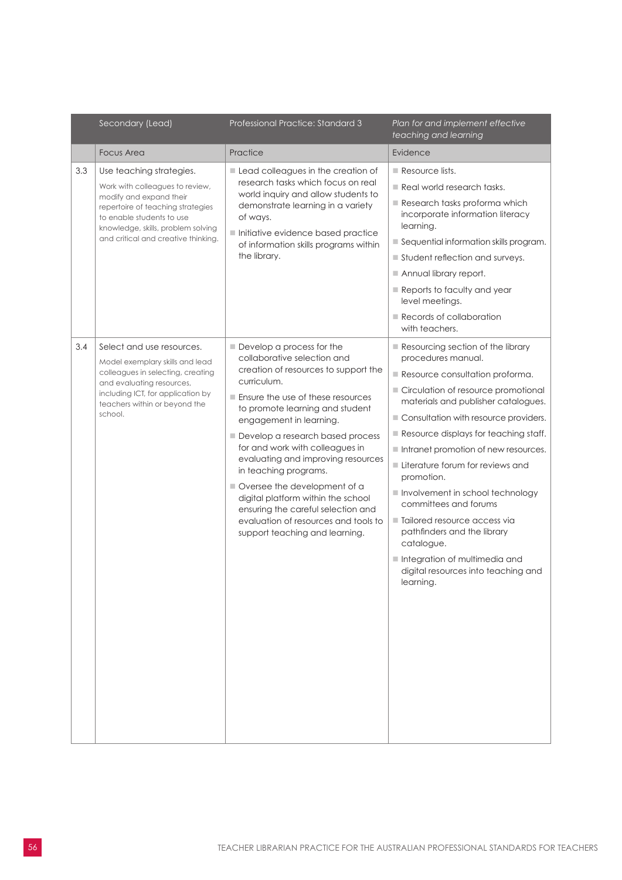| | Secondary (Lead) | Professional Practice: Standard 3 | *Plan for and implement effective teaching and learning* |
|---|---|---|---|
| | Focus Area | Practice | Evidence |
| 3.3 | Use teaching strategies.<br><br>Work with colleagues to review, modify and expand their repertoire of teaching strategies to enable students to use knowledge, skills, problem solving and critical and creative thinking. | ■ Lead colleagues in the creation of research tasks which focus on real world inquiry and allow students to demonstrate learning in a variety of ways.<br>■ Initiative evidence based practice of information skills programs within the library. | ■ Resource lists.<br>■ Real world research tasks.<br>■ Research tasks proforma which incorporate information literacy learning.<br>■ Sequential information skills program.<br>■ Student reflection and surveys.<br>■ Annual library report.<br>■ Reports to faculty and year level meetings.<br>■ Records of collaboration with teachers. |
| 3.4 | Select and use resources.<br><br>Model exemplary skills and lead colleagues in selecting, creating and evaluating resources, including ICT, for application by teachers within or beyond the school. | ■ Develop a process for the collaborative selection and creation of resources to support the curriculum.<br>■ Ensure the use of these resources to promote learning and student engagement in learning.<br>■ Develop a research based process for and work with colleagues in evaluating and improving resources in teaching programs.<br>■ Oversee the development of a digital platform within the school ensuring the careful selection and evaluation of resources and tools to support teaching and learning. | ■ Resourcing section of the library procedures manual.<br>■ Resource consultation proforma.<br>■ Circulation of resource promotional materials and publisher catalogues.<br>■ Consultation with resource providers.<br>■ Resource displays for teaching staff.<br>■ Intranet promotion of new resources.<br>■ Literature forum for reviews and promotion.<br>■ Involvement in school technology committees and forums<br>■ Tailored resource access via pathfinders and the library catalogue.<br>■ Integration of multimedia and digital resources into teaching and learning. |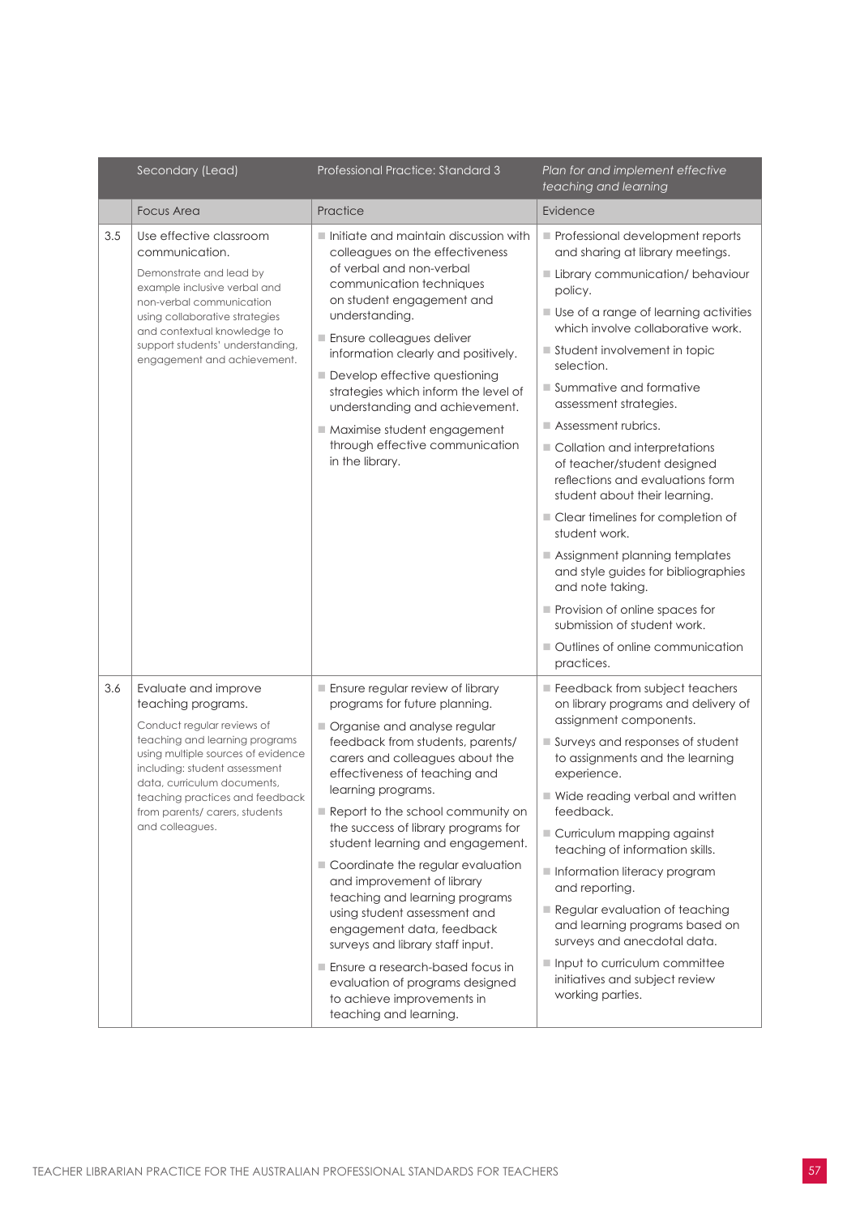| | Secondary (Lead) | Professional Practice: Standard 3 | *Plan for and implement effective teaching and learning* |
|---|---|---|---|
| | Focus Area | Practice | Evidence |
| 3.5 | Use effective classroom communication.<br><br>Demonstrate and lead by example inclusive verbal and non-verbal communication using collaborative strategies and contextual knowledge to support students' understanding, engagement and achievement. | ■ Initiate and maintain discussion with colleagues on the effectiveness of verbal and non-verbal communication techniques on student engagement and understanding.<br>■ Ensure colleagues deliver information clearly and positively.<br>■ Develop effective questioning strategies which inform the level of understanding and achievement.<br>■ Maximise student engagement through effective communication in the library. | ■ Professional development reports and sharing at library meetings.<br>■ Library communication/ behaviour policy.<br>■ Use of a range of learning activities which involve collaborative work.<br>■ Student involvement in topic selection.<br>■ Summative and formative assessment strategies.<br>■ Assessment rubrics.<br>■ Collation and interpretations of teacher/student designed reflections and evaluations form student about their learning.<br>■ Clear timelines for completion of student work.<br>■ Assignment planning templates and style guides for bibliographies and note taking.<br>■ Provision of online spaces for submission of student work.<br>■ Outlines of online communication practices. |
| 3.6 | Evaluate and improve teaching programs.<br><br>Conduct regular reviews of teaching and learning programs using multiple sources of evidence including: student assessment data, curriculum documents, teaching practices and feedback from parents/ carers, students and colleagues. | ■ Ensure regular review of library programs for future planning.<br>■ Organise and analyse regular feedback from students, parents/ carers and colleagues about the effectiveness of teaching and learning programs.<br>■ Report to the school community on the success of library programs for student learning and engagement.<br>■ Coordinate the regular evaluation and improvement of library teaching and learning programs using student assessment and engagement data, feedback surveys and library staff input.<br>■ Ensure a research-based focus in evaluation of programs designed to achieve improvements in teaching and learning. | ■ Feedback from subject teachers on library programs and delivery of assignment components.<br>■ Surveys and responses of student to assignments and the learning experience.<br>■ Wide reading verbal and written feedback.<br>■ Curriculum mapping against teaching of information skills.<br>■ Information literacy program and reporting.<br>■ Regular evaluation of teaching and learning programs based on surveys and anecdotal data.<br>■ Input to curriculum committee initiatives and subject review working parties. |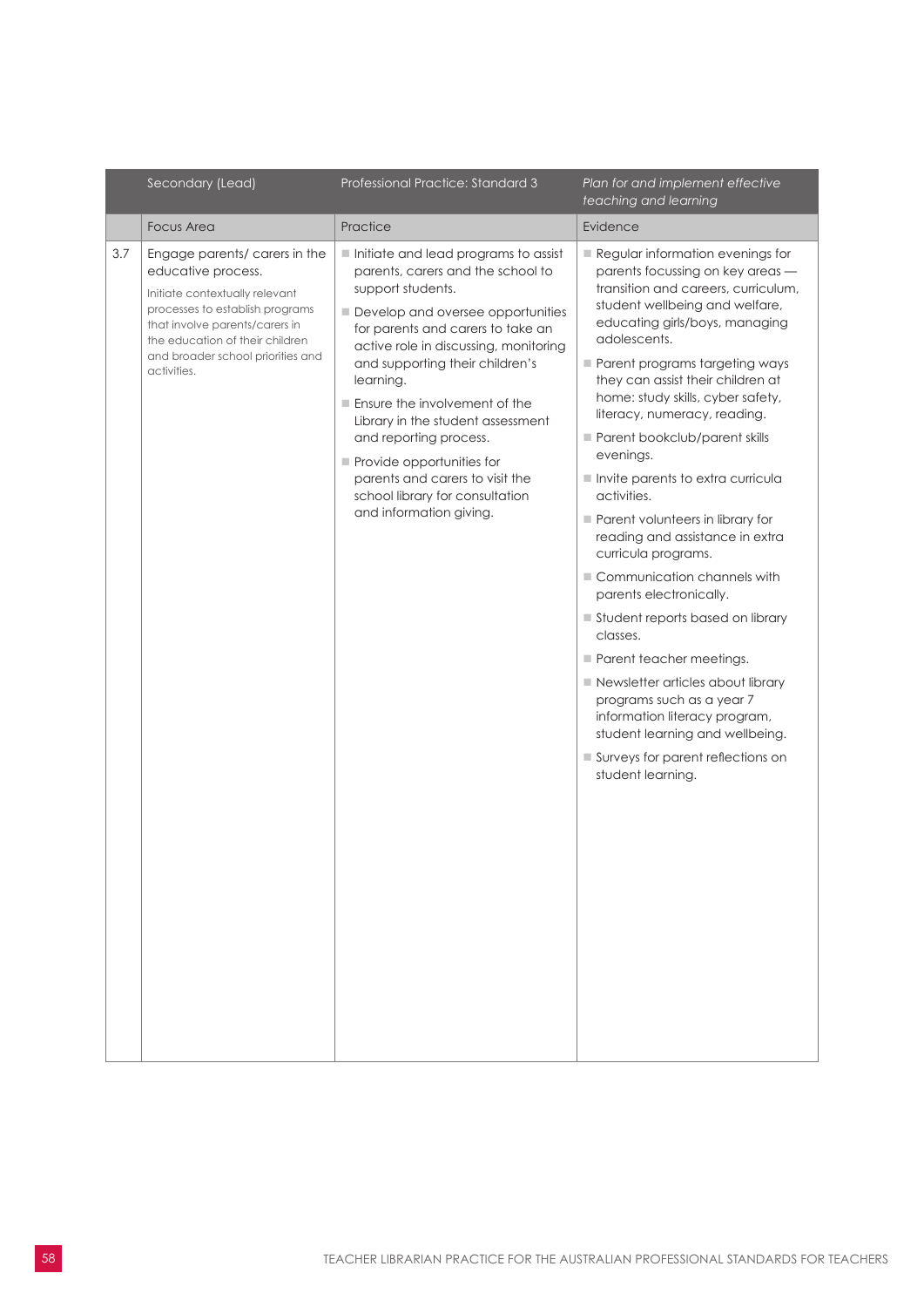| | Secondary (Lead) | Professional Practice: Standard 3 | *Plan for and implement effective teaching and learning* |
|---|---|---|---|
| | **Focus Area** | **Practice** | **Evidence** |
| 3.7 | Engage parents/ carers in the educative process.<br><br>Initiate contextually relevant processes to establish programs that involve parents/carers in the education of their children and broader school priorities and activities. | ■ Initiate and lead programs to assist parents, carers and the school to support students.<br>■ Develop and oversee opportunities for parents and carers to take an active role in discussing, monitoring and supporting their children's learning.<br>■ Ensure the involvement of the Library in the student assessment and reporting process.<br>■ Provide opportunities for parents and carers to visit the school library for consultation and information giving. | ■ Regular information evenings for parents focussing on key areas — transition and careers, curriculum, student wellbeing and welfare, educating girls/boys, managing adolescents.<br>■ Parent programs targeting ways they can assist their children at home: study skills, cyber safety, literacy, numeracy, reading.<br>■ Parent bookclub/parent skills evenings.<br>■ Invite parents to extra curricula activities.<br>■ Parent volunteers in library for reading and assistance in extra curricula programs.<br>■ Communication channels with parents electronically.<br>■ Student reports based on library classes.<br>■ Parent teacher meetings.<br>■ Newsletter articles about library programs such as a year 7 information literacy program, student learning and wellbeing.<br>■ Surveys for parent reflections on student learning. |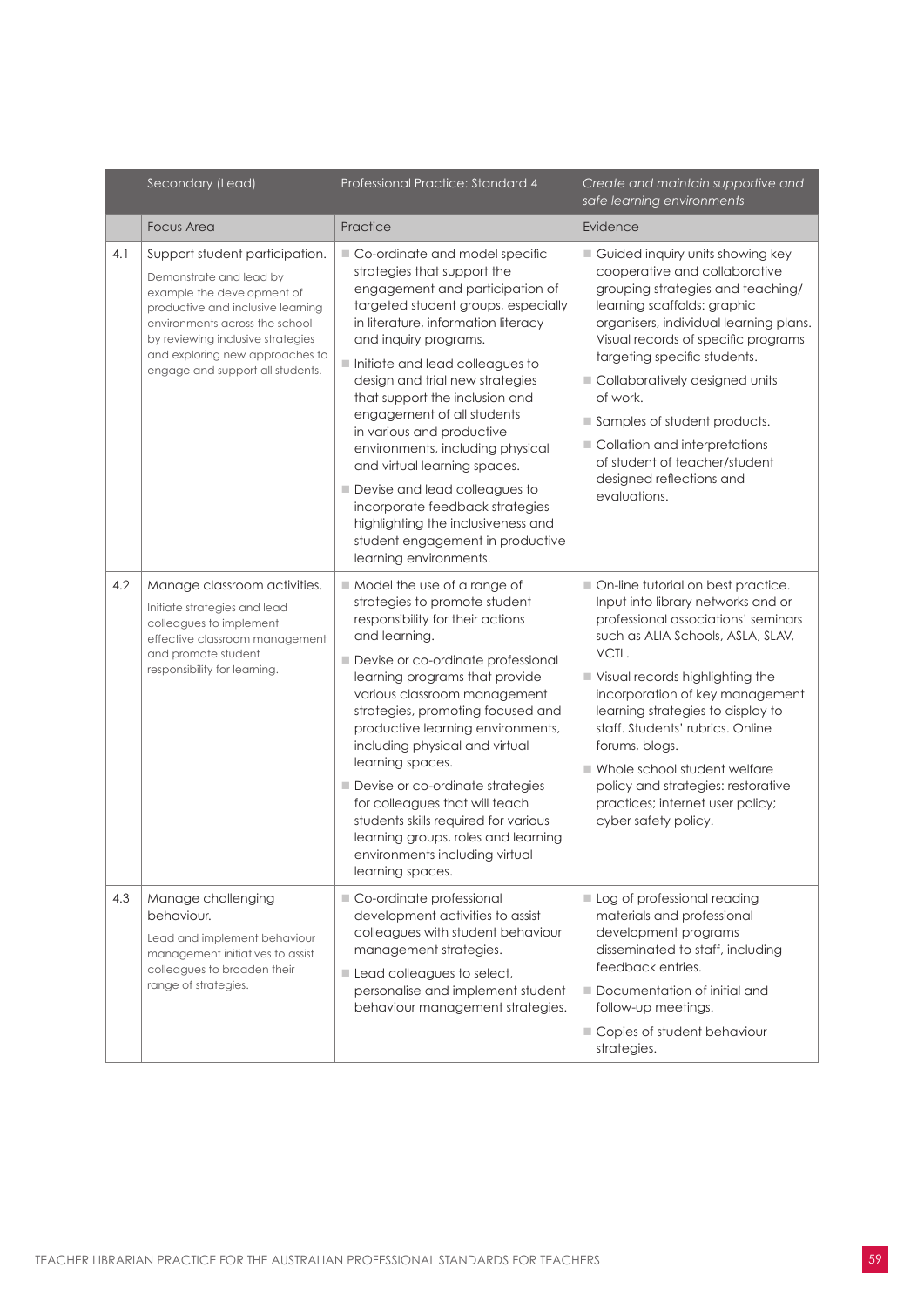| | Secondary (Lead) | Professional Practice: Standard 4 | *Create and maintain supportive and safe learning environments* |
|---|---|---|---|
| | Focus Area | Practice | Evidence |
| 4.1 | Support student participation.<br>Demonstrate and lead by example the development of productive and inclusive learning environments across the school by reviewing inclusive strategies and exploring new approaches to engage and support all students. | ■ Co-ordinate and model specific strategies that support the engagement and participation of targeted student groups, especially in literature, information literacy and inquiry programs.<br>■ Initiate and lead colleagues to design and trial new strategies that support the inclusion and engagement of all students in various and productive environments, including physical and virtual learning spaces.<br>■ Devise and lead colleagues to incorporate feedback strategies highlighting the inclusiveness and student engagement in productive learning environments. | ■ Guided inquiry units showing key cooperative and collaborative grouping strategies and teaching/learning scaffolds: graphic organisers, individual learning plans. Visual records of specific programs targeting specific students.<br>■ Collaboratively designed units of work.<br>■ Samples of student products.<br>■ Collation and interpretations of student of teacher/student designed reflections and evaluations. |
| 4.2 | Manage classroom activities.<br>Initiate strategies and lead colleagues to implement effective classroom management and promote student responsibility for learning. | ■ Model the use of a range of strategies to promote student responsibility for their actions and learning.<br>■ Devise or co-ordinate professional learning programs that provide various classroom management strategies, promoting focused and productive learning environments, including physical and virtual learning spaces.<br>■ Devise or co-ordinate strategies for colleagues that will teach students skills required for various learning groups, roles and learning environments including virtual learning spaces. | ■ On-line tutorial on best practice. Input into library networks and or professional associations' seminars such as ALIA Schools, ASLA, SLAV, VCTL.<br>■ Visual records highlighting the incorporation of key management learning strategies to display to staff. Students' rubrics. Online forums, blogs.<br>■ Whole school student welfare policy and strategies: restorative practices; internet user policy; cyber safety policy. |
| 4.3 | Manage challenging behaviour.<br>Lead and implement behaviour management initiatives to assist colleagues to broaden their range of strategies. | ■ Co-ordinate professional development activities to assist colleagues with student behaviour management strategies.<br>■ Lead colleagues to select, personalise and implement student behaviour management strategies. | ■ Log of professional reading materials and professional development programs disseminated to staff, including feedback entries.<br>■ Documentation of initial and follow-up meetings.<br>■ Copies of student behaviour strategies. |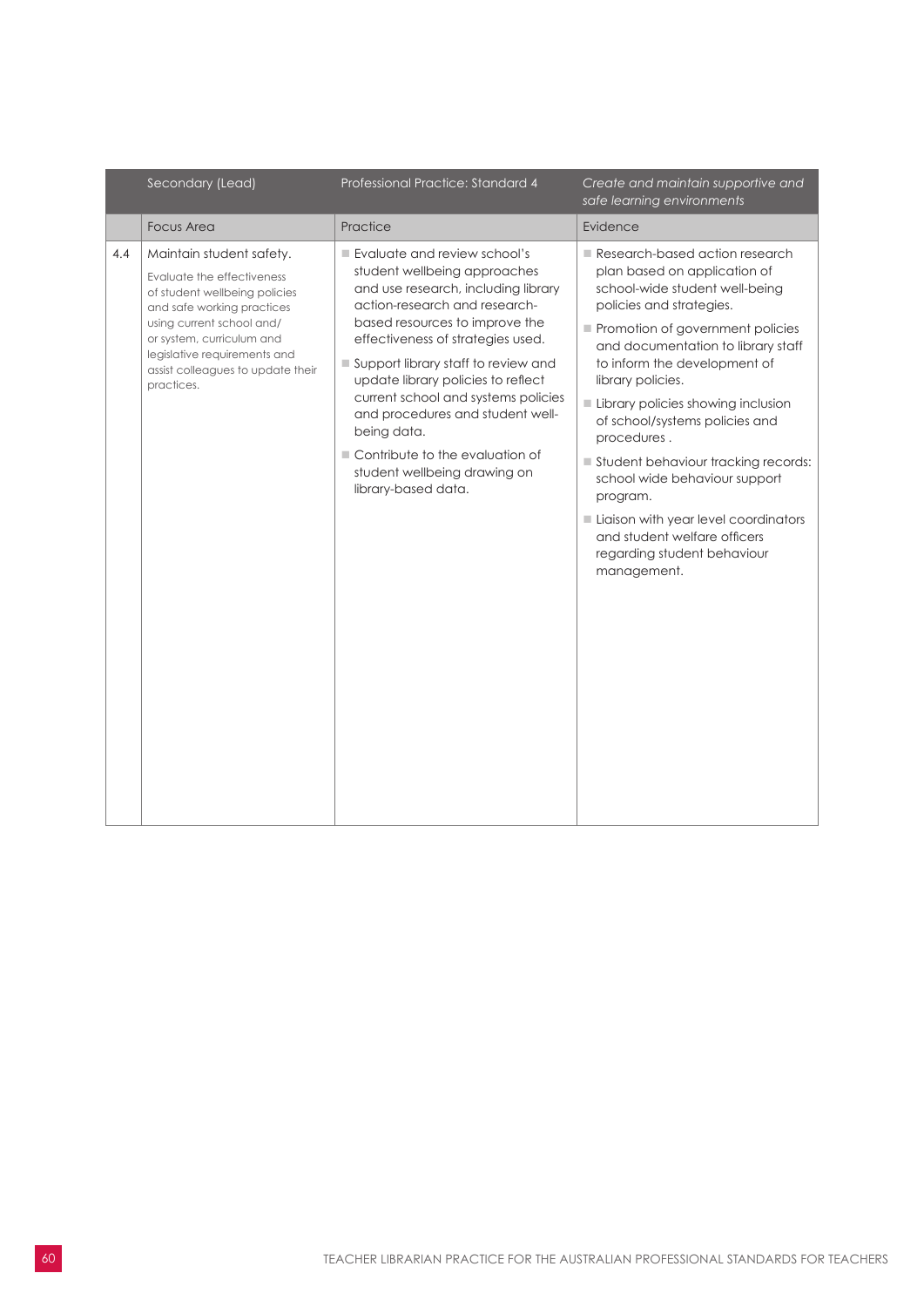| | Secondary (Lead) | Professional Practice: Standard 4 | *Create and maintain supportive and safe learning environments* |
|---|---|---|---|
| | Focus Area | Practice | Evidence |
| 4.4 | Maintain student safety.<br><br>Evaluate the effectiveness of student wellbeing policies and safe working practices using current school and/or system, curriculum and legislative requirements and assist colleagues to update their practices. | ■ Evaluate and review school's student wellbeing approaches and use research, including library action-research and research-based resources to improve the effectiveness of strategies used.<br><br>■ Support library staff to review and update library policies to reflect current school and systems policies and procedures and student well-being data.<br><br>■ Contribute to the evaluation of student wellbeing drawing on library-based data. | ■ Research-based action research plan based on application of school-wide student well-being policies and strategies.<br><br>■ Promotion of government policies and documentation to library staff to inform the development of library policies.<br><br>■ Library policies showing inclusion of school/systems policies and procedures .<br><br>■ Student behaviour tracking records: school wide behaviour support program.<br><br>■ Liaison with year level coordinators and student welfare officers regarding student behaviour management. |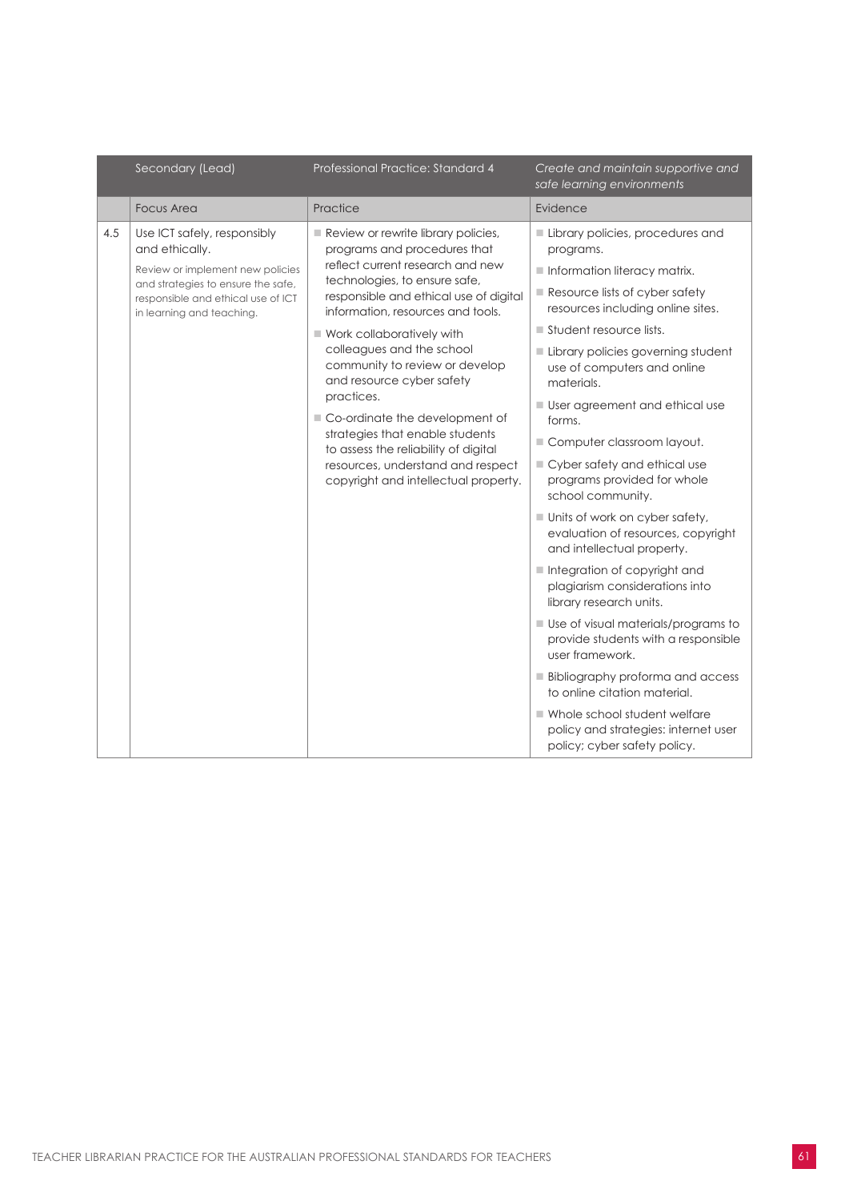| | Secondary (Lead) | Professional Practice: Standard 4 | *Create and maintain supportive and safe learning environments* |
|---|---|---|---|
| | Focus Area | Practice | Evidence |
| 4.5 | Use ICT safely, responsibly and ethically.<br><br>Review or implement new policies and strategies to ensure the safe, responsible and ethical use of ICT in learning and teaching. | ■ Review or rewrite library policies, programs and procedures that reflect current research and new technologies, to ensure safe, responsible and ethical use of digital information, resources and tools.<br><br>■ Work collaboratively with colleagues and the school community to review or develop and resource cyber safety practices.<br><br>■ Co-ordinate the development of strategies that enable students to assess the reliability of digital resources, understand and respect copyright and intellectual property. | ■ Library policies, procedures and programs.<br><br>■ Information literacy matrix.<br><br>■ Resource lists of cyber safety resources including online sites.<br><br>■ Student resource lists.<br><br>■ Library policies governing student use of computers and online materials.<br><br>■ User agreement and ethical use forms.<br><br>■ Computer classroom layout.<br><br>■ Cyber safety and ethical use programs provided for whole school community.<br><br>■ Units of work on cyber safety, evaluation of resources, copyright and intellectual property.<br><br>■ Integration of copyright and plagiarism considerations into library research units.<br><br>■ Use of visual materials/programs to provide students with a responsible user framework.<br><br>■ Bibliography proforma and access to online citation material.<br><br>■ Whole school student welfare policy and strategies: internet user policy; cyber safety policy. |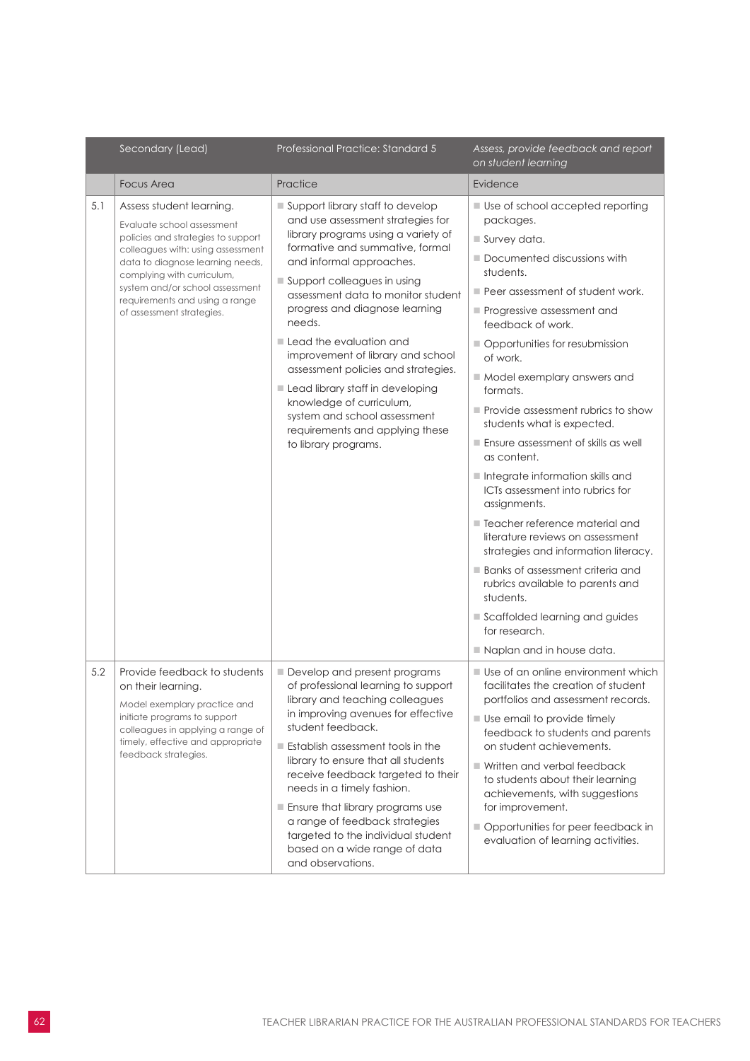| | Secondary (Lead) | Professional Practice: Standard 5 | *Assess, provide feedback and report on student learning* |
|---|---|---|---|
| | Focus Area | Practice | Evidence |
| 5.1 | Assess student learning.<br><br>Evaluate school assessment policies and strategies to support colleagues with: using assessment data to diagnose learning needs, complying with curriculum, system and/or school assessment requirements and using a range of assessment strategies. | ■ Support library staff to develop and use assessment strategies for library programs using a variety of formative and summative, formal and informal approaches.<br>■ Support colleagues in using assessment data to monitor student progress and diagnose learning needs.<br>■ Lead the evaluation and improvement of library and school assessment policies and strategies.<br>■ Lead library staff in developing knowledge of curriculum, system and school assessment requirements and applying these to library programs. | ■ Use of school accepted reporting packages.<br>■ Survey data.<br>■ Documented discussions with students.<br>■ Peer assessment of student work.<br>■ Progressive assessment and feedback of work.<br>■ Opportunities for resubmission of work.<br>■ Model exemplary answers and formats.<br>■ Provide assessment rubrics to show students what is expected.<br>■ Ensure assessment of skills as well as content.<br>■ Integrate information skills and ICTs assessment into rubrics for assignments.<br>■ Teacher reference material and literature reviews on assessment strategies and information literacy.<br>■ Banks of assessment criteria and rubrics available to parents and students.<br>■ Scaffolded learning and guides for research.<br>■ Naplan and in house data. |
| 5.2 | Provide feedback to students on their learning.<br><br>Model exemplary practice and initiate programs to support colleagues in applying a range of timely, effective and appropriate feedback strategies. | ■ Develop and present programs of professional learning to support library and teaching colleagues in improving avenues for effective student feedback.<br>■ Establish assessment tools in the library to ensure that all students receive feedback targeted to their needs in a timely fashion.<br>■ Ensure that library programs use a range of feedback strategies targeted to the individual student based on a wide range of data and observations. | ■ Use of an online environment which facilitates the creation of student portfolios and assessment records.<br>■ Use email to provide timely feedback to students and parents on student achievements.<br>■ Written and verbal feedback to students about their learning achievements, with suggestions for improvement.<br>■ Opportunities for peer feedback in evaluation of learning activities. |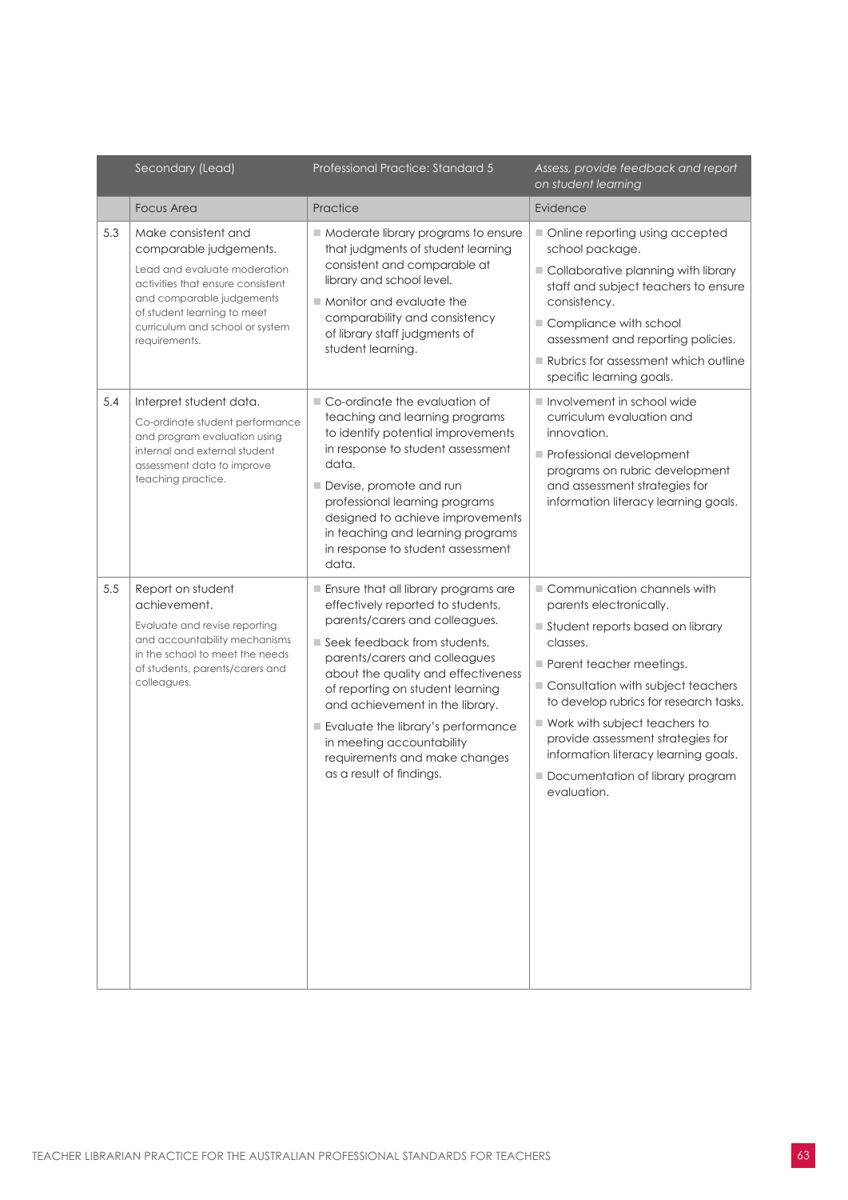| | Secondary (Lead) | Professional Practice: Standard 5 | *Assess, provide feedback and report on student learning* |
|---|---|---|---|
| | Focus Area | Practice | Evidence |
| 5.3 | Make consistent and comparable judgements.<br><br>Lead and evaluate moderation activities that ensure consistent and comparable judgements of student learning to meet curriculum and school or system requirements. | ■ Moderate library programs to ensure that judgments of student learning consistent and comparable at library and school level.<br>■ Monitor and evaluate the comparability and consistency of library staff judgments of student learning. | ■ Online reporting using accepted school package.<br>■ Collaborative planning with library staff and subject teachers to ensure consistency.<br>■ Compliance with school assessment and reporting policies.<br>■ Rubrics for assessment which outline specific learning goals. |
| 5.4 | Interpret student data.<br><br>Co-ordinate student performance and program evaluation using internal and external student assessment data to improve teaching practice. | ■ Co-ordinate the evaluation of teaching and learning programs to identify potential improvements in response to student assessment data.<br>■ Devise, promote and run professional learning programs designed to achieve improvements in teaching and learning programs in response to student assessment data. | ■ Involvement in school wide curriculum evaluation and innovation.<br>■ Professional development programs on rubric development and assessment strategies for information literacy learning goals. |
| 5.5 | Report on student achievement.<br><br>Evaluate and revise reporting and accountability mechanisms in the school to meet the needs of students, parents/carers and colleagues. | ■ Ensure that all library programs are effectively reported to students, parents/carers and colleagues.<br>■ Seek feedback from students, parents/carers and colleagues about the quality and effectiveness of reporting on student learning and achievement in the library.<br>■ Evaluate the library's performance in meeting accountability requirements and make changes as a result of findings. | ■ Communication channels with parents electronically.<br>■ Student reports based on library classes.<br>■ Parent teacher meetings.<br>■ Consultation with subject teachers to develop rubrics for research tasks.<br>■ Work with subject teachers to provide assessment strategies for information literacy learning goals.<br>■ Documentation of library program evaluation. |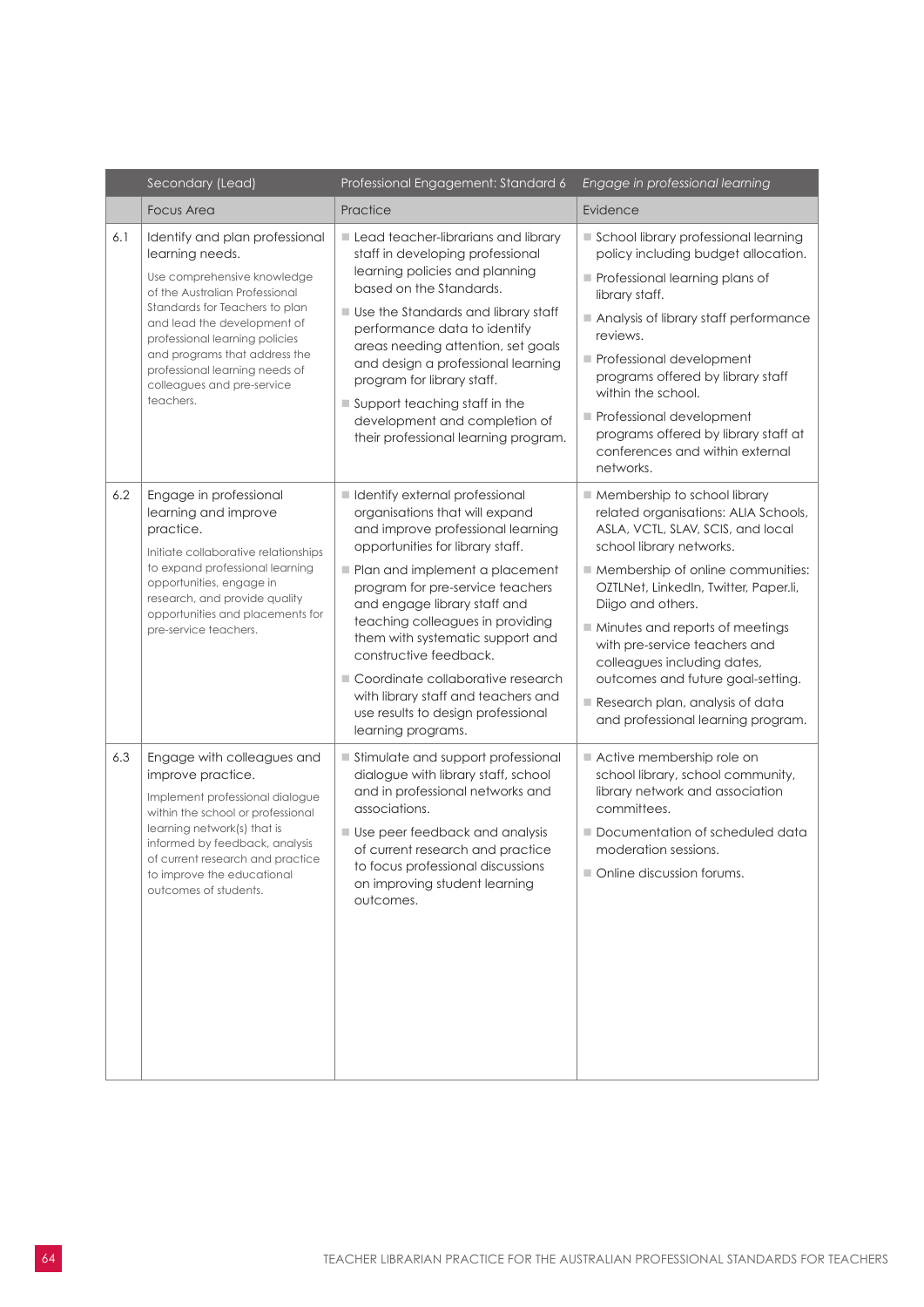| | Secondary (Lead) | Professional Engagement: Standard 6 | *Engage in professional learning* |
|---|---|---|---|
| | Focus Area | Practice | Evidence |
| 6.1 | Identify and plan professional learning needs.<br><br>Use comprehensive knowledge of the Australian Professional Standards for Teachers to plan and lead the development of professional learning policies and programs that address the professional learning needs of colleagues and pre-service teachers. | ■ Lead teacher-librarians and library staff in developing professional learning policies and planning based on the Standards.<br>■ Use the Standards and library staff performance data to identify areas needing attention, set goals and design a professional learning program for library staff.<br>■ Support teaching staff in the development and completion of their professional learning program. | ■ School library professional learning policy including budget allocation.<br>■ Professional learning plans of library staff.<br>■ Analysis of library staff performance reviews.<br>■ Professional development programs offered by library staff within the school.<br>■ Professional development programs offered by library staff at conferences and within external networks. |
| 6.2 | Engage in professional learning and improve practice.<br><br>Initiate collaborative relationships to expand professional learning opportunities, engage in research, and provide quality opportunities and placements for pre-service teachers. | ■ Identify external professional organisations that will expand and improve professional learning opportunities for library staff.<br>■ Plan and implement a placement program for pre-service teachers and engage library staff and teaching colleagues in providing them with systematic support and constructive feedback.<br>■ Coordinate collaborative research with library staff and teachers and use results to design professional learning programs. | ■ Membership to school library related organisations: ALIA Schools, ASLA, VCTL, SLAV, SCIS, and local school library networks.<br>■ Membership of online communities: OZTLNet, LinkedIn, Twitter, Paper.li, Diigo and others.<br>■ Minutes and reports of meetings with pre-service teachers and colleagues including dates, outcomes and future goal-setting.<br>■ Research plan, analysis of data and professional learning program. |
| 6.3 | Engage with colleagues and improve practice.<br><br>Implement professional dialogue within the school or professional learning network(s) that is informed by feedback, analysis of current research and practice to improve the educational outcomes of students. | ■ Stimulate and support professional dialogue with library staff, school and in professional networks and associations.<br>■ Use peer feedback and analysis of current research and practice to focus professional discussions on improving student learning outcomes. | ■ Active membership role on school library, school community, library network and association committees.<br>■ Documentation of scheduled data moderation sessions.<br>■ Online discussion forums. |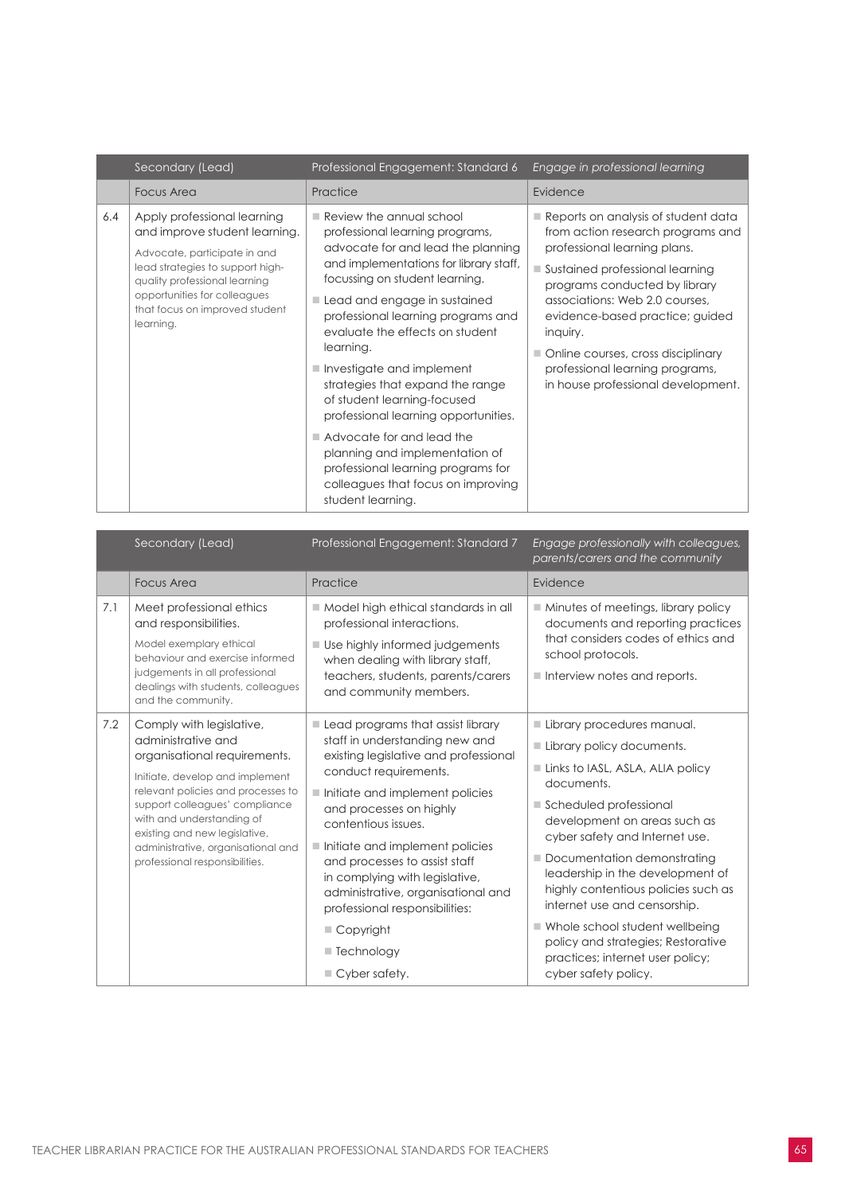| | Secondary (Lead) | Professional Engagement: Standard 6 | *Engage in professional learning* |
|---|---|---|---|
| | Focus Area | Practice | Evidence |
| 6.4 | Apply professional learning and improve student learning.<br><br>Advocate, participate in and lead strategies to support high-quality professional learning opportunities for colleagues that focus on improved student learning. | ■ Review the annual school professional learning programs, advocate for and lead the planning and implementations for library staff, focussing on student learning.<br>■ Lead and engage in sustained professional learning programs and evaluate the effects on student learning.<br>■ Investigate and implement strategies that expand the range of student learning-focused professional learning opportunities.<br>■ Advocate for and lead the planning and implementation of professional learning programs for colleagues that focus on improving student learning. | ■ Reports on analysis of student data from action research programs and professional learning plans.<br>■ Sustained professional learning programs conducted by library associations: Web 2.0 courses, evidence-based practice; guided inquiry.<br>■ Online courses, cross disciplinary professional learning programs, in house professional development. |

| | Secondary (Lead) | Professional Engagement: Standard 7 | *Engage professionally with colleagues, parents/carers and the community* |
|---|---|---|---|
| | Focus Area | Practice | Evidence |
| 7.1 | Meet professional ethics and responsibilities.<br><br>Model exemplary ethical behaviour and exercise informed judgements in all professional dealings with students, colleagues and the community. | ■ Model high ethical standards in all professional interactions.<br>■ Use highly informed judgements when dealing with library staff, teachers, students, parents/carers and community members. | ■ Minutes of meetings, library policy documents and reporting practices that considers codes of ethics and school protocols.<br>■ Interview notes and reports. |
| 7.2 | Comply with legislative, administrative and organisational requirements.<br><br>Initiate, develop and implement relevant policies and processes to support colleagues' compliance with and understanding of existing and new legislative, administrative, organisational and professional responsibilities. | ■ Lead programs that assist library staff in understanding new and existing legislative and professional conduct requirements.<br>■ Initiate and implement policies and processes on highly contentious issues.<br>■ Initiate and implement policies and processes to assist staff in complying with legislative, administrative, organisational and professional responsibilities:<br>■ Copyright<br>■ Technology<br>■ Cyber safety. | ■ Library procedures manual.<br>■ Library policy documents.<br>■ Links to IASL, ASLA, ALIA policy documents.<br>■ Scheduled professional development on areas such as cyber safety and Internet use.<br>■ Documentation demonstrating leadership in the development of highly contentious policies such as internet use and censorship.<br>■ Whole school student wellbeing policy and strategies; Restorative practices; internet user policy; cyber safety policy. |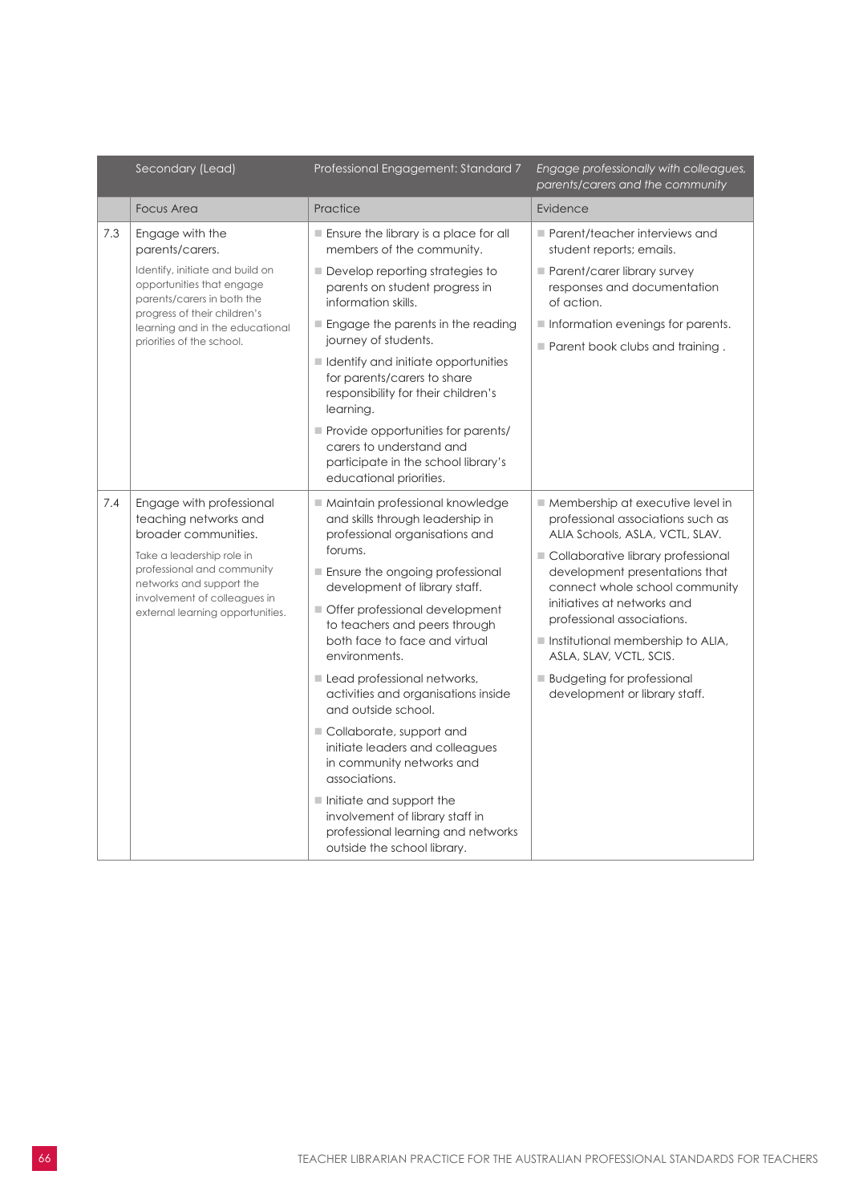| | Secondary (Lead) | Professional Engagement: Standard 7 | *Engage professionally with colleagues, parents/carers and the community* |
|---|---|---|---|
| | Focus Area | Practice | Evidence |
| 7.3 | Engage with the parents/carers.<br><br>Identify, initiate and build on opportunities that engage parents/carers in both the progress of their children's learning and in the educational priorities of the school. | ■ Ensure the library is a place for all members of the community.<br>■ Develop reporting strategies to parents on student progress in information skills.<br>■ Engage the parents in the reading journey of students.<br>■ Identify and initiate opportunities for parents/carers to share responsibility for their children's learning.<br>■ Provide opportunities for parents/carers to understand and participate in the school library's educational priorities. | ■ Parent/teacher interviews and student reports; emails.<br>■ Parent/carer library survey responses and documentation of action.<br>■ Information evenings for parents.<br>■ Parent book clubs and training . |
| 7.4 | Engage with professional teaching networks and broader communities.<br><br>Take a leadership role in professional and community networks and support the involvement of colleagues in external learning opportunities. | ■ Maintain professional knowledge and skills through leadership in professional organisations and forums.<br>■ Ensure the ongoing professional development of library staff.<br>■ Offer professional development to teachers and peers through both face to face and virtual environments.<br>■ Lead professional networks, activities and organisations inside and outside school.<br>■ Collaborate, support and initiate leaders and colleagues in community networks and associations.<br>■ Initiate and support the involvement of library staff in professional learning and networks outside the school library. | ■ Membership at executive level in professional associations such as ALIA Schools, ASLA, VCTL, SLAV.<br>■ Collaborative library professional development presentations that connect whole school community initiatives at networks and professional associations.<br>■ Institutional membership to ALIA, ASLA, SLAV, VCTL, SCIS.<br>■ Budgeting for professional development or library staff. |